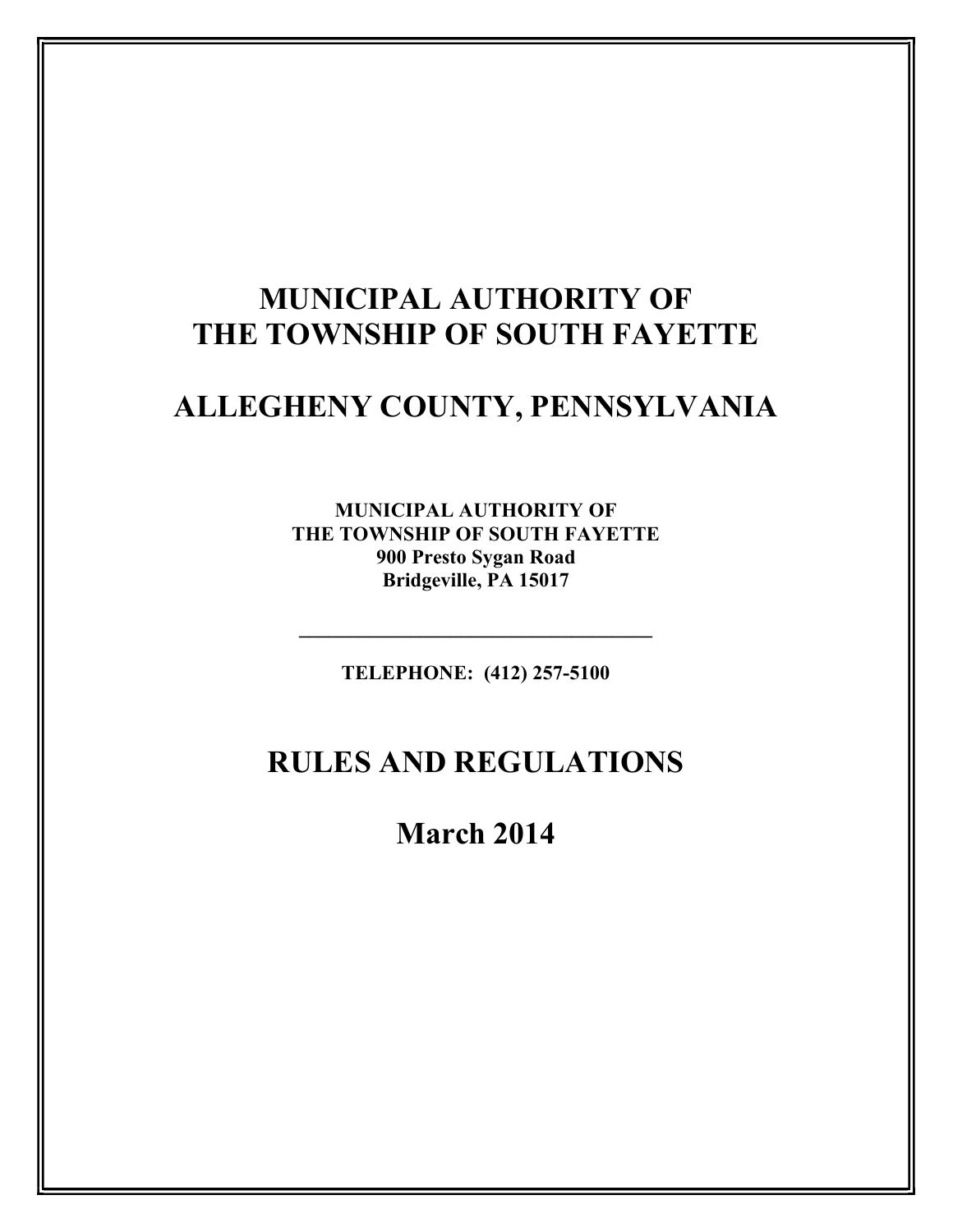# MUNICIPAL AUTHORITY OF THE TOWNSHIP OF SOUTH FAYETTE

# ALLEGHENY COUNTY, PENNSYLVANIA

**MUNICIPAL AUTHORITY OF**
**THE TOWNSHIP OF SOUTH FAYETTE**
**900 Presto Sygan Road**
**Bridgeville, PA 15017**

---

**TELEPHONE: (412) 257-5100**

# RULES AND REGULATIONS

## March 2014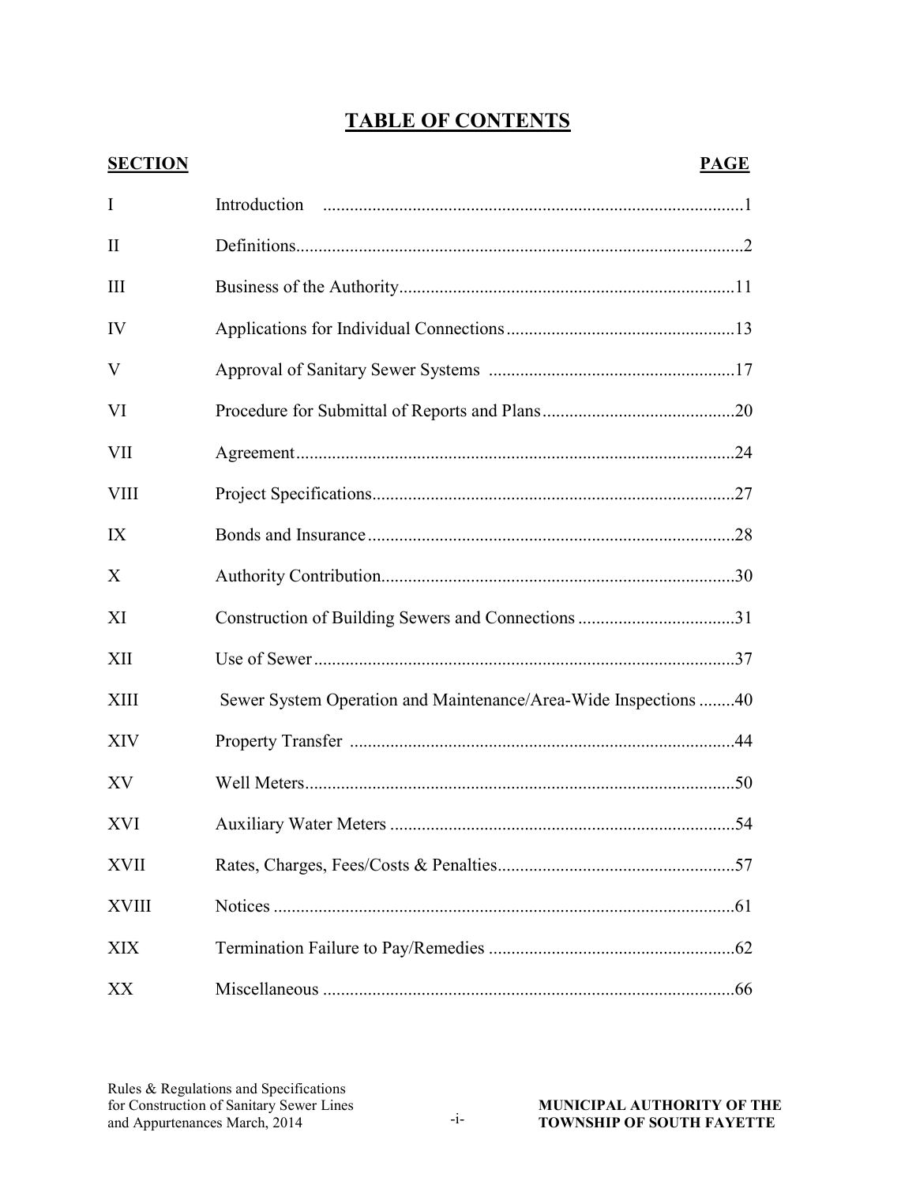# TABLE OF CONTENTS

| SECTION | | PAGE |
|---|---|---|
| I | Introduction | 1 |
| II | Definitions | 2 |
| III | Business of the Authority | 11 |
| IV | Applications for Individual Connections | 13 |
| V | Approval of Sanitary Sewer Systems | 17 |
| VI | Procedure for Submittal of Reports and Plans | 20 |
| VII | Agreement | 24 |
| VIII | Project Specifications | 27 |
| IX | Bonds and Insurance | 28 |
| X | Authority Contribution | 30 |
| XI | Construction of Building Sewers and Connections | 31 |
| XII | Use of Sewer | 37 |
| XIII | Sewer System Operation and Maintenance/Area-Wide Inspections | 40 |
| XIV | Property Transfer | 44 |
| XV | Well Meters | 50 |
| XVI | Auxiliary Water Meters | 54 |
| XVII | Rates, Charges, Fees/Costs & Penalties | 57 |
| XVIII | Notices | 61 |
| XIX | Termination Failure to Pay/Remedies | 62 |
| XX | Miscellaneous | 66 |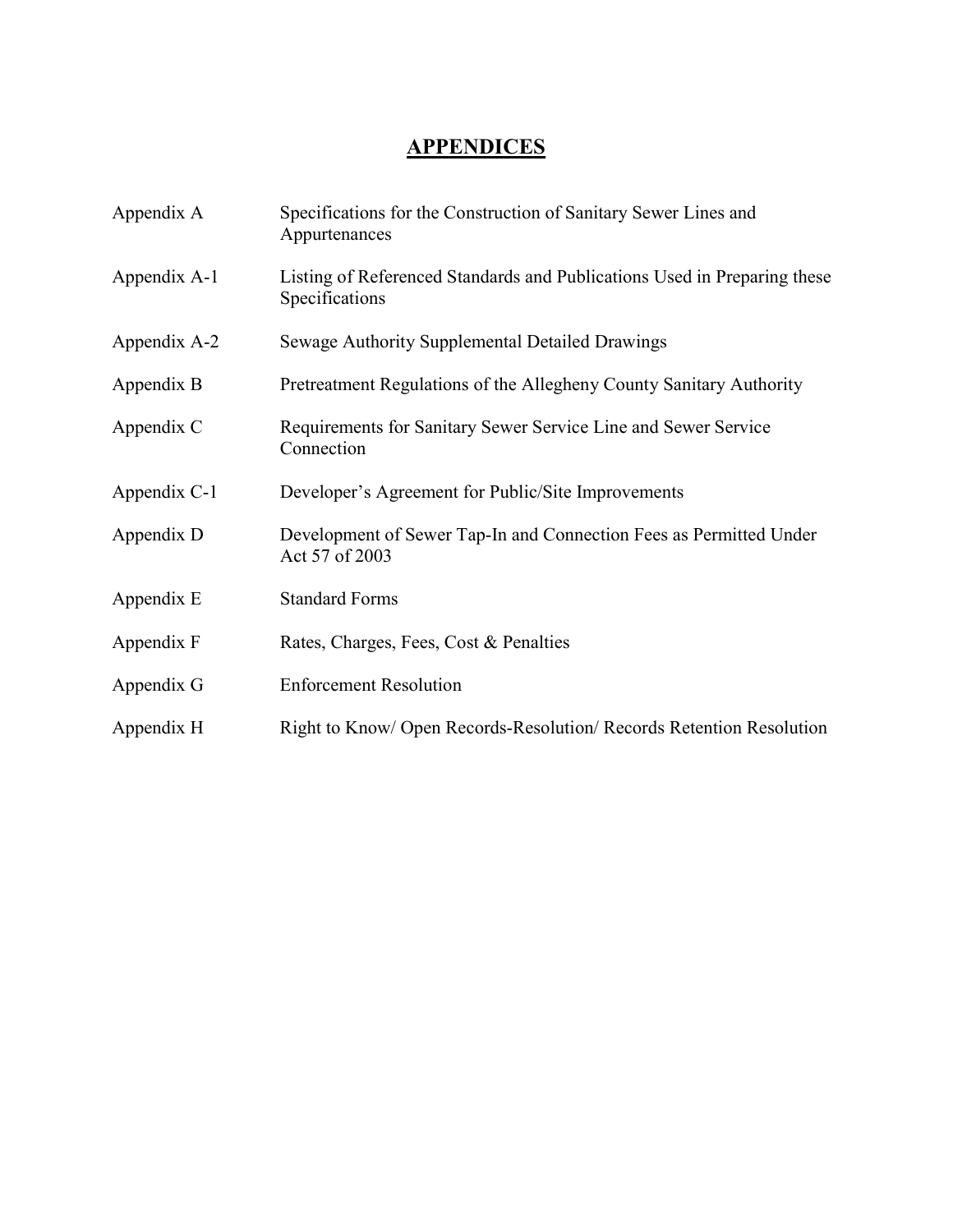# APPENDICES

| | |
|---|---|
| Appendix A | Specifications for the Construction of Sanitary Sewer Lines and Appurtenances |
| Appendix A-1 | Listing of Referenced Standards and Publications Used in Preparing these Specifications |
| Appendix A-2 | Sewage Authority Supplemental Detailed Drawings |
| Appendix B | Pretreatment Regulations of the Allegheny County Sanitary Authority |
| Appendix C | Requirements for Sanitary Sewer Service Line and Sewer Service Connection |
| Appendix C-1 | Developer's Agreement for Public/Site Improvements |
| Appendix D | Development of Sewer Tap-In and Connection Fees as Permitted Under Act 57 of 2003 |
| Appendix E | Standard Forms |
| Appendix F | Rates, Charges, Fees, Cost & Penalties |
| Appendix G | Enforcement Resolution |
| Appendix H | Right to Know/ Open Records-Resolution/ Records Retention Resolution |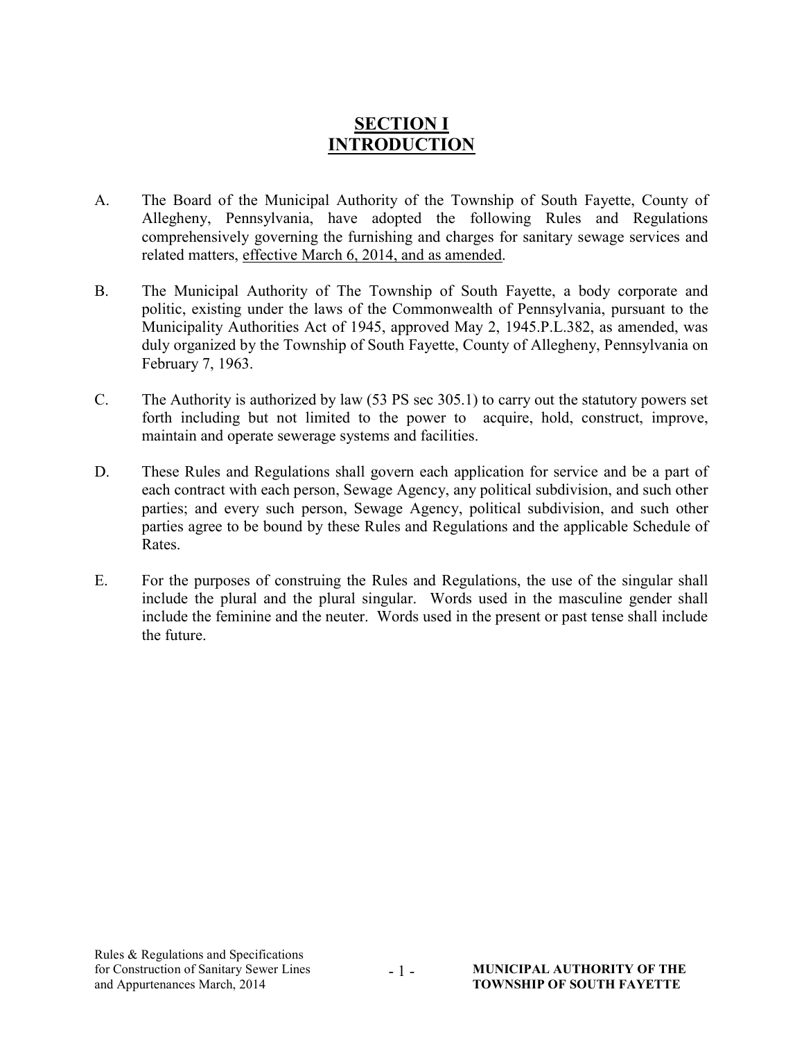# SECTION I
# INTRODUCTION

A. The Board of the Municipal Authority of the Township of South Fayette, County of Allegheny, Pennsylvania, have adopted the following Rules and Regulations comprehensively governing the furnishing and charges for sanitary sewage services and related matters, <u>effective March 6, 2014, and as amended</u>.

B. The Municipal Authority of The Township of South Fayette, a body corporate and politic, existing under the laws of the Commonwealth of Pennsylvania, pursuant to the Municipality Authorities Act of 1945, approved May 2, 1945.P.L.382, as amended, was duly organized by the Township of South Fayette, County of Allegheny, Pennsylvania on February 7, 1963.

C. The Authority is authorized by law (53 PS sec 305.1) to carry out the statutory powers set forth including but not limited to the power to acquire, hold, construct, improve, maintain and operate sewerage systems and facilities.

D. These Rules and Regulations shall govern each application for service and be a part of each contract with each person, Sewage Agency, any political subdivision, and such other parties; and every such person, Sewage Agency, political subdivision, and such other parties agree to be bound by these Rules and Regulations and the applicable Schedule of Rates.

E. For the purposes of construing the Rules and Regulations, the use of the singular shall include the plural and the plural singular. Words used in the masculine gender shall include the feminine and the neuter. Words used in the present or past tense shall include the future.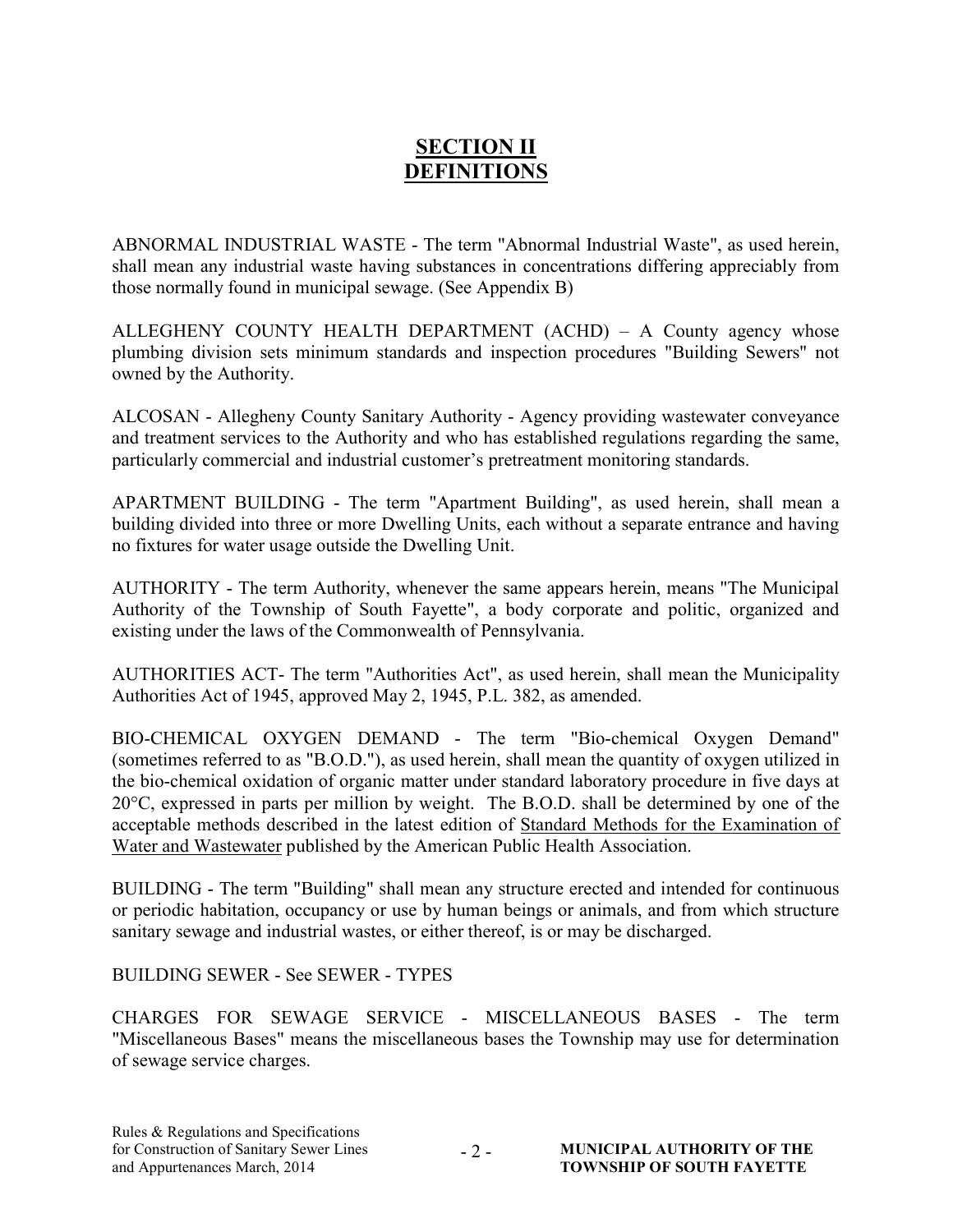# SECTION II
# DEFINITIONS

ABNORMAL INDUSTRIAL WASTE - The term "Abnormal Industrial Waste", as used herein, shall mean any industrial waste having substances in concentrations differing appreciably from those normally found in municipal sewage. (See Appendix B)

ALLEGHENY COUNTY HEALTH DEPARTMENT (ACHD) – A County agency whose plumbing division sets minimum standards and inspection procedures "Building Sewers" not owned by the Authority.

ALCOSAN - Allegheny County Sanitary Authority - Agency providing wastewater conveyance and treatment services to the Authority and who has established regulations regarding the same, particularly commercial and industrial customer's pretreatment monitoring standards.

APARTMENT BUILDING - The term "Apartment Building", as used herein, shall mean a building divided into three or more Dwelling Units, each without a separate entrance and having no fixtures for water usage outside the Dwelling Unit.

AUTHORITY - The term Authority, whenever the same appears herein, means "The Municipal Authority of the Township of South Fayette", a body corporate and politic, organized and existing under the laws of the Commonwealth of Pennsylvania.

AUTHORITIES ACT- The term "Authorities Act", as used herein, shall mean the Municipality Authorities Act of 1945, approved May 2, 1945, P.L. 382, as amended.

BIO-CHEMICAL OXYGEN DEMAND - The term "Bio-chemical Oxygen Demand" (sometimes referred to as "B.O.D."), as used herein, shall mean the quantity of oxygen utilized in the bio-chemical oxidation of organic matter under standard laboratory procedure in five days at 20°C, expressed in parts per million by weight. The B.O.D. shall be determined by one of the acceptable methods described in the latest edition of <u>Standard Methods for the Examination of Water and Wastewater</u> published by the American Public Health Association.

BUILDING - The term "Building" shall mean any structure erected and intended for continuous or periodic habitation, occupancy or use by human beings or animals, and from which structure sanitary sewage and industrial wastes, or either thereof, is or may be discharged.

BUILDING SEWER - See SEWER - TYPES

CHARGES FOR SEWAGE SERVICE - MISCELLANEOUS BASES - The term "Miscellaneous Bases" means the miscellaneous bases the Township may use for determination of sewage service charges.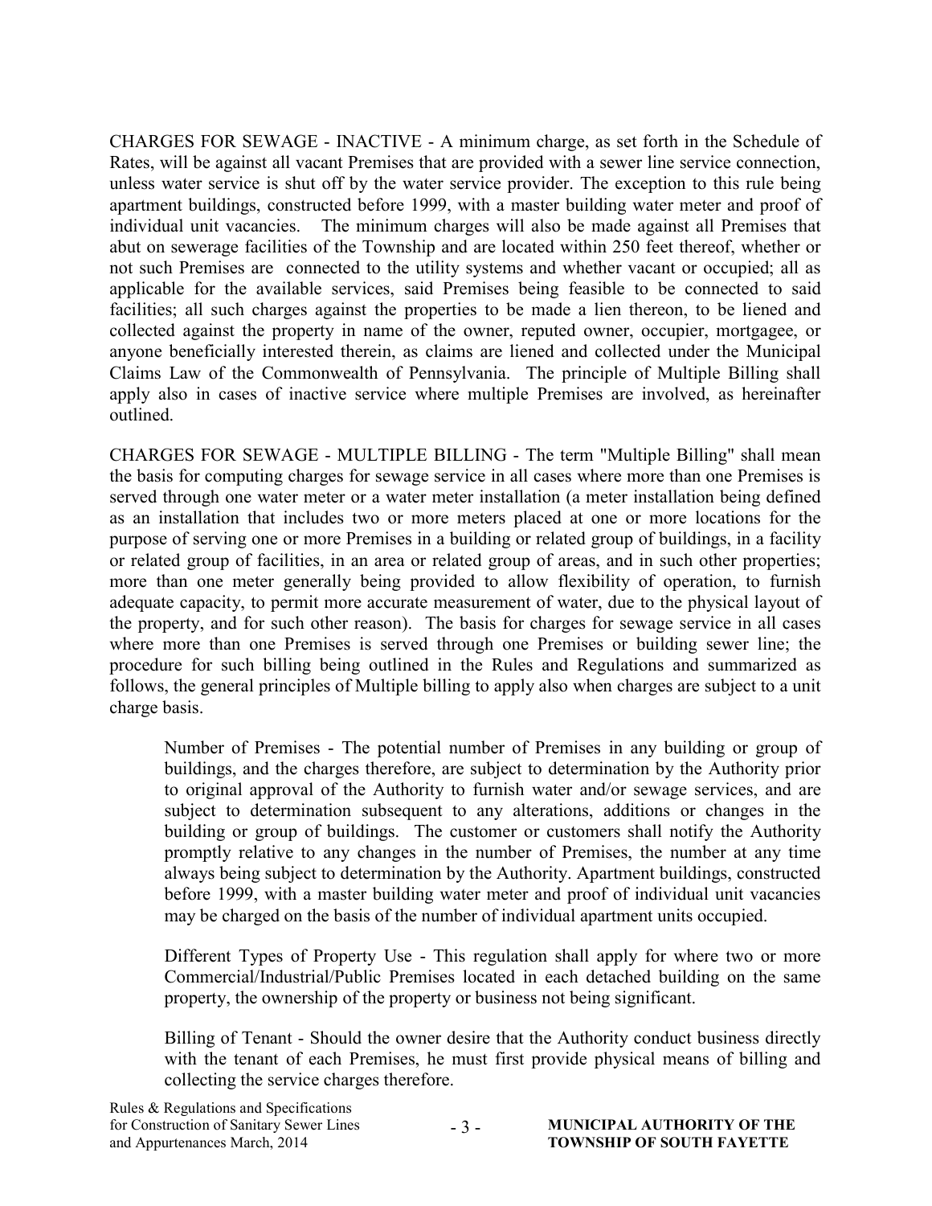CHARGES FOR SEWAGE - INACTIVE - A minimum charge, as set forth in the Schedule of Rates, will be against all vacant Premises that are provided with a sewer line service connection, unless water service is shut off by the water service provider. The exception to this rule being apartment buildings, constructed before 1999, with a master building water meter and proof of individual unit vacancies. The minimum charges will also be made against all Premises that abut on sewerage facilities of the Township and are located within 250 feet thereof, whether or not such Premises are connected to the utility systems and whether vacant or occupied; all as applicable for the available services, said Premises being feasible to be connected to said facilities; all such charges against the properties to be made a lien thereon, to be liened and collected against the property in name of the owner, reputed owner, occupier, mortgagee, or anyone beneficially interested therein, as claims are liened and collected under the Municipal Claims Law of the Commonwealth of Pennsylvania. The principle of Multiple Billing shall apply also in cases of inactive service where multiple Premises are involved, as hereinafter outlined.

CHARGES FOR SEWAGE - MULTIPLE BILLING - The term "Multiple Billing" shall mean the basis for computing charges for sewage service in all cases where more than one Premises is served through one water meter or a water meter installation (a meter installation being defined as an installation that includes two or more meters placed at one or more locations for the purpose of serving one or more Premises in a building or related group of buildings, in a facility or related group of facilities, in an area or related group of areas, and in such other properties; more than one meter generally being provided to allow flexibility of operation, to furnish adequate capacity, to permit more accurate measurement of water, due to the physical layout of the property, and for such other reason). The basis for charges for sewage service in all cases where more than one Premises is served through one Premises or building sewer line; the procedure for such billing being outlined in the Rules and Regulations and summarized as follows, the general principles of Multiple billing to apply also when charges are subject to a unit charge basis.

> Number of Premises - The potential number of Premises in any building or group of buildings, and the charges therefore, are subject to determination by the Authority prior to original approval of the Authority to furnish water and/or sewage services, and are subject to determination subsequent to any alterations, additions or changes in the building or group of buildings. The customer or customers shall notify the Authority promptly relative to any changes in the number of Premises, the number at any time always being subject to determination by the Authority. Apartment buildings, constructed before 1999, with a master building water meter and proof of individual unit vacancies may be charged on the basis of the number of individual apartment units occupied.
>
> Different Types of Property Use - This regulation shall apply for where two or more Commercial/Industrial/Public Premises located in each detached building on the same property, the ownership of the property or business not being significant.
>
> Billing of Tenant - Should the owner desire that the Authority conduct business directly with the tenant of each Premises, he must first provide physical means of billing and collecting the service charges therefore.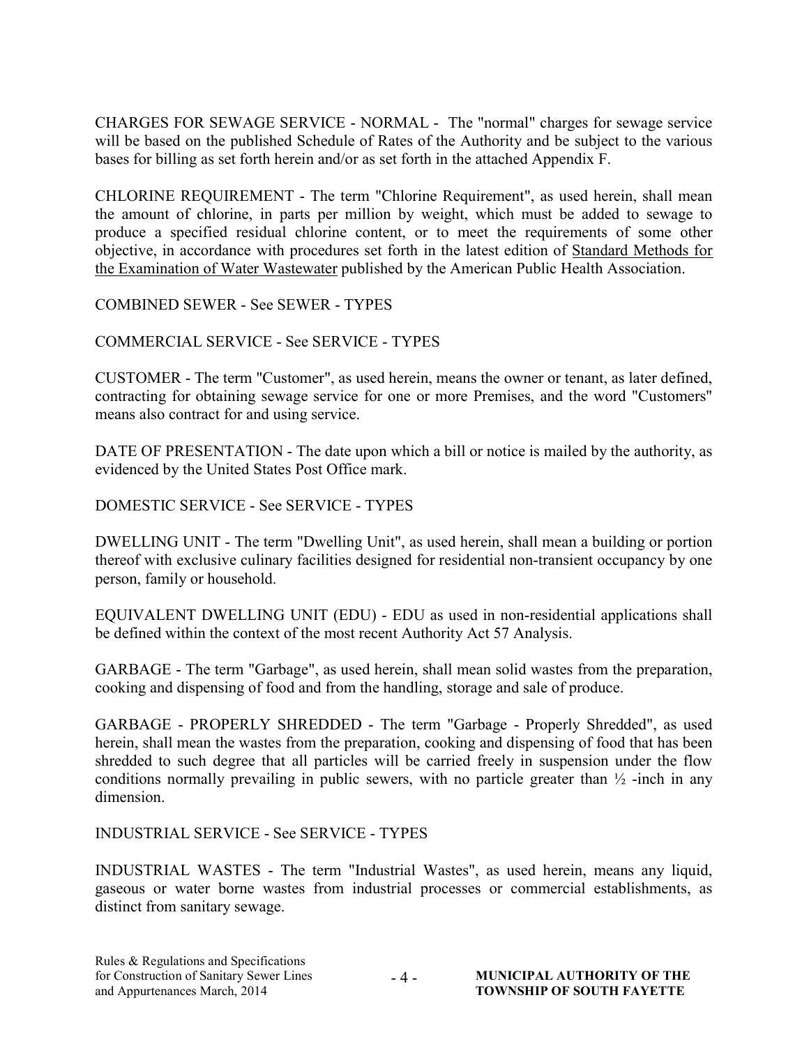CHARGES FOR SEWAGE SERVICE - NORMAL - The "normal" charges for sewage service will be based on the published Schedule of Rates of the Authority and be subject to the various bases for billing as set forth herein and/or as set forth in the attached Appendix F.

CHLORINE REQUIREMENT - The term "Chlorine Requirement", as used herein, shall mean the amount of chlorine, in parts per million by weight, which must be added to sewage to produce a specified residual chlorine content, or to meet the requirements of some other objective, in accordance with procedures set forth in the latest edition of <u>Standard Methods for the Examination of Water Wastewater</u> published by the American Public Health Association.

COMBINED SEWER - See SEWER - TYPES

COMMERCIAL SERVICE - See SERVICE - TYPES

CUSTOMER - The term "Customer", as used herein, means the owner or tenant, as later defined, contracting for obtaining sewage service for one or more Premises, and the word "Customers" means also contract for and using service.

DATE OF PRESENTATION - The date upon which a bill or notice is mailed by the authority, as evidenced by the United States Post Office mark.

DOMESTIC SERVICE - See SERVICE - TYPES

DWELLING UNIT - The term "Dwelling Unit", as used herein, shall mean a building or portion thereof with exclusive culinary facilities designed for residential non-transient occupancy by one person, family or household.

EQUIVALENT DWELLING UNIT (EDU) - EDU as used in non-residential applications shall be defined within the context of the most recent Authority Act 57 Analysis.

GARBAGE - The term "Garbage", as used herein, shall mean solid wastes from the preparation, cooking and dispensing of food and from the handling, storage and sale of produce.

GARBAGE - PROPERLY SHREDDED - The term "Garbage - Properly Shredded", as used herein, shall mean the wastes from the preparation, cooking and dispensing of food that has been shredded to such degree that all particles will be carried freely in suspension under the flow conditions normally prevailing in public sewers, with no particle greater than ½ -inch in any dimension.

INDUSTRIAL SERVICE - See SERVICE - TYPES

INDUSTRIAL WASTES - The term "Industrial Wastes", as used herein, means any liquid, gaseous or water borne wastes from industrial processes or commercial establishments, as distinct from sanitary sewage.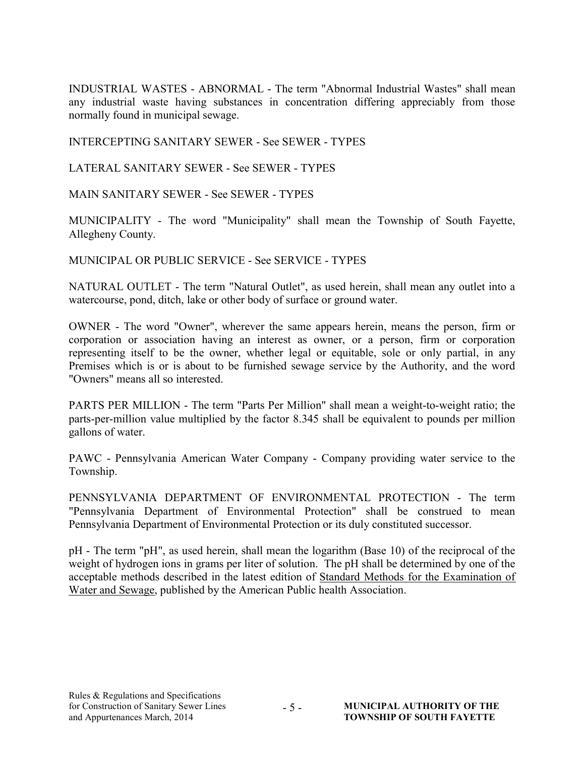INDUSTRIAL WASTES - ABNORMAL - The term "Abnormal Industrial Wastes" shall mean any industrial waste having substances in concentration differing appreciably from those normally found in municipal sewage.

INTERCEPTING SANITARY SEWER - See SEWER - TYPES

LATERAL SANITARY SEWER - See SEWER - TYPES

MAIN SANITARY SEWER - See SEWER - TYPES

MUNICIPALITY - The word "Municipality" shall mean the Township of South Fayette, Allegheny County.

MUNICIPAL OR PUBLIC SERVICE - See SERVICE - TYPES

NATURAL OUTLET - The term "Natural Outlet", as used herein, shall mean any outlet into a watercourse, pond, ditch, lake or other body of surface or ground water.

OWNER - The word "Owner", wherever the same appears herein, means the person, firm or corporation or association having an interest as owner, or a person, firm or corporation representing itself to be the owner, whether legal or equitable, sole or only partial, in any Premises which is or is about to be furnished sewage service by the Authority, and the word "Owners" means all so interested.

PARTS PER MILLION - The term "Parts Per Million" shall mean a weight-to-weight ratio; the parts-per-million value multiplied by the factor 8.345 shall be equivalent to pounds per million gallons of water.

PAWC - Pennsylvania American Water Company - Company providing water service to the Township.

PENNSYLVANIA DEPARTMENT OF ENVIRONMENTAL PROTECTION - The term "Pennsylvania Department of Environmental Protection" shall be construed to mean Pennsylvania Department of Environmental Protection or its duly constituted successor.

pH - The term "pH", as used herein, shall mean the logarithm (Base 10) of the reciprocal of the weight of hydrogen ions in grams per liter of solution. The pH shall be determined by one of the acceptable methods described in the latest edition of Standard Methods for the Examination of Water and Sewage, published by the American Public health Association.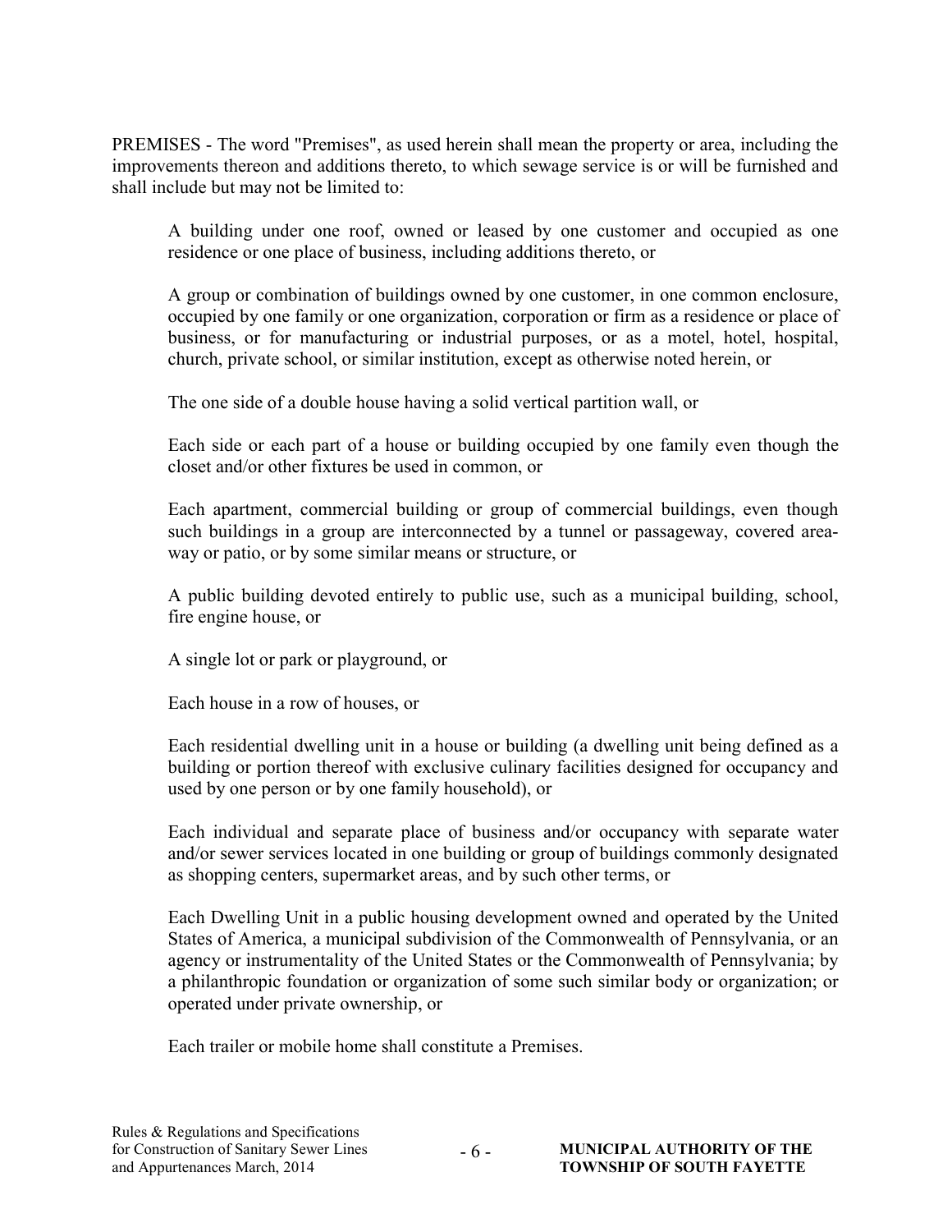PREMISES - The word "Premises", as used herein shall mean the property or area, including the improvements thereon and additions thereto, to which sewage service is or will be furnished and shall include but may not be limited to:

A building under one roof, owned or leased by one customer and occupied as one residence or one place of business, including additions thereto, or

A group or combination of buildings owned by one customer, in one common enclosure, occupied by one family or one organization, corporation or firm as a residence or place of business, or for manufacturing or industrial purposes, or as a motel, hotel, hospital, church, private school, or similar institution, except as otherwise noted herein, or

The one side of a double house having a solid vertical partition wall, or

Each side or each part of a house or building occupied by one family even though the closet and/or other fixtures be used in common, or

Each apartment, commercial building or group of commercial buildings, even though such buildings in a group are interconnected by a tunnel or passageway, covered area-way or patio, or by some similar means or structure, or

A public building devoted entirely to public use, such as a municipal building, school, fire engine house, or

A single lot or park or playground, or

Each house in a row of houses, or

Each residential dwelling unit in a house or building (a dwelling unit being defined as a building or portion thereof with exclusive culinary facilities designed for occupancy and used by one person or by one family household), or

Each individual and separate place of business and/or occupancy with separate water and/or sewer services located in one building or group of buildings commonly designated as shopping centers, supermarket areas, and by such other terms, or

Each Dwelling Unit in a public housing development owned and operated by the United States of America, a municipal subdivision of the Commonwealth of Pennsylvania, or an agency or instrumentality of the United States or the Commonwealth of Pennsylvania; by a philanthropic foundation or organization of some such similar body or organization; or operated under private ownership, or

Each trailer or mobile home shall constitute a Premises.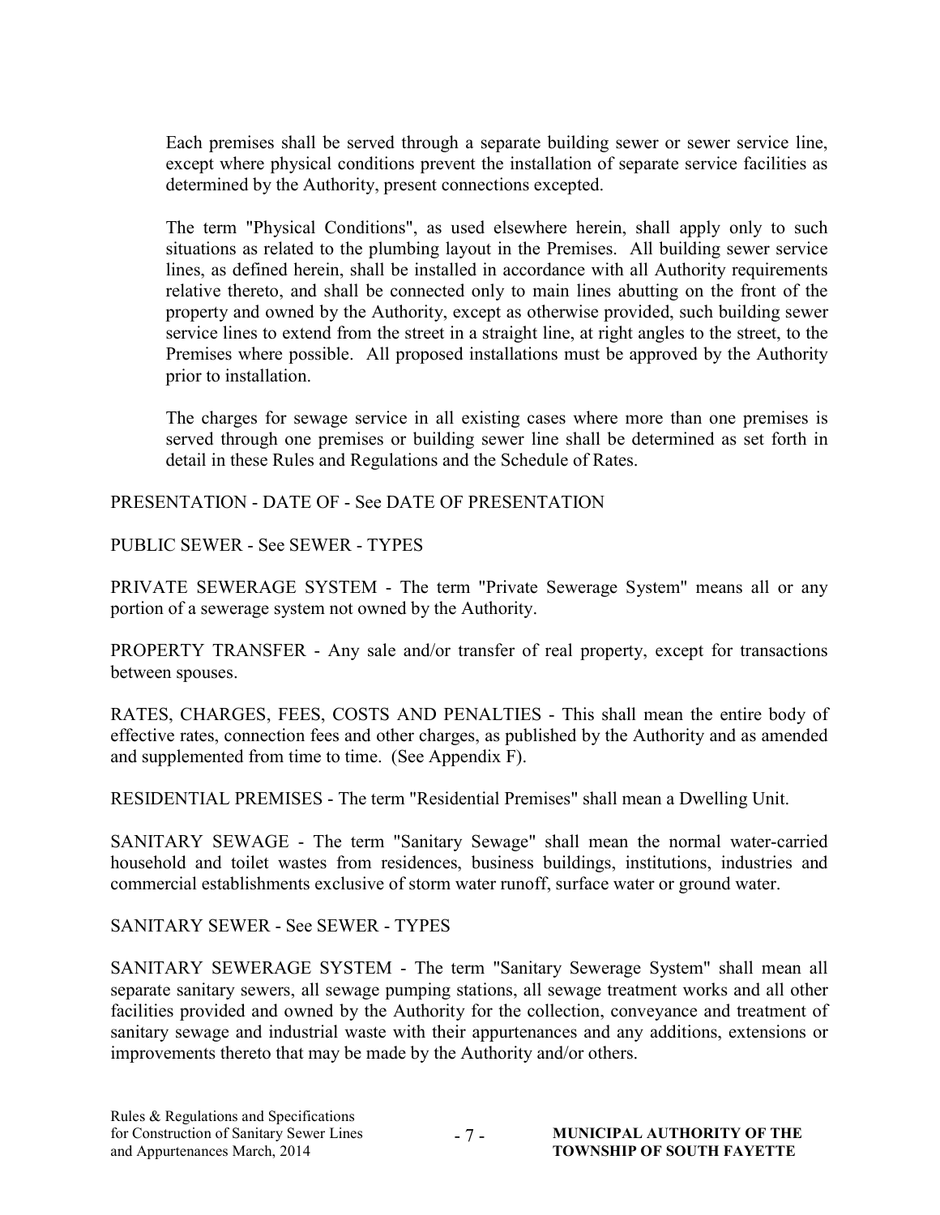Each premises shall be served through a separate building sewer or sewer service line, except where physical conditions prevent the installation of separate service facilities as determined by the Authority, present connections excepted.

The term "Physical Conditions", as used elsewhere herein, shall apply only to such situations as related to the plumbing layout in the Premises. All building sewer service lines, as defined herein, shall be installed in accordance with all Authority requirements relative thereto, and shall be connected only to main lines abutting on the front of the property and owned by the Authority, except as otherwise provided, such building sewer service lines to extend from the street in a straight line, at right angles to the street, to the Premises where possible. All proposed installations must be approved by the Authority prior to installation.

The charges for sewage service in all existing cases where more than one premises is served through one premises or building sewer line shall be determined as set forth in detail in these Rules and Regulations and the Schedule of Rates.

PRESENTATION - DATE OF - See DATE OF PRESENTATION

PUBLIC SEWER - See SEWER - TYPES

PRIVATE SEWERAGE SYSTEM - The term "Private Sewerage System" means all or any portion of a sewerage system not owned by the Authority.

PROPERTY TRANSFER - Any sale and/or transfer of real property, except for transactions between spouses.

RATES, CHARGES, FEES, COSTS AND PENALTIES - This shall mean the entire body of effective rates, connection fees and other charges, as published by the Authority and as amended and supplemented from time to time. (See Appendix F).

RESIDENTIAL PREMISES - The term "Residential Premises" shall mean a Dwelling Unit.

SANITARY SEWAGE - The term "Sanitary Sewage" shall mean the normal water-carried household and toilet wastes from residences, business buildings, institutions, industries and commercial establishments exclusive of storm water runoff, surface water or ground water.

SANITARY SEWER - See SEWER - TYPES

SANITARY SEWERAGE SYSTEM - The term "Sanitary Sewerage System" shall mean all separate sanitary sewers, all sewage pumping stations, all sewage treatment works and all other facilities provided and owned by the Authority for the collection, conveyance and treatment of sanitary sewage and industrial waste with their appurtenances and any additions, extensions or improvements thereto that may be made by the Authority and/or others.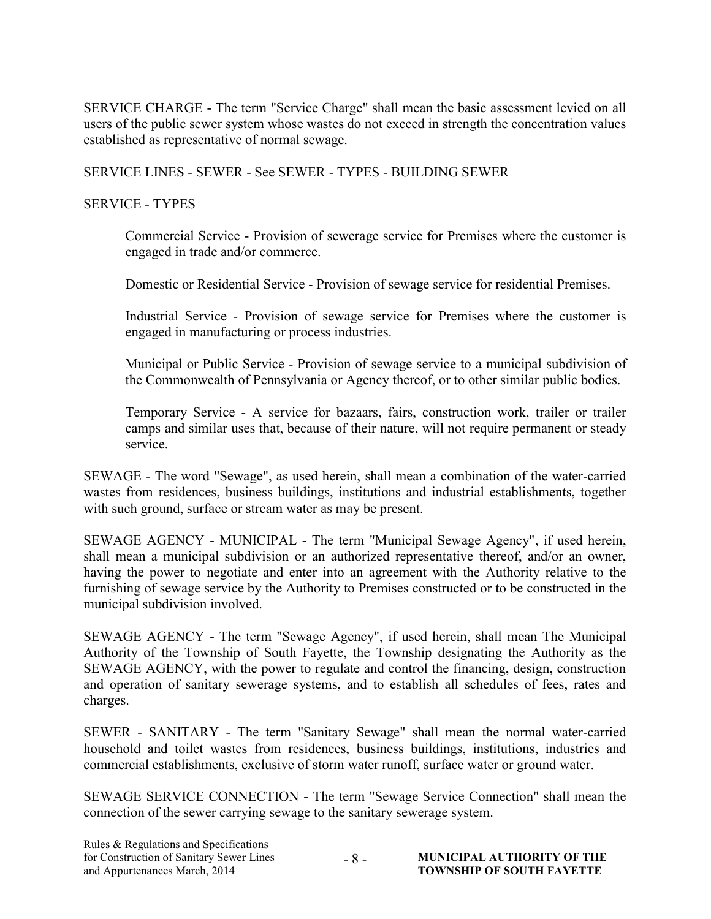SERVICE CHARGE - The term "Service Charge" shall mean the basic assessment levied on all users of the public sewer system whose wastes do not exceed in strength the concentration values established as representative of normal sewage.

SERVICE LINES - SEWER - See SEWER - TYPES - BUILDING SEWER

SERVICE - TYPES

> Commercial Service - Provision of sewerage service for Premises where the customer is engaged in trade and/or commerce.
>
> Domestic or Residential Service - Provision of sewage service for residential Premises.
>
> Industrial Service - Provision of sewage service for Premises where the customer is engaged in manufacturing or process industries.
>
> Municipal or Public Service - Provision of sewage service to a municipal subdivision of the Commonwealth of Pennsylvania or Agency thereof, or to other similar public bodies.
>
> Temporary Service - A service for bazaars, fairs, construction work, trailer or trailer camps and similar uses that, because of their nature, will not require permanent or steady service.

SEWAGE - The word "Sewage", as used herein, shall mean a combination of the water-carried wastes from residences, business buildings, institutions and industrial establishments, together with such ground, surface or stream water as may be present.

SEWAGE AGENCY - MUNICIPAL - The term "Municipal Sewage Agency", if used herein, shall mean a municipal subdivision or an authorized representative thereof, and/or an owner, having the power to negotiate and enter into an agreement with the Authority relative to the furnishing of sewage service by the Authority to Premises constructed or to be constructed in the municipal subdivision involved.

SEWAGE AGENCY - The term "Sewage Agency", if used herein, shall mean The Municipal Authority of the Township of South Fayette, the Township designating the Authority as the SEWAGE AGENCY, with the power to regulate and control the financing, design, construction and operation of sanitary sewerage systems, and to establish all schedules of fees, rates and charges.

SEWER - SANITARY - The term "Sanitary Sewage" shall mean the normal water-carried household and toilet wastes from residences, business buildings, institutions, industries and commercial establishments, exclusive of storm water runoff, surface water or ground water.

SEWAGE SERVICE CONNECTION - The term "Sewage Service Connection" shall mean the connection of the sewer carrying sewage to the sanitary sewerage system.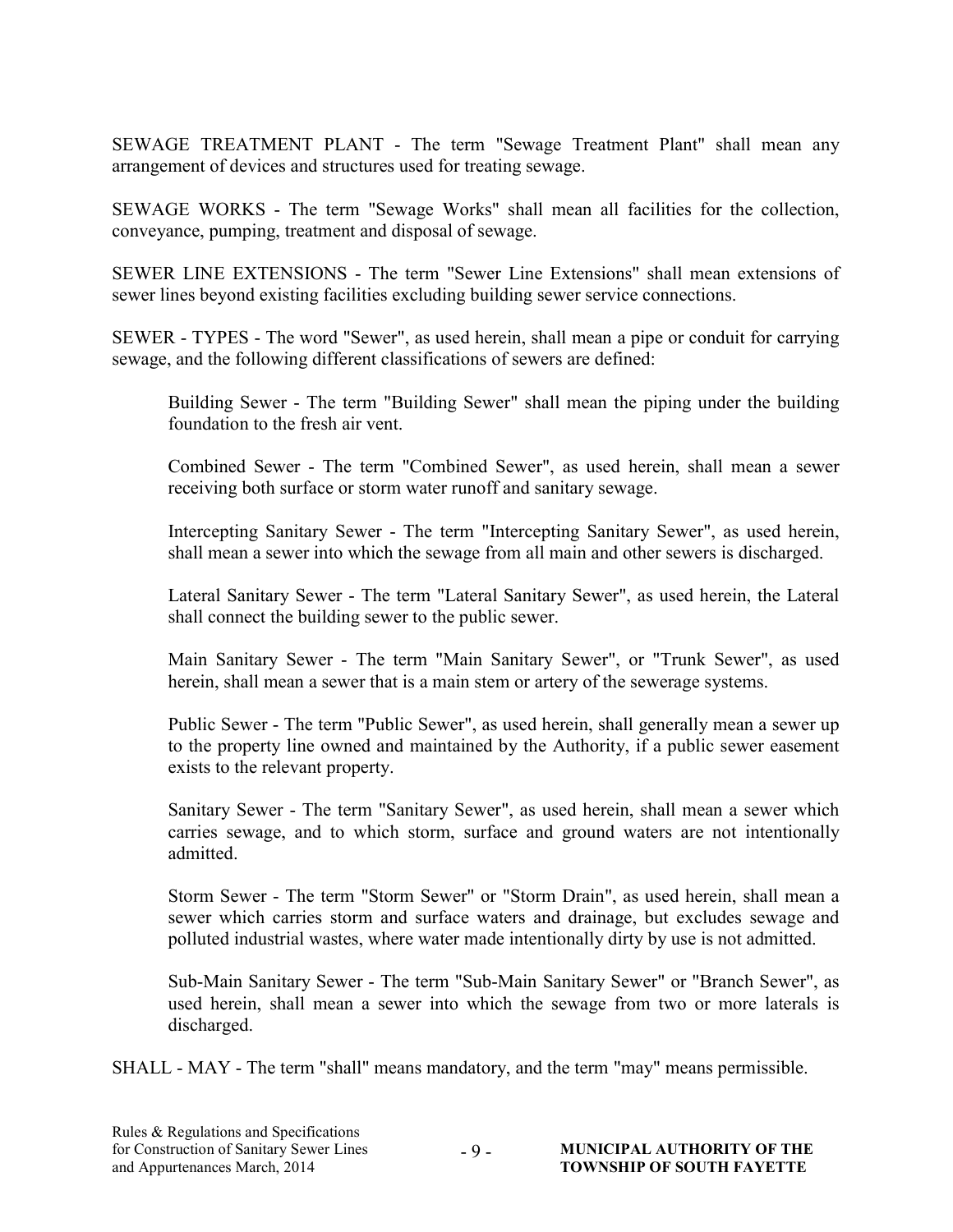SEWAGE TREATMENT PLANT - The term "Sewage Treatment Plant" shall mean any arrangement of devices and structures used for treating sewage.

SEWAGE WORKS - The term "Sewage Works" shall mean all facilities for the collection, conveyance, pumping, treatment and disposal of sewage.

SEWER LINE EXTENSIONS - The term "Sewer Line Extensions" shall mean extensions of sewer lines beyond existing facilities excluding building sewer service connections.

SEWER - TYPES - The word "Sewer", as used herein, shall mean a pipe or conduit for carrying sewage, and the following different classifications of sewers are defined:

> Building Sewer - The term "Building Sewer" shall mean the piping under the building foundation to the fresh air vent.
>
> Combined Sewer - The term "Combined Sewer", as used herein, shall mean a sewer receiving both surface or storm water runoff and sanitary sewage.
>
> Intercepting Sanitary Sewer - The term "Intercepting Sanitary Sewer", as used herein, shall mean a sewer into which the sewage from all main and other sewers is discharged.
>
> Lateral Sanitary Sewer - The term "Lateral Sanitary Sewer", as used herein, the Lateral shall connect the building sewer to the public sewer.
>
> Main Sanitary Sewer - The term "Main Sanitary Sewer", or "Trunk Sewer", as used herein, shall mean a sewer that is a main stem or artery of the sewerage systems.
>
> Public Sewer - The term "Public Sewer", as used herein, shall generally mean a sewer up to the property line owned and maintained by the Authority, if a public sewer easement exists to the relevant property.
>
> Sanitary Sewer - The term "Sanitary Sewer", as used herein, shall mean a sewer which carries sewage, and to which storm, surface and ground waters are not intentionally admitted.
>
> Storm Sewer - The term "Storm Sewer" or "Storm Drain", as used herein, shall mean a sewer which carries storm and surface waters and drainage, but excludes sewage and polluted industrial wastes, where water made intentionally dirty by use is not admitted.
>
> Sub-Main Sanitary Sewer - The term "Sub-Main Sanitary Sewer" or "Branch Sewer", as used herein, shall mean a sewer into which the sewage from two or more laterals is discharged.

SHALL - MAY - The term "shall" means mandatory, and the term "may" means permissible.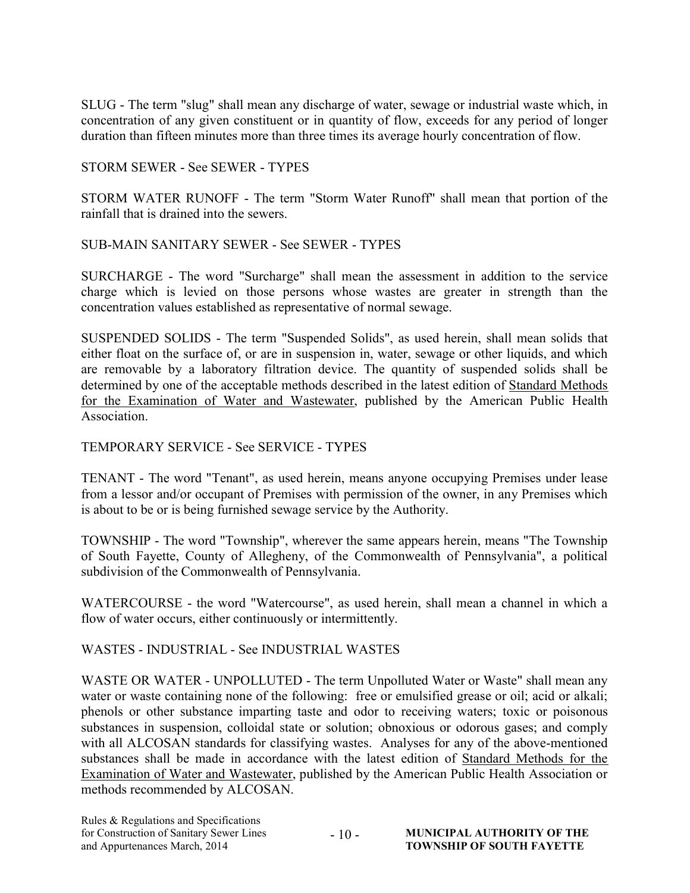SLUG - The term "slug" shall mean any discharge of water, sewage or industrial waste which, in concentration of any given constituent or in quantity of flow, exceeds for any period of longer duration than fifteen minutes more than three times its average hourly concentration of flow.

STORM SEWER - See SEWER - TYPES

STORM WATER RUNOFF - The term "Storm Water Runoff" shall mean that portion of the rainfall that is drained into the sewers.

SUB-MAIN SANITARY SEWER - See SEWER - TYPES

SURCHARGE - The word "Surcharge" shall mean the assessment in addition to the service charge which is levied on those persons whose wastes are greater in strength than the concentration values established as representative of normal sewage.

SUSPENDED SOLIDS - The term "Suspended Solids", as used herein, shall mean solids that either float on the surface of, or are in suspension in, water, sewage or other liquids, and which are removable by a laboratory filtration device. The quantity of suspended solids shall be determined by one of the acceptable methods described in the latest edition of Standard Methods for the Examination of Water and Wastewater, published by the American Public Health Association.

TEMPORARY SERVICE - See SERVICE - TYPES

TENANT - The word "Tenant", as used herein, means anyone occupying Premises under lease from a lessor and/or occupant of Premises with permission of the owner, in any Premises which is about to be or is being furnished sewage service by the Authority.

TOWNSHIP - The word "Township", wherever the same appears herein, means "The Township of South Fayette, County of Allegheny, of the Commonwealth of Pennsylvania", a political subdivision of the Commonwealth of Pennsylvania.

WATERCOURSE - the word "Watercourse", as used herein, shall mean a channel in which a flow of water occurs, either continuously or intermittently.

WASTES - INDUSTRIAL - See INDUSTRIAL WASTES

WASTE OR WATER - UNPOLLUTED - The term Unpolluted Water or Waste" shall mean any water or waste containing none of the following: free or emulsified grease or oil; acid or alkali; phenols or other substance imparting taste and odor to receiving waters; toxic or poisonous substances in suspension, colloidal state or solution; obnoxious or odorous gases; and comply with all ALCOSAN standards for classifying wastes. Analyses for any of the above-mentioned substances shall be made in accordance with the latest edition of Standard Methods for the Examination of Water and Wastewater, published by the American Public Health Association or methods recommended by ALCOSAN.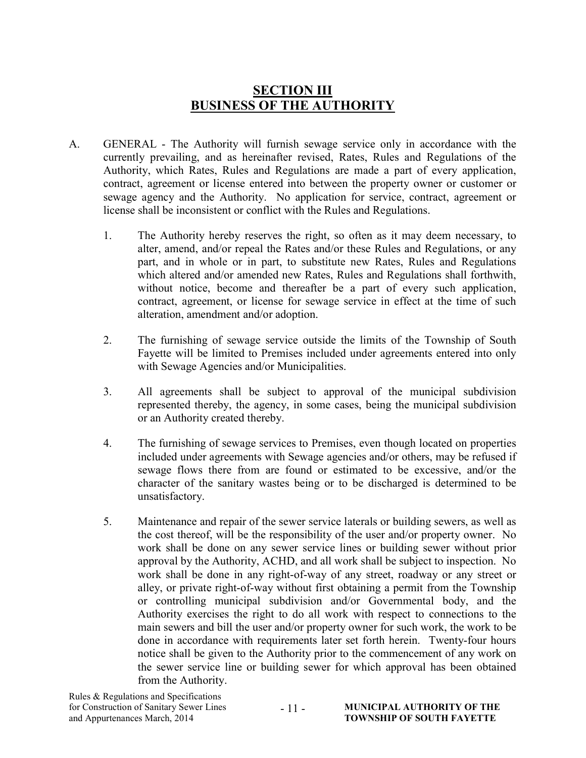# SECTION III
# BUSINESS OF THE AUTHORITY

A. GENERAL - The Authority will furnish sewage service only in accordance with the currently prevailing, and as hereinafter revised, Rates, Rules and Regulations of the Authority, which Rates, Rules and Regulations are made a part of every application, contract, agreement or license entered into between the property owner or customer or sewage agency and the Authority. No application for service, contract, agreement or license shall be inconsistent or conflict with the Rules and Regulations.

1. The Authority hereby reserves the right, so often as it may deem necessary, to alter, amend, and/or repeal the Rates and/or these Rules and Regulations, or any part, and in whole or in part, to substitute new Rates, Rules and Regulations which altered and/or amended new Rates, Rules and Regulations shall forthwith, without notice, become and thereafter be a part of every such application, contract, agreement, or license for sewage service in effect at the time of such alteration, amendment and/or adoption.

2. The furnishing of sewage service outside the limits of the Township of South Fayette will be limited to Premises included under agreements entered into only with Sewage Agencies and/or Municipalities.

3. All agreements shall be subject to approval of the municipal subdivision represented thereby, the agency, in some cases, being the municipal subdivision or an Authority created thereby.

4. The furnishing of sewage services to Premises, even though located on properties included under agreements with Sewage agencies and/or others, may be refused if sewage flows there from are found or estimated to be excessive, and/or the character of the sanitary wastes being or to be discharged is determined to be unsatisfactory.

5. Maintenance and repair of the sewer service laterals or building sewers, as well as the cost thereof, will be the responsibility of the user and/or property owner. No work shall be done on any sewer service lines or building sewer without prior approval by the Authority, ACHD, and all work shall be subject to inspection. No work shall be done in any right-of-way of any street, roadway or any street or alley, or private right-of-way without first obtaining a permit from the Township or controlling municipal subdivision and/or Governmental body, and the Authority exercises the right to do all work with respect to connections to the main sewers and bill the user and/or property owner for such work, the work to be done in accordance with requirements later set forth herein. Twenty-four hours notice shall be given to the Authority prior to the commencement of any work on the sewer service line or building sewer for which approval has been obtained from the Authority.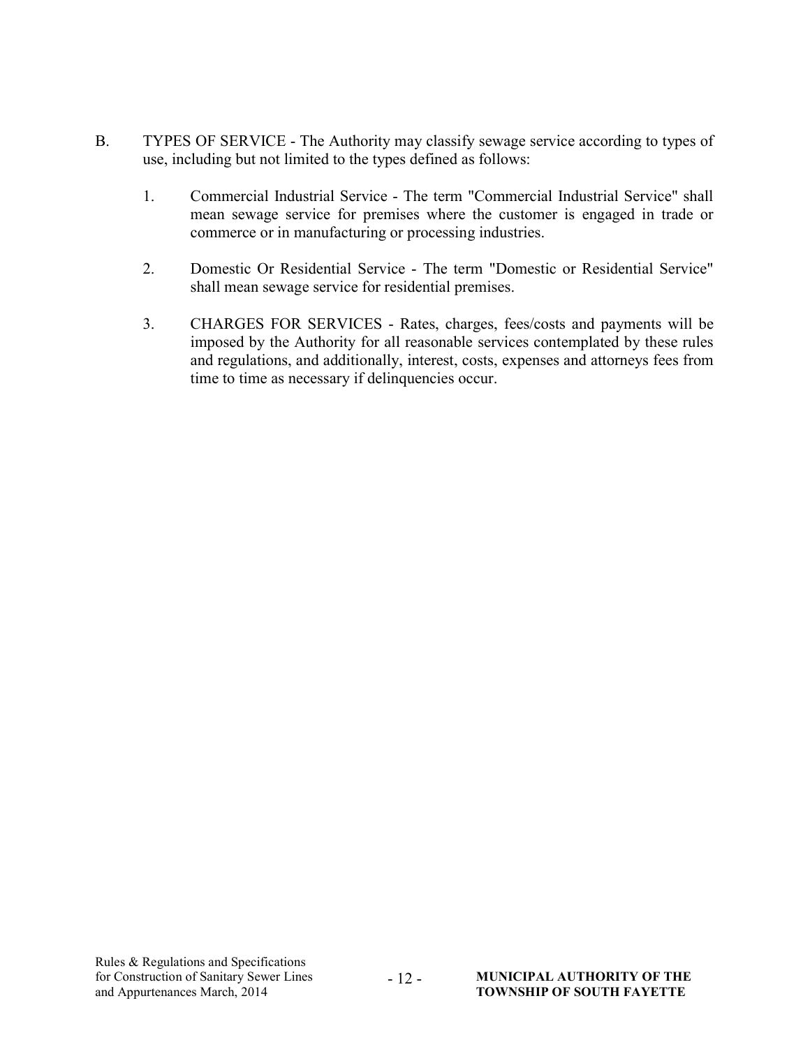B. TYPES OF SERVICE - The Authority may classify sewage service according to types of use, including but not limited to the types defined as follows:

1. Commercial Industrial Service - The term "Commercial Industrial Service" shall mean sewage service for premises where the customer is engaged in trade or commerce or in manufacturing or processing industries.

2. Domestic Or Residential Service - The term "Domestic or Residential Service" shall mean sewage service for residential premises.

3. CHARGES FOR SERVICES - Rates, charges, fees/costs and payments will be imposed by the Authority for all reasonable services contemplated by these rules and regulations, and additionally, interest, costs, expenses and attorneys fees from time to time as necessary if delinquencies occur.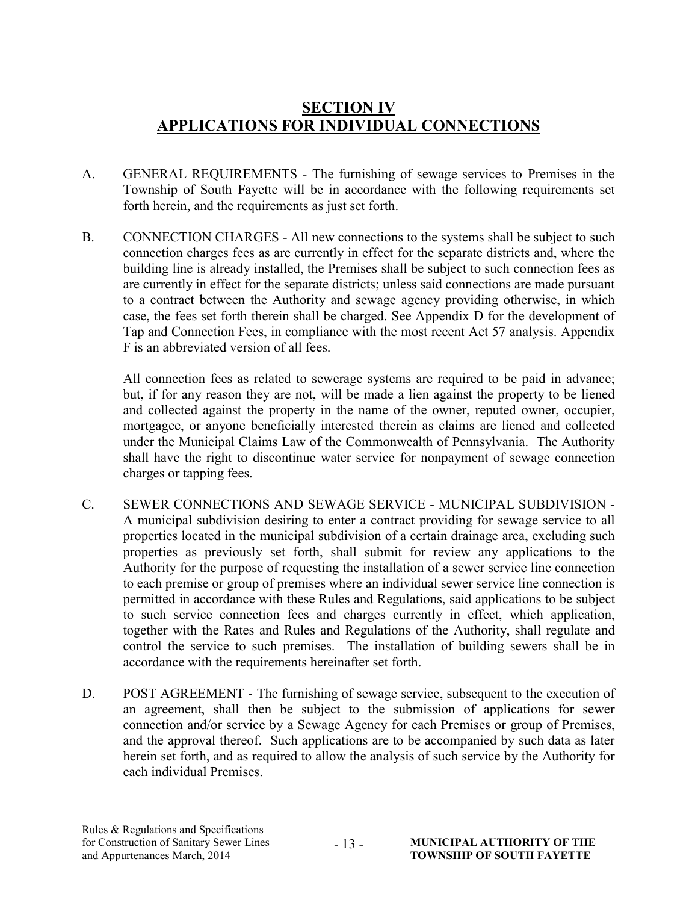# SECTION IV
# APPLICATIONS FOR INDIVIDUAL CONNECTIONS

A. GENERAL REQUIREMENTS - The furnishing of sewage services to Premises in the Township of South Fayette will be in accordance with the following requirements set forth herein, and the requirements as just set forth.

B. CONNECTION CHARGES - All new connections to the systems shall be subject to such connection charges fees as are currently in effect for the separate districts and, where the building line is already installed, the Premises shall be subject to such connection fees as are currently in effect for the separate districts; unless said connections are made pursuant to a contract between the Authority and sewage agency providing otherwise, in which case, the fees set forth therein shall be charged. See Appendix D for the development of Tap and Connection Fees, in compliance with the most recent Act 57 analysis. Appendix F is an abbreviated version of all fees.

   All connection fees as related to sewerage systems are required to be paid in advance; but, if for any reason they are not, will be made a lien against the property to be liened and collected against the property in the name of the owner, reputed owner, occupier, mortgagee, or anyone beneficially interested therein as claims are liened and collected under the Municipal Claims Law of the Commonwealth of Pennsylvania. The Authority shall have the right to discontinue water service for nonpayment of sewage connection charges or tapping fees.

C. SEWER CONNECTIONS AND SEWAGE SERVICE - MUNICIPAL SUBDIVISION - A municipal subdivision desiring to enter a contract providing for sewage service to all properties located in the municipal subdivision of a certain drainage area, excluding such properties as previously set forth, shall submit for review any applications to the Authority for the purpose of requesting the installation of a sewer service line connection to each premise or group of premises where an individual sewer service line connection is permitted in accordance with these Rules and Regulations, said applications to be subject to such service connection fees and charges currently in effect, which application, together with the Rates and Rules and Regulations of the Authority, shall regulate and control the service to such premises. The installation of building sewers shall be in accordance with the requirements hereinafter set forth.

D. POST AGREEMENT - The furnishing of sewage service, subsequent to the execution of an agreement, shall then be subject to the submission of applications for sewer connection and/or service by a Sewage Agency for each Premises or group of Premises, and the approval thereof. Such applications are to be accompanied by such data as later herein set forth, and as required to allow the analysis of such service by the Authority for each individual Premises.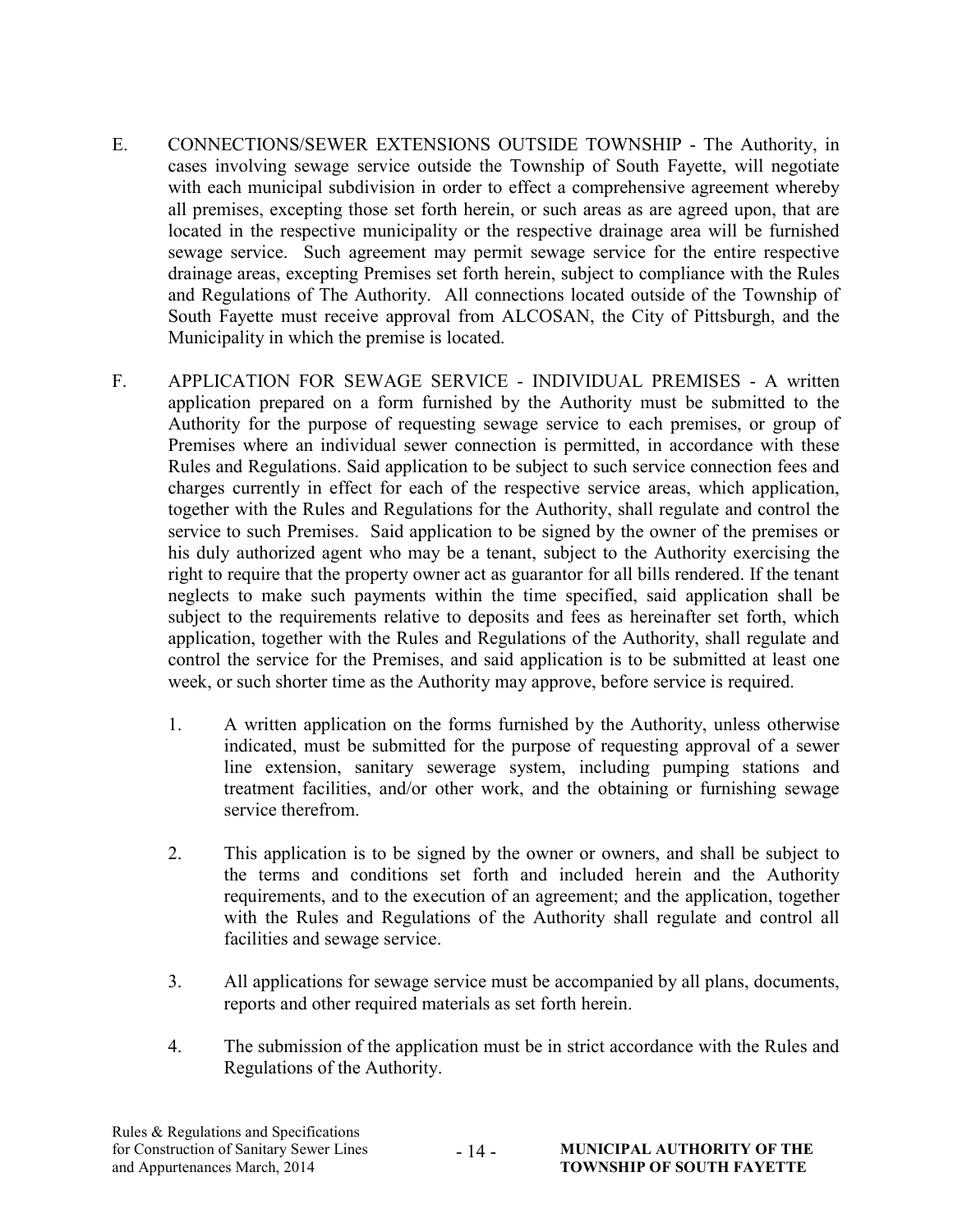E. CONNECTIONS/SEWER EXTENSIONS OUTSIDE TOWNSHIP - The Authority, in cases involving sewage service outside the Township of South Fayette, will negotiate with each municipal subdivision in order to effect a comprehensive agreement whereby all premises, excepting those set forth herein, or such areas as are agreed upon, that are located in the respective municipality or the respective drainage area will be furnished sewage service. Such agreement may permit sewage service for the entire respective drainage areas, excepting Premises set forth herein, subject to compliance with the Rules and Regulations of The Authority. All connections located outside of the Township of South Fayette must receive approval from ALCOSAN, the City of Pittsburgh, and the Municipality in which the premise is located.

F. APPLICATION FOR SEWAGE SERVICE - INDIVIDUAL PREMISES - A written application prepared on a form furnished by the Authority must be submitted to the Authority for the purpose of requesting sewage service to each premises, or group of Premises where an individual sewer connection is permitted, in accordance with these Rules and Regulations. Said application to be subject to such service connection fees and charges currently in effect for each of the respective service areas, which application, together with the Rules and Regulations for the Authority, shall regulate and control the service to such Premises. Said application to be signed by the owner of the premises or his duly authorized agent who may be a tenant, subject to the Authority exercising the right to require that the property owner act as guarantor for all bills rendered. If the tenant neglects to make such payments within the time specified, said application shall be subject to the requirements relative to deposits and fees as hereinafter set forth, which application, together with the Rules and Regulations of the Authority, shall regulate and control the service for the Premises, and said application is to be submitted at least one week, or such shorter time as the Authority may approve, before service is required.

1. A written application on the forms furnished by the Authority, unless otherwise indicated, must be submitted for the purpose of requesting approval of a sewer line extension, sanitary sewerage system, including pumping stations and treatment facilities, and/or other work, and the obtaining or furnishing sewage service therefrom.

2. This application is to be signed by the owner or owners, and shall be subject to the terms and conditions set forth and included herein and the Authority requirements, and to the execution of an agreement; and the application, together with the Rules and Regulations of the Authority shall regulate and control all facilities and sewage service.

3. All applications for sewage service must be accompanied by all plans, documents, reports and other required materials as set forth herein.

4. The submission of the application must be in strict accordance with the Rules and Regulations of the Authority.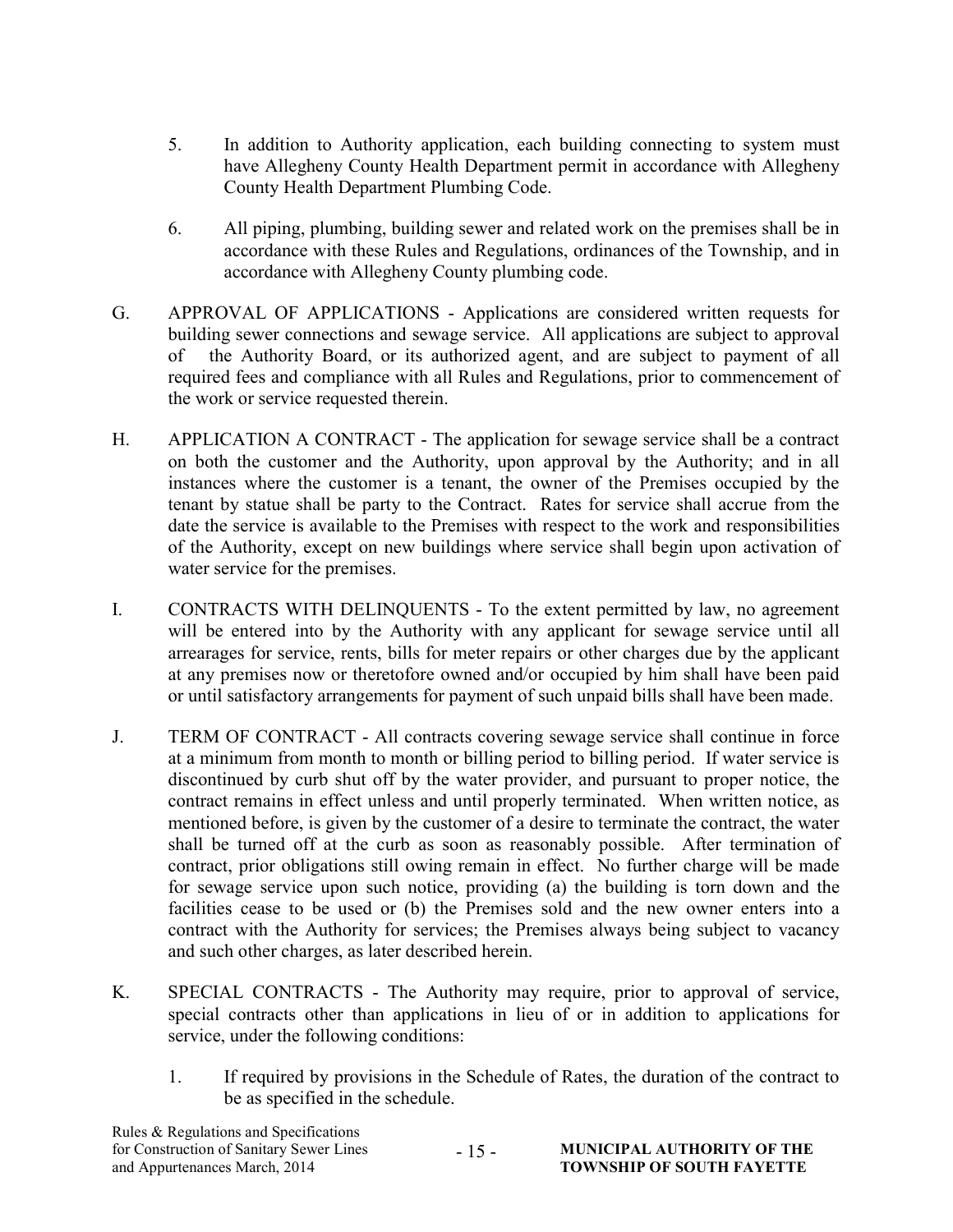5. In addition to Authority application, each building connecting to system must have Allegheny County Health Department permit in accordance with Allegheny County Health Department Plumbing Code.

6. All piping, plumbing, building sewer and related work on the premises shall be in accordance with these Rules and Regulations, ordinances of the Township, and in accordance with Allegheny County plumbing code.

G. APPROVAL OF APPLICATIONS - Applications are considered written requests for building sewer connections and sewage service. All applications are subject to approval of the Authority Board, or its authorized agent, and are subject to payment of all required fees and compliance with all Rules and Regulations, prior to commencement of the work or service requested therein.

H. APPLICATION A CONTRACT - The application for sewage service shall be a contract on both the customer and the Authority, upon approval by the Authority; and in all instances where the customer is a tenant, the owner of the Premises occupied by the tenant by statue shall be party to the Contract. Rates for service shall accrue from the date the service is available to the Premises with respect to the work and responsibilities of the Authority, except on new buildings where service shall begin upon activation of water service for the premises.

I. CONTRACTS WITH DELINQUENTS - To the extent permitted by law, no agreement will be entered into by the Authority with any applicant for sewage service until all arrearages for service, rents, bills for meter repairs or other charges due by the applicant at any premises now or theretofore owned and/or occupied by him shall have been paid or until satisfactory arrangements for payment of such unpaid bills shall have been made.

J. TERM OF CONTRACT - All contracts covering sewage service shall continue in force at a minimum from month to month or billing period to billing period. If water service is discontinued by curb shut off by the water provider, and pursuant to proper notice, the contract remains in effect unless and until properly terminated. When written notice, as mentioned before, is given by the customer of a desire to terminate the contract, the water shall be turned off at the curb as soon as reasonably possible. After termination of contract, prior obligations still owing remain in effect. No further charge will be made for sewage service upon such notice, providing (a) the building is torn down and the facilities cease to be used or (b) the Premises sold and the new owner enters into a contract with the Authority for services; the Premises always being subject to vacancy and such other charges, as later described herein.

K. SPECIAL CONTRACTS - The Authority may require, prior to approval of service, special contracts other than applications in lieu of or in addition to applications for service, under the following conditions:

1. If required by provisions in the Schedule of Rates, the duration of the contract to be as specified in the schedule.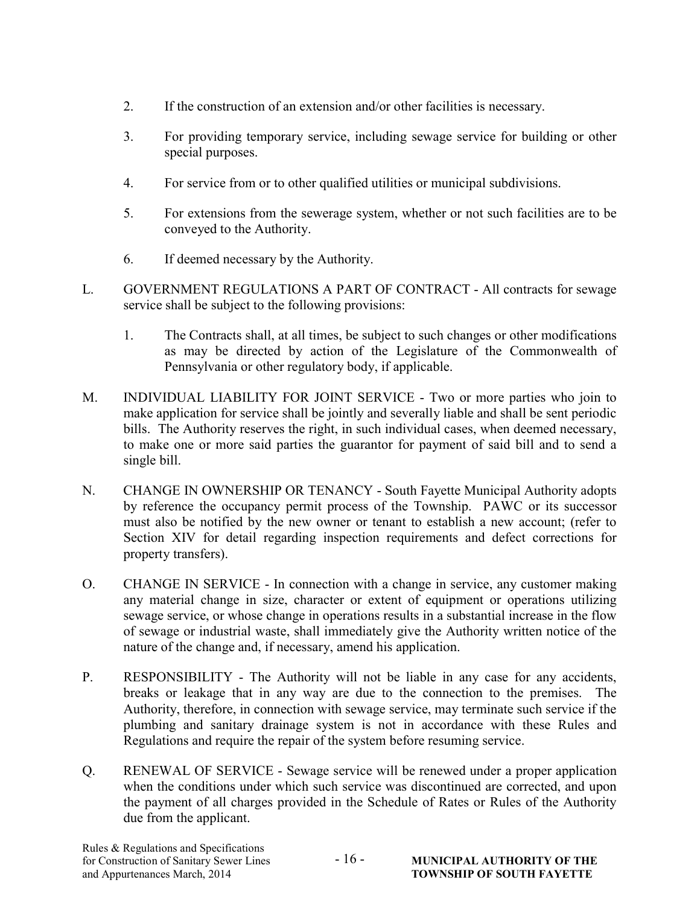2. If the construction of an extension and/or other facilities is necessary.

3. For providing temporary service, including sewage service for building or other special purposes.

4. For service from or to other qualified utilities or municipal subdivisions.

5. For extensions from the sewerage system, whether or not such facilities are to be conveyed to the Authority.

6. If deemed necessary by the Authority.

L. GOVERNMENT REGULATIONS A PART OF CONTRACT - All contracts for sewage service shall be subject to the following provisions:

   1. The Contracts shall, at all times, be subject to such changes or other modifications as may be directed by action of the Legislature of the Commonwealth of Pennsylvania or other regulatory body, if applicable.

M. INDIVIDUAL LIABILITY FOR JOINT SERVICE - Two or more parties who join to make application for service shall be jointly and severally liable and shall be sent periodic bills. The Authority reserves the right, in such individual cases, when deemed necessary, to make one or more said parties the guarantor for payment of said bill and to send a single bill.

N. CHANGE IN OWNERSHIP OR TENANCY - South Fayette Municipal Authority adopts by reference the occupancy permit process of the Township. PAWC or its successor must also be notified by the new owner or tenant to establish a new account; (refer to Section XIV for detail regarding inspection requirements and defect corrections for property transfers).

O. CHANGE IN SERVICE - In connection with a change in service, any customer making any material change in size, character or extent of equipment or operations utilizing sewage service, or whose change in operations results in a substantial increase in the flow of sewage or industrial waste, shall immediately give the Authority written notice of the nature of the change and, if necessary, amend his application.

P. RESPONSIBILITY - The Authority will not be liable in any case for any accidents, breaks or leakage that in any way are due to the connection to the premises. The Authority, therefore, in connection with sewage service, may terminate such service if the plumbing and sanitary drainage system is not in accordance with these Rules and Regulations and require the repair of the system before resuming service.

Q. RENEWAL OF SERVICE - Sewage service will be renewed under a proper application when the conditions under which such service was discontinued are corrected, and upon the payment of all charges provided in the Schedule of Rates or Rules of the Authority due from the applicant.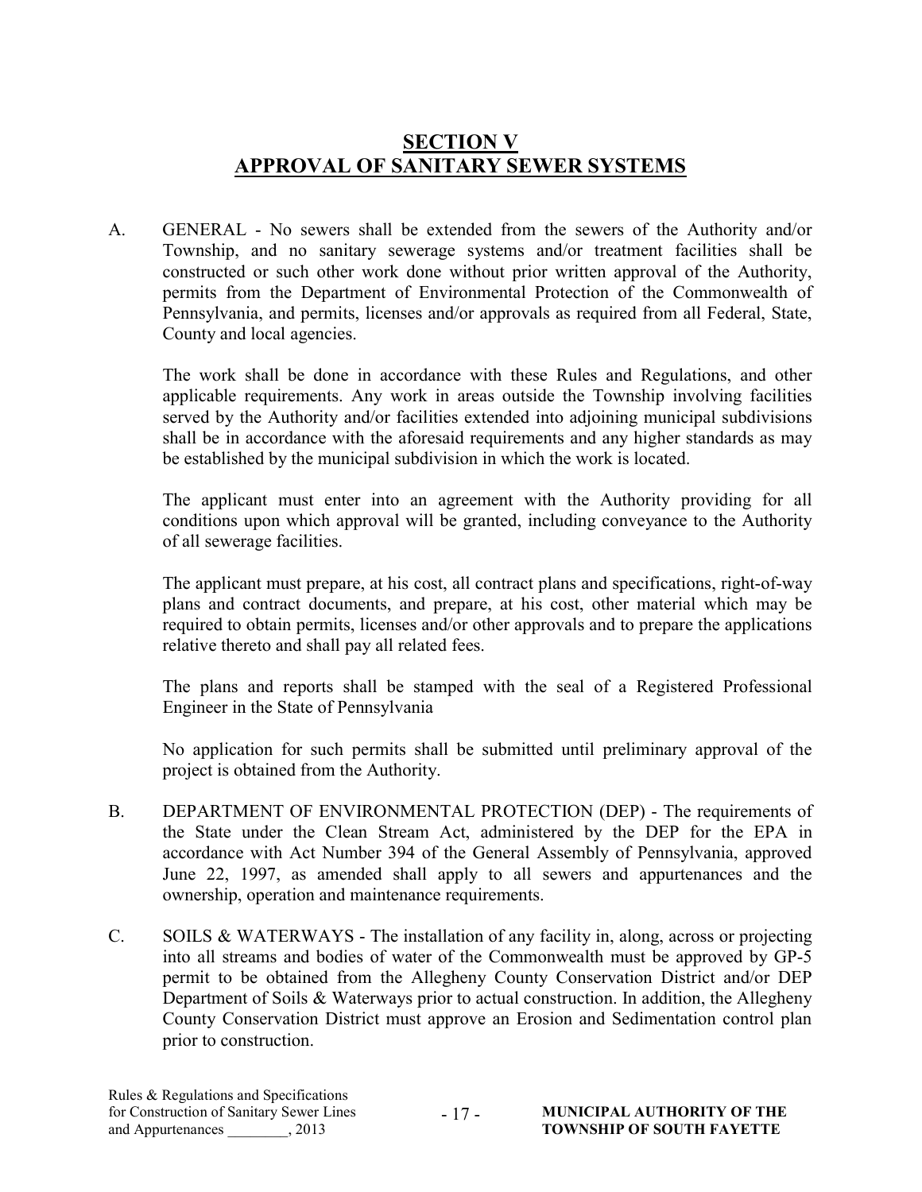# SECTION V
# APPROVAL OF SANITARY SEWER SYSTEMS

A. GENERAL - No sewers shall be extended from the sewers of the Authority and/or Township, and no sanitary sewerage systems and/or treatment facilities shall be constructed or such other work done without prior written approval of the Authority, permits from the Department of Environmental Protection of the Commonwealth of Pennsylvania, and permits, licenses and/or approvals as required from all Federal, State, County and local agencies.

   The work shall be done in accordance with these Rules and Regulations, and other applicable requirements. Any work in areas outside the Township involving facilities served by the Authority and/or facilities extended into adjoining municipal subdivisions shall be in accordance with the aforesaid requirements and any higher standards as may be established by the municipal subdivision in which the work is located.

   The applicant must enter into an agreement with the Authority providing for all conditions upon which approval will be granted, including conveyance to the Authority of all sewerage facilities.

   The applicant must prepare, at his cost, all contract plans and specifications, right-of-way plans and contract documents, and prepare, at his cost, other material which may be required to obtain permits, licenses and/or other approvals and to prepare the applications relative thereto and shall pay all related fees.

   The plans and reports shall be stamped with the seal of a Registered Professional Engineer in the State of Pennsylvania

   No application for such permits shall be submitted until preliminary approval of the project is obtained from the Authority.

B. DEPARTMENT OF ENVIRONMENTAL PROTECTION (DEP) - The requirements of the State under the Clean Stream Act, administered by the DEP for the EPA in accordance with Act Number 394 of the General Assembly of Pennsylvania, approved June 22, 1997, as amended shall apply to all sewers and appurtenances and the ownership, operation and maintenance requirements.

C. SOILS & WATERWAYS - The installation of any facility in, along, across or projecting into all streams and bodies of water of the Commonwealth must be approved by GP-5 permit to be obtained from the Allegheny County Conservation District and/or DEP Department of Soils & Waterways prior to actual construction. In addition, the Allegheny County Conservation District must approve an Erosion and Sedimentation control plan prior to construction.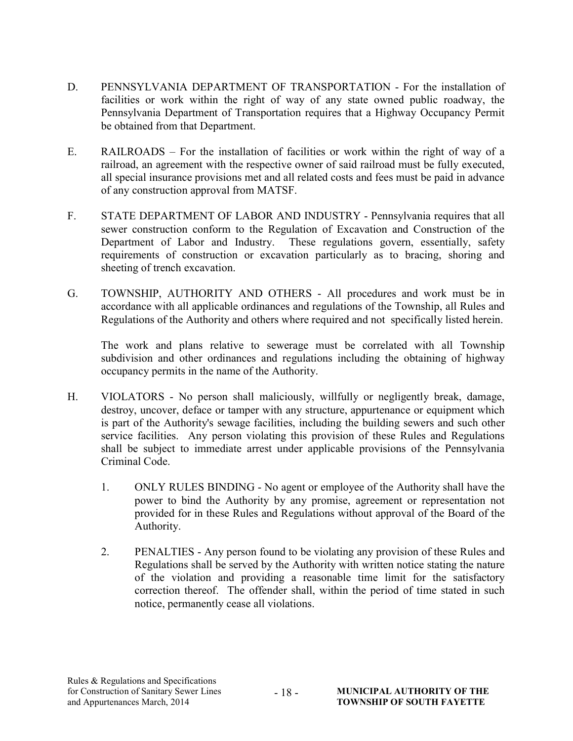D. PENNSYLVANIA DEPARTMENT OF TRANSPORTATION - For the installation of facilities or work within the right of way of any state owned public roadway, the Pennsylvania Department of Transportation requires that a Highway Occupancy Permit be obtained from that Department.

E. RAILROADS – For the installation of facilities or work within the right of way of a railroad, an agreement with the respective owner of said railroad must be fully executed, all special insurance provisions met and all related costs and fees must be paid in advance of any construction approval from MATSF.

F. STATE DEPARTMENT OF LABOR AND INDUSTRY - Pennsylvania requires that all sewer construction conform to the Regulation of Excavation and Construction of the Department of Labor and Industry. These regulations govern, essentially, safety requirements of construction or excavation particularly as to bracing, shoring and sheeting of trench excavation.

G. TOWNSHIP, AUTHORITY AND OTHERS - All procedures and work must be in accordance with all applicable ordinances and regulations of the Township, all Rules and Regulations of the Authority and others where required and not specifically listed herein.

The work and plans relative to sewerage must be correlated with all Township subdivision and other ordinances and regulations including the obtaining of highway occupancy permits in the name of the Authority.

H. VIOLATORS - No person shall maliciously, willfully or negligently break, damage, destroy, uncover, deface or tamper with any structure, appurtenance or equipment which is part of the Authority's sewage facilities, including the building sewers and such other service facilities. Any person violating this provision of these Rules and Regulations shall be subject to immediate arrest under applicable provisions of the Pennsylvania Criminal Code.

1. ONLY RULES BINDING - No agent or employee of the Authority shall have the power to bind the Authority by any promise, agreement or representation not provided for in these Rules and Regulations without approval of the Board of the Authority.

2. PENALTIES - Any person found to be violating any provision of these Rules and Regulations shall be served by the Authority with written notice stating the nature of the violation and providing a reasonable time limit for the satisfactory correction thereof. The offender shall, within the period of time stated in such notice, permanently cease all violations.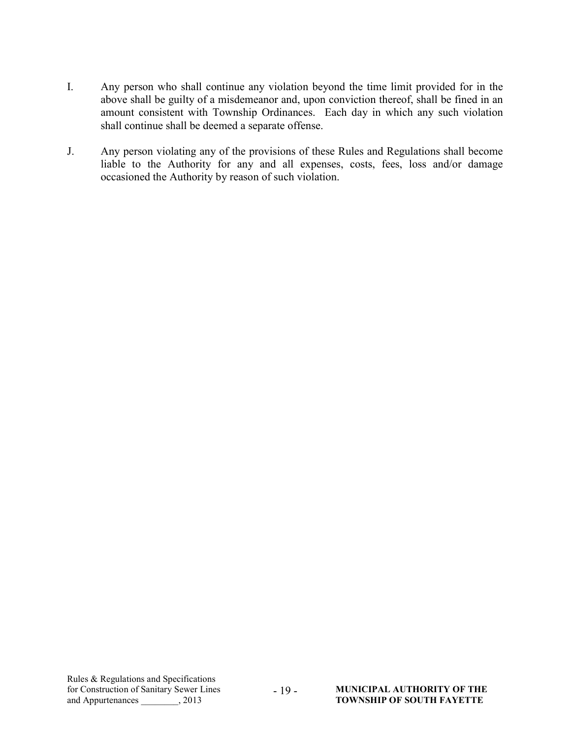I. Any person who shall continue any violation beyond the time limit provided for in the above shall be guilty of a misdemeanor and, upon conviction thereof, shall be fined in an amount consistent with Township Ordinances. Each day in which any such violation shall continue shall be deemed a separate offense.

J. Any person violating any of the provisions of these Rules and Regulations shall become liable to the Authority for any and all expenses, costs, fees, loss and/or damage occasioned the Authority by reason of such violation.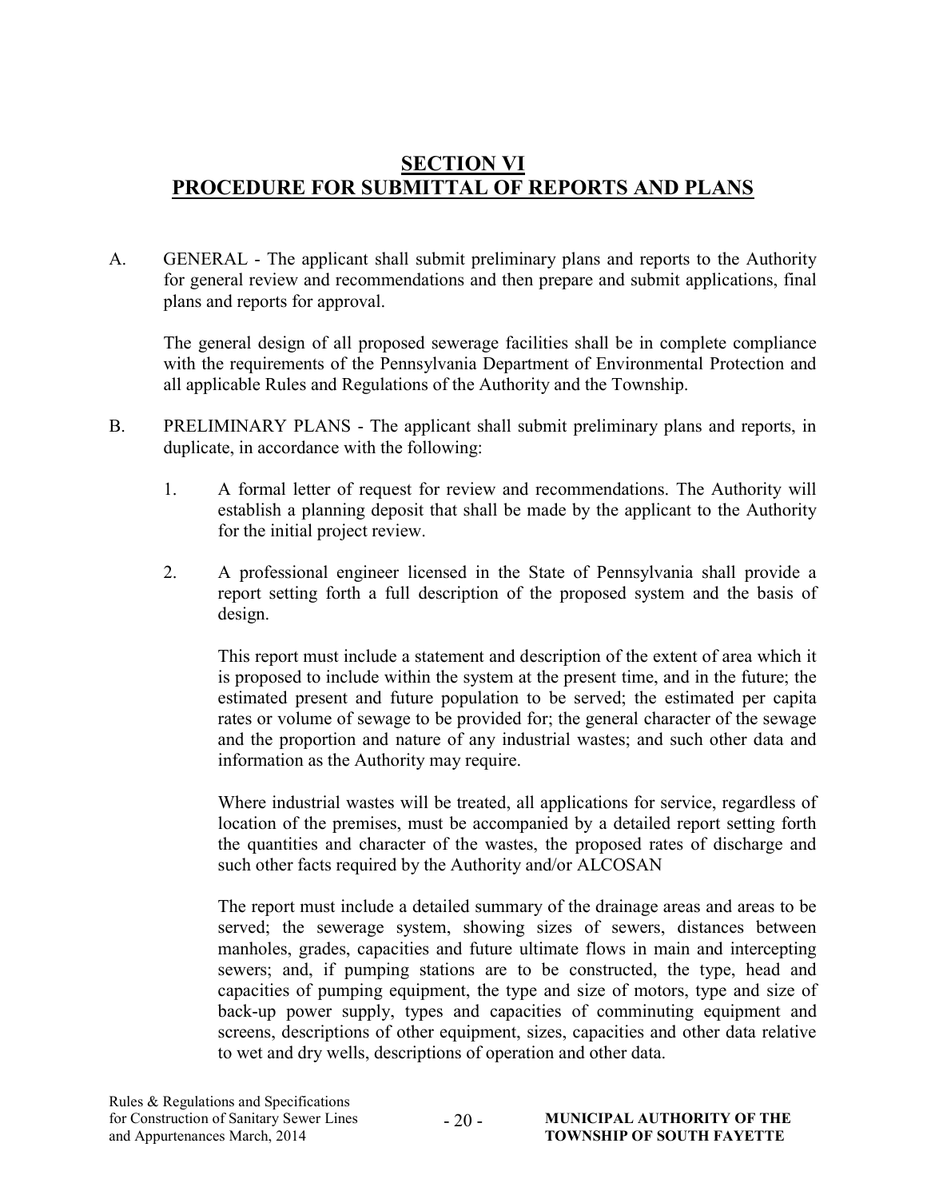# SECTION VI
# PROCEDURE FOR SUBMITTAL OF REPORTS AND PLANS

A. GENERAL - The applicant shall submit preliminary plans and reports to the Authority for general review and recommendations and then prepare and submit applications, final plans and reports for approval.

The general design of all proposed sewerage facilities shall be in complete compliance with the requirements of the Pennsylvania Department of Environmental Protection and all applicable Rules and Regulations of the Authority and the Township.

B. PRELIMINARY PLANS - The applicant shall submit preliminary plans and reports, in duplicate, in accordance with the following:

1. A formal letter of request for review and recommendations. The Authority will establish a planning deposit that shall be made by the applicant to the Authority for the initial project review.

2. A professional engineer licensed in the State of Pennsylvania shall provide a report setting forth a full description of the proposed system and the basis of design.

   This report must include a statement and description of the extent of area which it is proposed to include within the system at the present time, and in the future; the estimated present and future population to be served; the estimated per capita rates or volume of sewage to be provided for; the general character of the sewage and the proportion and nature of any industrial wastes; and such other data and information as the Authority may require.

   Where industrial wastes will be treated, all applications for service, regardless of location of the premises, must be accompanied by a detailed report setting forth the quantities and character of the wastes, the proposed rates of discharge and such other facts required by the Authority and/or ALCOSAN

   The report must include a detailed summary of the drainage areas and areas to be served; the sewerage system, showing sizes of sewers, distances between manholes, grades, capacities and future ultimate flows in main and intercepting sewers; and, if pumping stations are to be constructed, the type, head and capacities of pumping equipment, the type and size of motors, type and size of back-up power supply, types and capacities of comminuting equipment and screens, descriptions of other equipment, sizes, capacities and other data relative to wet and dry wells, descriptions of operation and other data.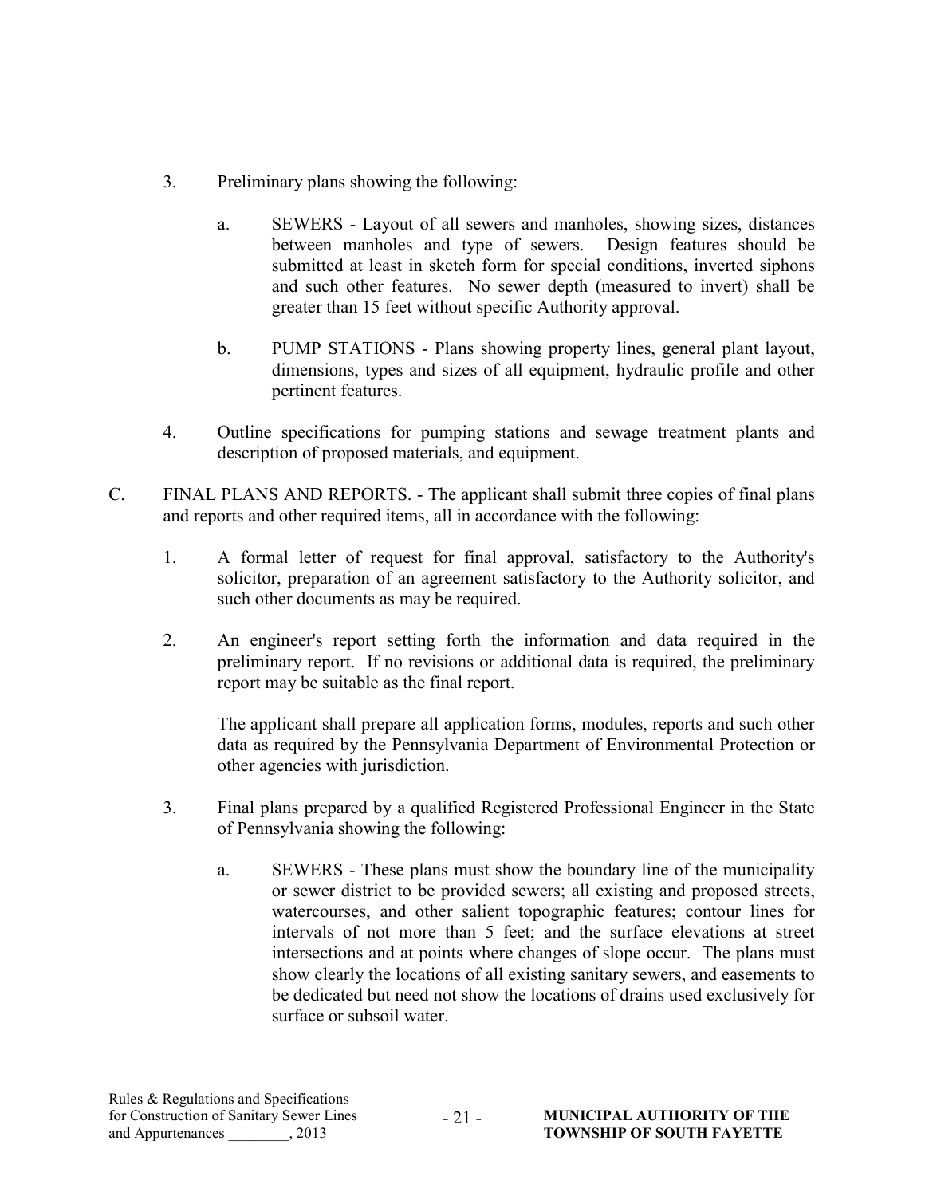3. Preliminary plans showing the following:

    a. SEWERS - Layout of all sewers and manholes, showing sizes, distances between manholes and type of sewers. Design features should be submitted at least in sketch form for special conditions, inverted siphons and such other features. No sewer depth (measured to invert) shall be greater than 15 feet without specific Authority approval.

    b. PUMP STATIONS - Plans showing property lines, general plant layout, dimensions, types and sizes of all equipment, hydraulic profile and other pertinent features.

4. Outline specifications for pumping stations and sewage treatment plants and description of proposed materials, and equipment.

C. FINAL PLANS AND REPORTS. - The applicant shall submit three copies of final plans and reports and other required items, all in accordance with the following:

    1. A formal letter of request for final approval, satisfactory to the Authority's solicitor, preparation of an agreement satisfactory to the Authority solicitor, and such other documents as may be required.

    2. An engineer's report setting forth the information and data required in the preliminary report. If no revisions or additional data is required, the preliminary report may be suitable as the final report.

       The applicant shall prepare all application forms, modules, reports and such other data as required by the Pennsylvania Department of Environmental Protection or other agencies with jurisdiction.

    3. Final plans prepared by a qualified Registered Professional Engineer in the State of Pennsylvania showing the following:

        a. SEWERS - These plans must show the boundary line of the municipality or sewer district to be provided sewers; all existing and proposed streets, watercourses, and other salient topographic features; contour lines for intervals of not more than 5 feet; and the surface elevations at street intersections and at points where changes of slope occur. The plans must show clearly the locations of all existing sanitary sewers, and easements to be dedicated but need not show the locations of drains used exclusively for surface or subsoil water.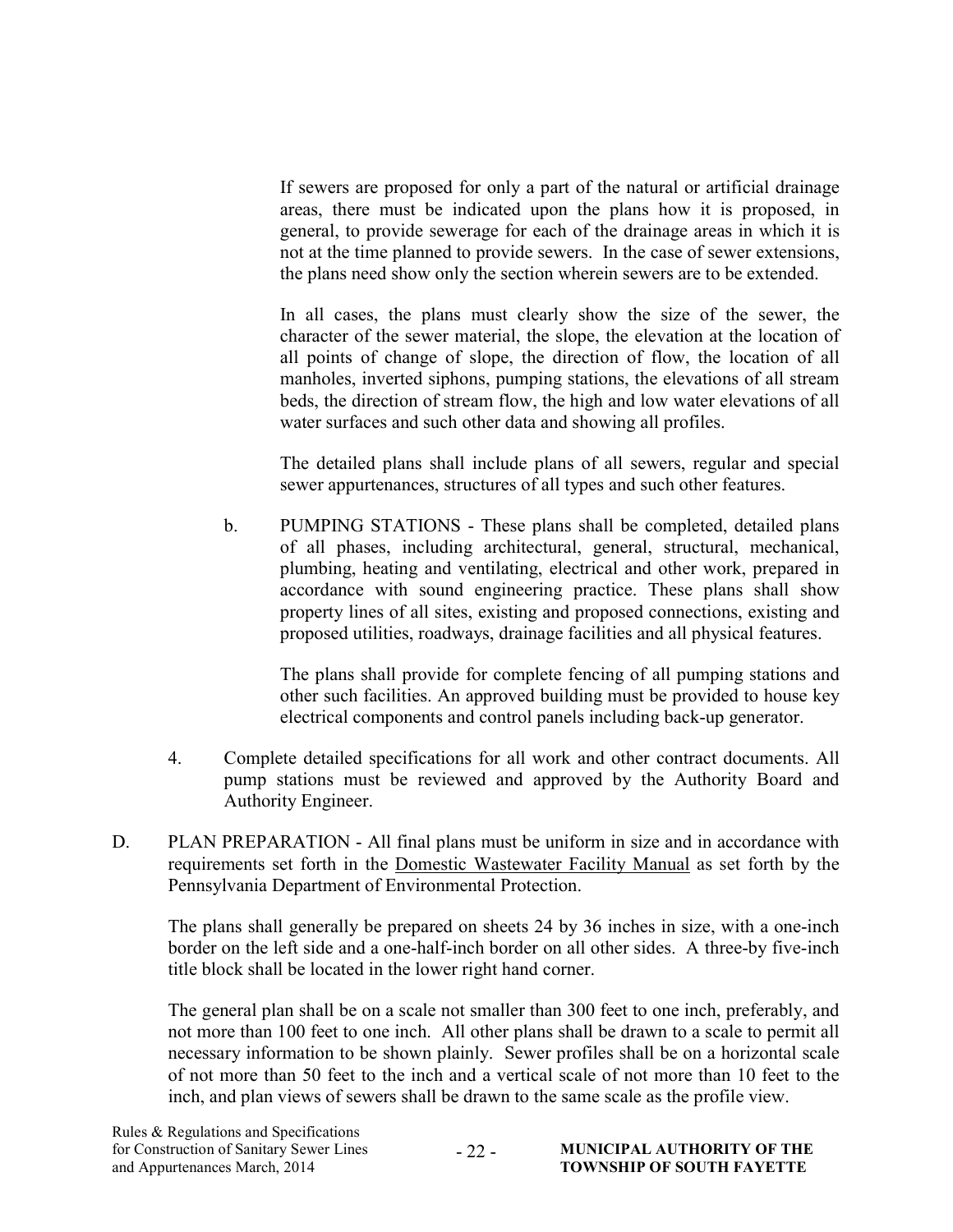If sewers are proposed for only a part of the natural or artificial drainage areas, there must be indicated upon the plans how it is proposed, in general, to provide sewerage for each of the drainage areas in which it is not at the time planned to provide sewers. In the case of sewer extensions, the plans need show only the section wherein sewers are to be extended.

In all cases, the plans must clearly show the size of the sewer, the character of the sewer material, the slope, the elevation at the location of all points of change of slope, the direction of flow, the location of all manholes, inverted siphons, pumping stations, the elevations of all stream beds, the direction of stream flow, the high and low water elevations of all water surfaces and such other data and showing all profiles.

The detailed plans shall include plans of all sewers, regular and special sewer appurtenances, structures of all types and such other features.

b. PUMPING STATIONS - These plans shall be completed, detailed plans of all phases, including architectural, general, structural, mechanical, plumbing, heating and ventilating, electrical and other work, prepared in accordance with sound engineering practice. These plans shall show property lines of all sites, existing and proposed connections, existing and proposed utilities, roadways, drainage facilities and all physical features.

   The plans shall provide for complete fencing of all pumping stations and other such facilities. An approved building must be provided to house key electrical components and control panels including back-up generator.

4. Complete detailed specifications for all work and other contract documents. All pump stations must be reviewed and approved by the Authority Board and Authority Engineer.

D. PLAN PREPARATION - All final plans must be uniform in size and in accordance with requirements set forth in the Domestic Wastewater Facility Manual as set forth by the Pennsylvania Department of Environmental Protection.

The plans shall generally be prepared on sheets 24 by 36 inches in size, with a one-inch border on the left side and a one-half-inch border on all other sides. A three-by five-inch title block shall be located in the lower right hand corner.

The general plan shall be on a scale not smaller than 300 feet to one inch, preferably, and not more than 100 feet to one inch. All other plans shall be drawn to a scale to permit all necessary information to be shown plainly. Sewer profiles shall be on a horizontal scale of not more than 50 feet to the inch and a vertical scale of not more than 10 feet to the inch, and plan views of sewers shall be drawn to the same scale as the profile view.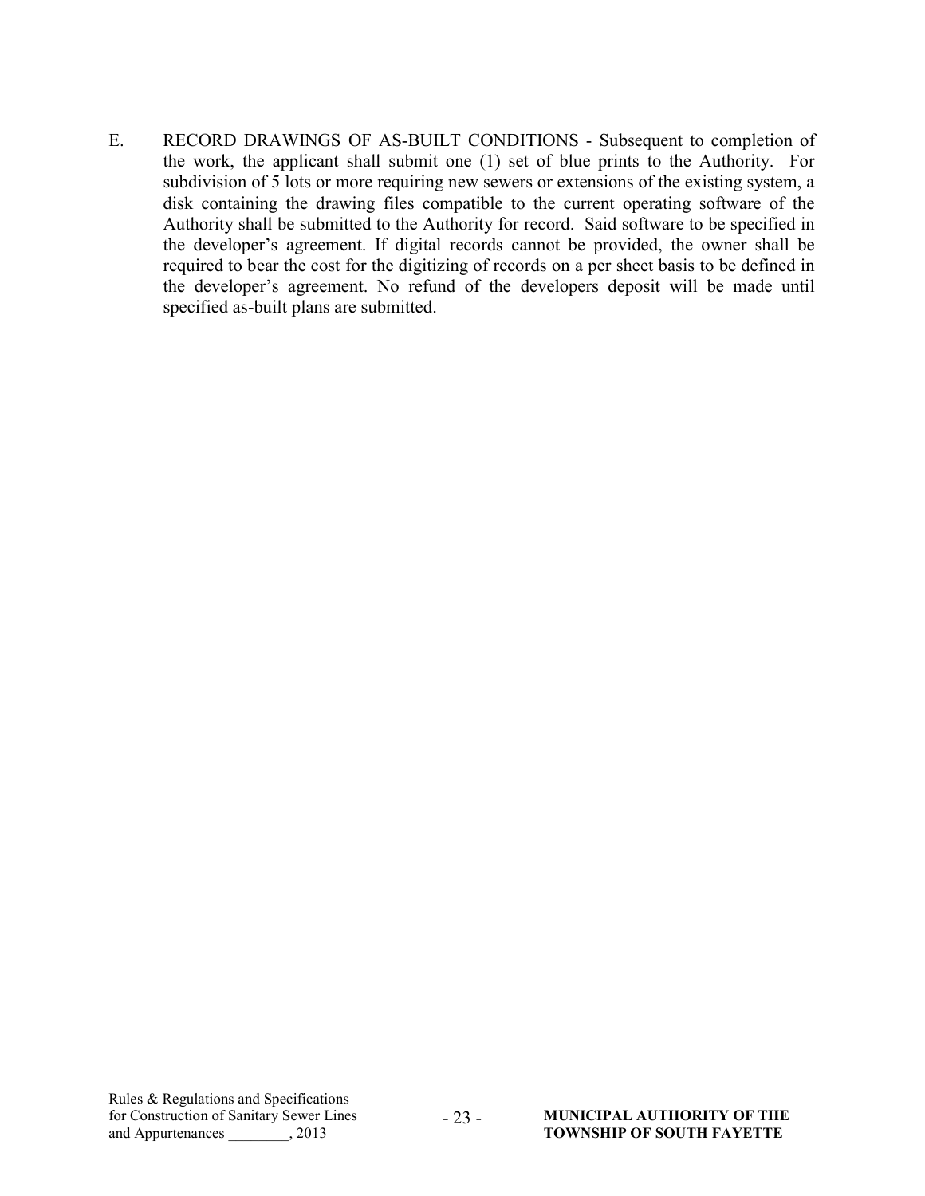E. RECORD DRAWINGS OF AS-BUILT CONDITIONS - Subsequent to completion of the work, the applicant shall submit one (1) set of blue prints to the Authority. For subdivision of 5 lots or more requiring new sewers or extensions of the existing system, a disk containing the drawing files compatible to the current operating software of the Authority shall be submitted to the Authority for record. Said software to be specified in the developer's agreement. If digital records cannot be provided, the owner shall be required to bear the cost for the digitizing of records on a per sheet basis to be defined in the developer's agreement. No refund of the developers deposit will be made until specified as-built plans are submitted.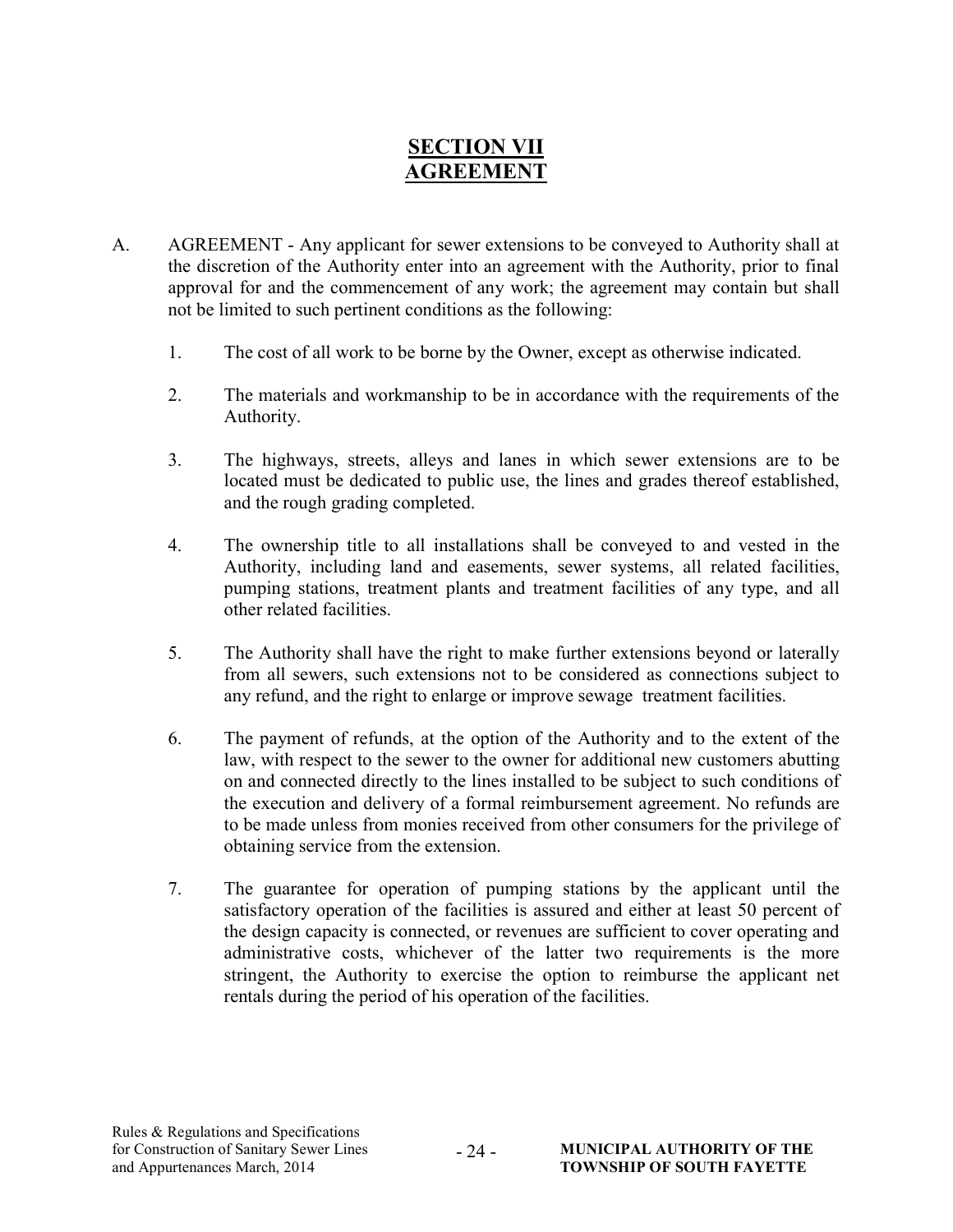# SECTION VII
# AGREEMENT

A. AGREEMENT - Any applicant for sewer extensions to be conveyed to Authority shall at the discretion of the Authority enter into an agreement with the Authority, prior to final approval for and the commencement of any work; the agreement may contain but shall not be limited to such pertinent conditions as the following:

   1. The cost of all work to be borne by the Owner, except as otherwise indicated.

   2. The materials and workmanship to be in accordance with the requirements of the Authority.

   3. The highways, streets, alleys and lanes in which sewer extensions are to be located must be dedicated to public use, the lines and grades thereof established, and the rough grading completed.

   4. The ownership title to all installations shall be conveyed to and vested in the Authority, including land and easements, sewer systems, all related facilities, pumping stations, treatment plants and treatment facilities of any type, and all other related facilities.

   5. The Authority shall have the right to make further extensions beyond or laterally from all sewers, such extensions not to be considered as connections subject to any refund, and the right to enlarge or improve sewage treatment facilities.

   6. The payment of refunds, at the option of the Authority and to the extent of the law, with respect to the sewer to the owner for additional new customers abutting on and connected directly to the lines installed to be subject to such conditions of the execution and delivery of a formal reimbursement agreement. No refunds are to be made unless from monies received from other consumers for the privilege of obtaining service from the extension.

   7. The guarantee for operation of pumping stations by the applicant until the satisfactory operation of the facilities is assured and either at least 50 percent of the design capacity is connected, or revenues are sufficient to cover operating and administrative costs, whichever of the latter two requirements is the more stringent, the Authority to exercise the option to reimburse the applicant net rentals during the period of his operation of the facilities.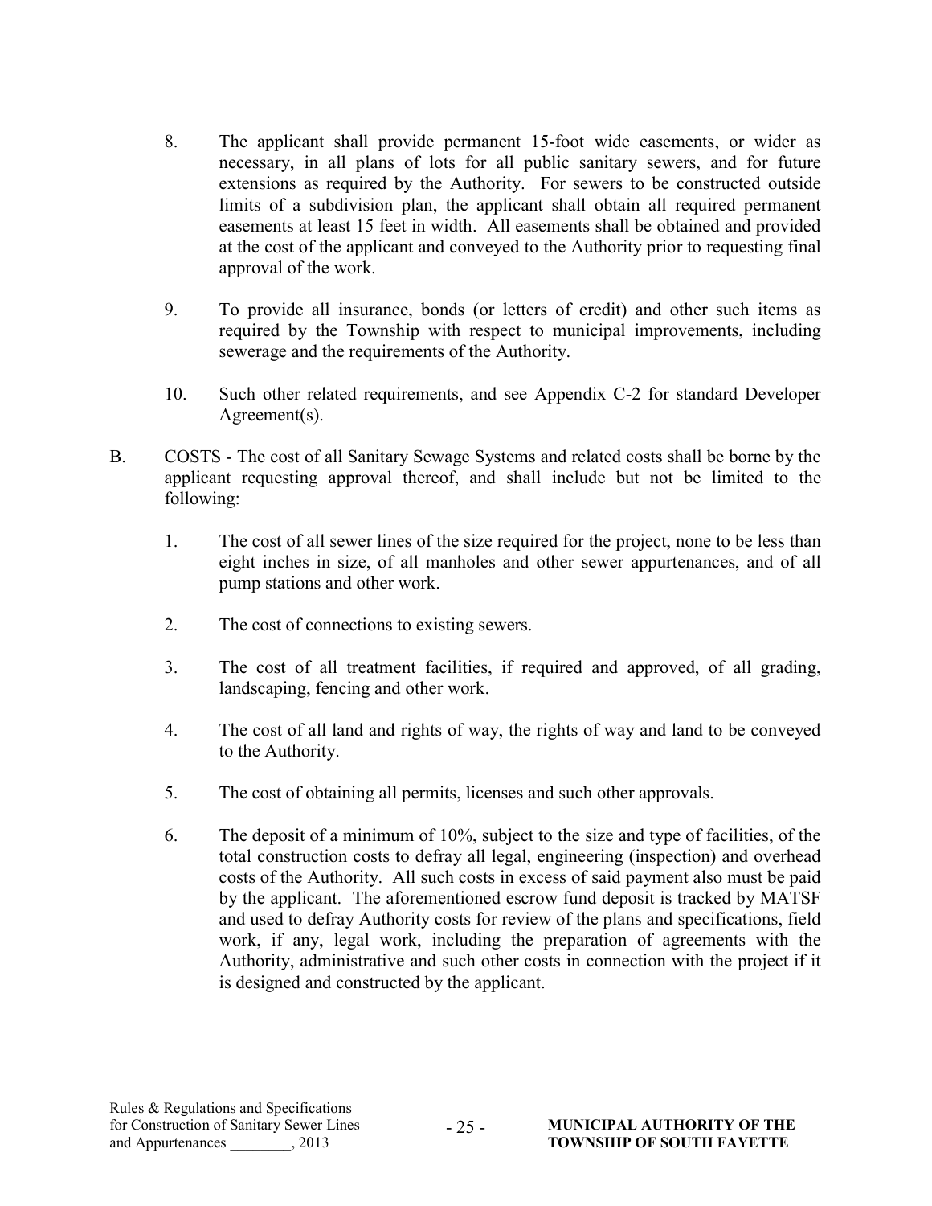8. The applicant shall provide permanent 15-foot wide easements, or wider as necessary, in all plans of lots for all public sanitary sewers, and for future extensions as required by the Authority. For sewers to be constructed outside limits of a subdivision plan, the applicant shall obtain all required permanent easements at least 15 feet in width. All easements shall be obtained and provided at the cost of the applicant and conveyed to the Authority prior to requesting final approval of the work.

9. To provide all insurance, bonds (or letters of credit) and other such items as required by the Township with respect to municipal improvements, including sewerage and the requirements of the Authority.

10. Such other related requirements, and see Appendix C-2 for standard Developer Agreement(s).

B. COSTS - The cost of all Sanitary Sewage Systems and related costs shall be borne by the applicant requesting approval thereof, and shall include but not be limited to the following:

   1. The cost of all sewer lines of the size required for the project, none to be less than eight inches in size, of all manholes and other sewer appurtenances, and of all pump stations and other work.

   2. The cost of connections to existing sewers.

   3. The cost of all treatment facilities, if required and approved, of all grading, landscaping, fencing and other work.

   4. The cost of all land and rights of way, the rights of way and land to be conveyed to the Authority.

   5. The cost of obtaining all permits, licenses and such other approvals.

   6. The deposit of a minimum of 10%, subject to the size and type of facilities, of the total construction costs to defray all legal, engineering (inspection) and overhead costs of the Authority. All such costs in excess of said payment also must be paid by the applicant. The aforementioned escrow fund deposit is tracked by MATSF and used to defray Authority costs for review of the plans and specifications, field work, if any, legal work, including the preparation of agreements with the Authority, administrative and such other costs in connection with the project if it is designed and constructed by the applicant.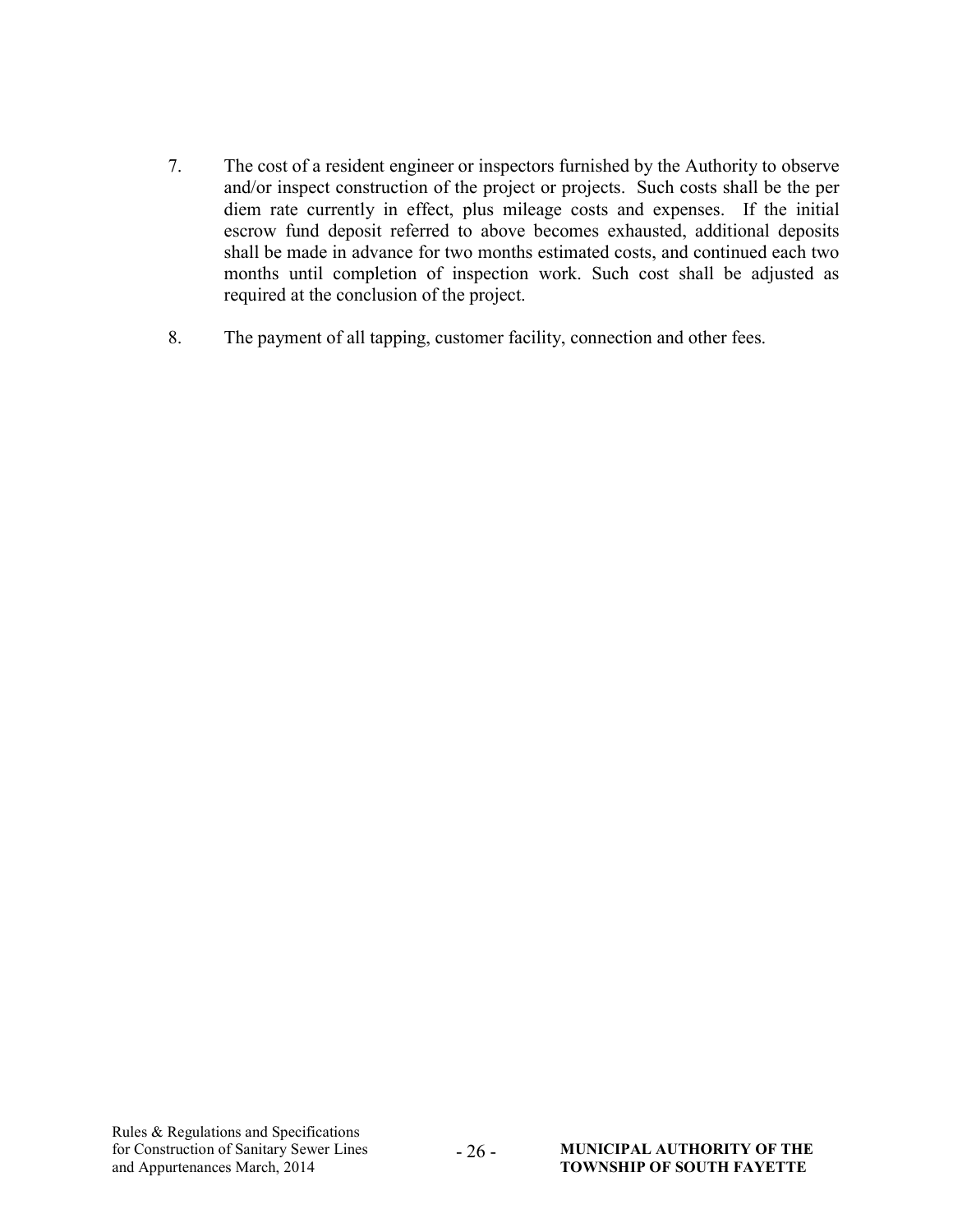7. The cost of a resident engineer or inspectors furnished by the Authority to observe and/or inspect construction of the project or projects. Such costs shall be the per diem rate currently in effect, plus mileage costs and expenses. If the initial escrow fund deposit referred to above becomes exhausted, additional deposits shall be made in advance for two months estimated costs, and continued each two months until completion of inspection work. Such cost shall be adjusted as required at the conclusion of the project.

8. The payment of all tapping, customer facility, connection and other fees.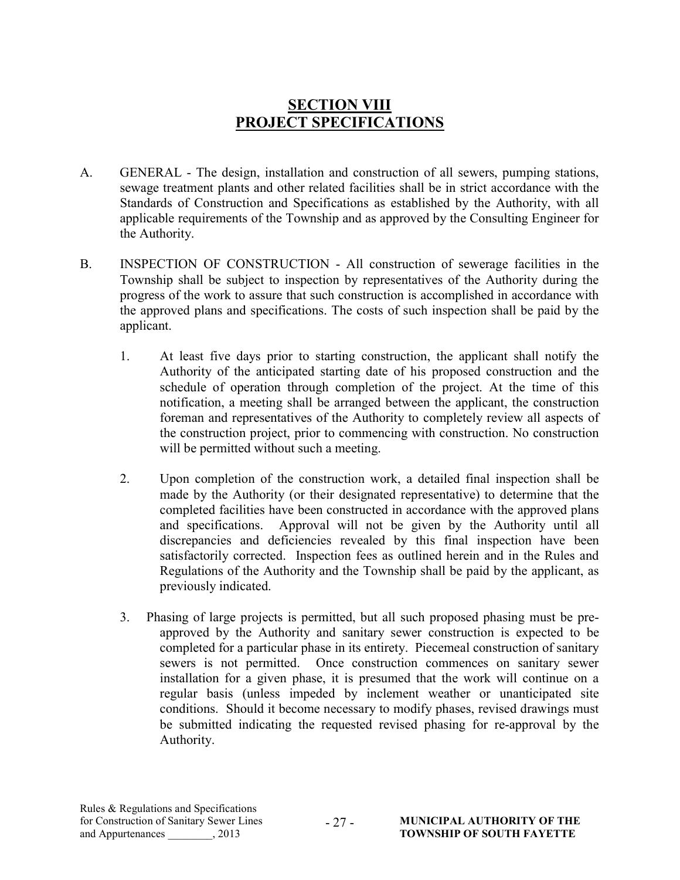# SECTION VIII
# PROJECT SPECIFICATIONS

A. GENERAL - The design, installation and construction of all sewers, pumping stations, sewage treatment plants and other related facilities shall be in strict accordance with the Standards of Construction and Specifications as established by the Authority, with all applicable requirements of the Township and as approved by the Consulting Engineer for the Authority.

B. INSPECTION OF CONSTRUCTION - All construction of sewerage facilities in the Township shall be subject to inspection by representatives of the Authority during the progress of the work to assure that such construction is accomplished in accordance with the approved plans and specifications. The costs of such inspection shall be paid by the applicant.

   1. At least five days prior to starting construction, the applicant shall notify the Authority of the anticipated starting date of his proposed construction and the schedule of operation through completion of the project. At the time of this notification, a meeting shall be arranged between the applicant, the construction foreman and representatives of the Authority to completely review all aspects of the construction project, prior to commencing with construction. No construction will be permitted without such a meeting.

   2. Upon completion of the construction work, a detailed final inspection shall be made by the Authority (or their designated representative) to determine that the completed facilities have been constructed in accordance with the approved plans and specifications. Approval will not be given by the Authority until all discrepancies and deficiencies revealed by this final inspection have been satisfactorily corrected. Inspection fees as outlined herein and in the Rules and Regulations of the Authority and the Township shall be paid by the applicant, as previously indicated.

   3. Phasing of large projects is permitted, but all such proposed phasing must be pre-approved by the Authority and sanitary sewer construction is expected to be completed for a particular phase in its entirety. Piecemeal construction of sanitary sewers is not permitted. Once construction commences on sanitary sewer installation for a given phase, it is presumed that the work will continue on a regular basis (unless impeded by inclement weather or unanticipated site conditions. Should it become necessary to modify phases, revised drawings must be submitted indicating the requested revised phasing for re-approval by the Authority.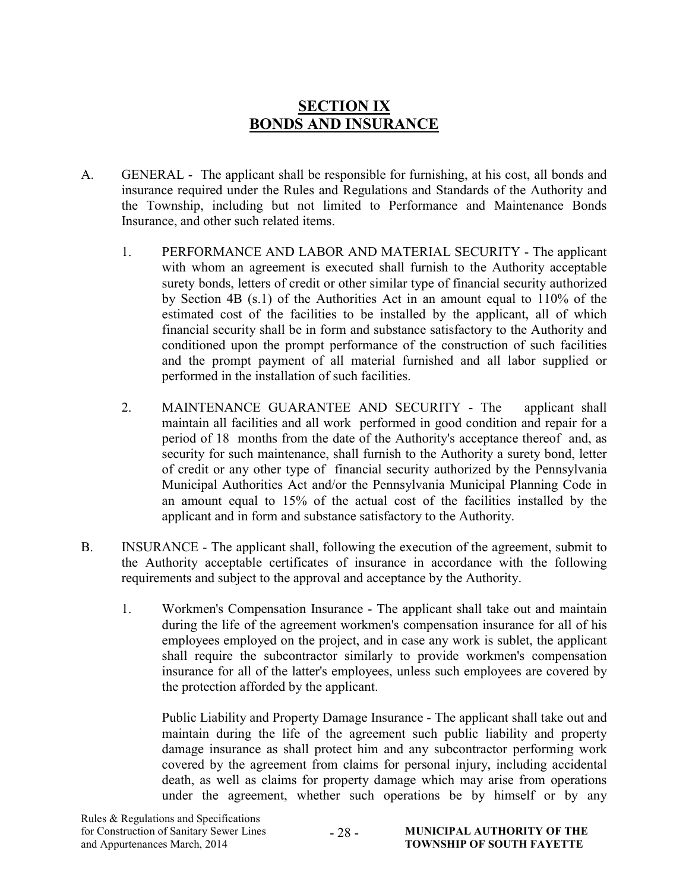# SECTION IX
# BONDS AND INSURANCE

A. GENERAL - The applicant shall be responsible for furnishing, at his cost, all bonds and insurance required under the Rules and Regulations and Standards of the Authority and the Township, including but not limited to Performance and Maintenance Bonds Insurance, and other such related items.

   1. PERFORMANCE AND LABOR AND MATERIAL SECURITY - The applicant with whom an agreement is executed shall furnish to the Authority acceptable surety bonds, letters of credit or other similar type of financial security authorized by Section 4B (s.1) of the Authorities Act in an amount equal to 110% of the estimated cost of the facilities to be installed by the applicant, all of which financial security shall be in form and substance satisfactory to the Authority and conditioned upon the prompt performance of the construction of such facilities and the prompt payment of all material furnished and all labor supplied or performed in the installation of such facilities.

   2. MAINTENANCE GUARANTEE AND SECURITY - The applicant shall maintain all facilities and all work performed in good condition and repair for a period of 18 months from the date of the Authority's acceptance thereof and, as security for such maintenance, shall furnish to the Authority a surety bond, letter of credit or any other type of financial security authorized by the Pennsylvania Municipal Authorities Act and/or the Pennsylvania Municipal Planning Code in an amount equal to 15% of the actual cost of the facilities installed by the applicant and in form and substance satisfactory to the Authority.

B. INSURANCE - The applicant shall, following the execution of the agreement, submit to the Authority acceptable certificates of insurance in accordance with the following requirements and subject to the approval and acceptance by the Authority.

   1. Workmen's Compensation Insurance - The applicant shall take out and maintain during the life of the agreement workmen's compensation insurance for all of his employees employed on the project, and in case any work is sublet, the applicant shall require the subcontractor similarly to provide workmen's compensation insurance for all of the latter's employees, unless such employees are covered by the protection afforded by the applicant.

      Public Liability and Property Damage Insurance - The applicant shall take out and maintain during the life of the agreement such public liability and property damage insurance as shall protect him and any subcontractor performing work covered by the agreement from claims for personal injury, including accidental death, as well as claims for property damage which may arise from operations under the agreement, whether such operations be by himself or by any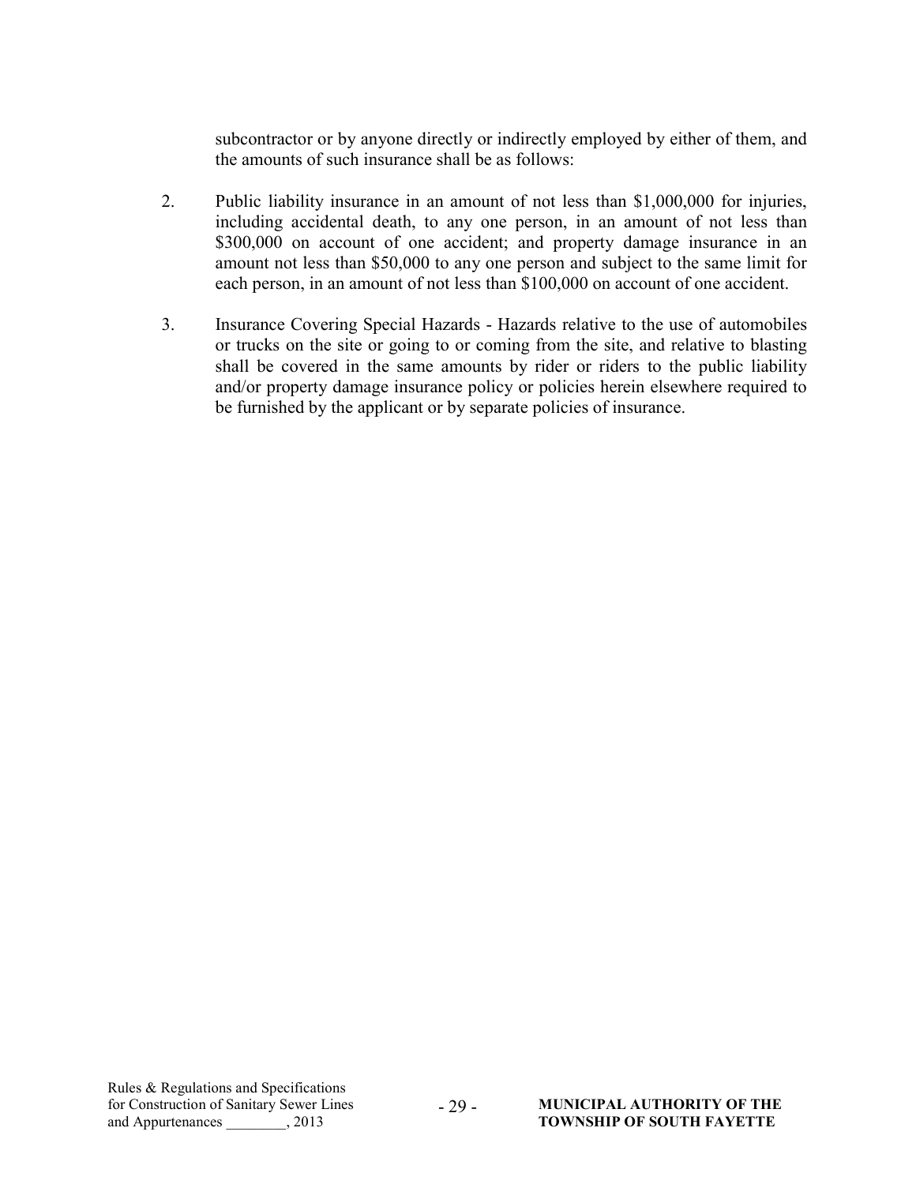subcontractor or by anyone directly or indirectly employed by either of them, and the amounts of such insurance shall be as follows:

2. Public liability insurance in an amount of not less than $1,000,000 for injuries, including accidental death, to any one person, in an amount of not less than $300,000 on account of one accident; and property damage insurance in an amount not less than $50,000 to any one person and subject to the same limit for each person, in an amount of not less than $100,000 on account of one accident.

3. Insurance Covering Special Hazards - Hazards relative to the use of automobiles or trucks on the site or going to or coming from the site, and relative to blasting shall be covered in the same amounts by rider or riders to the public liability and/or property damage insurance policy or policies herein elsewhere required to be furnished by the applicant or by separate policies of insurance.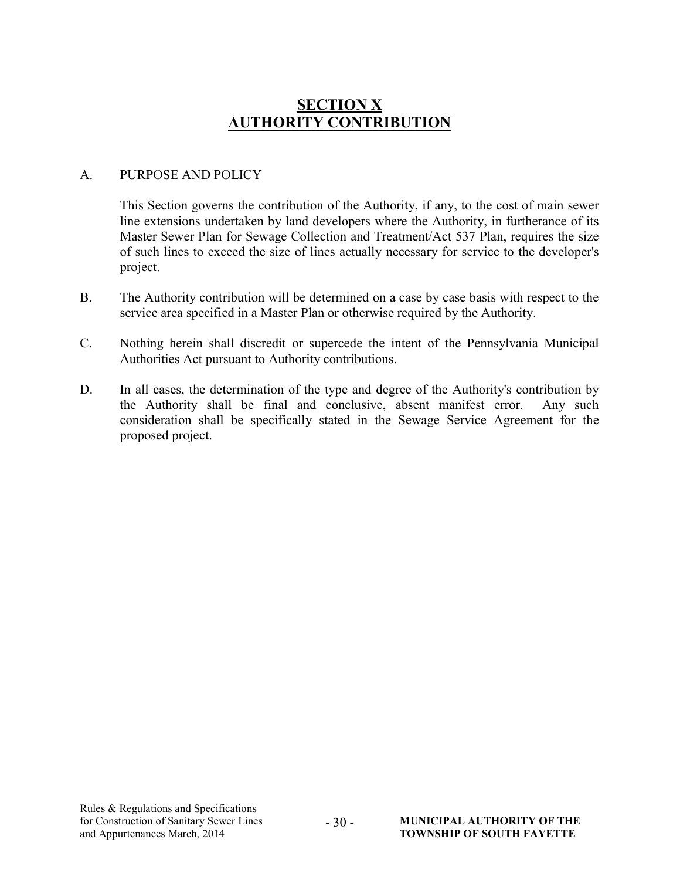# SECTION X
# AUTHORITY CONTRIBUTION

A. PURPOSE AND POLICY

This Section governs the contribution of the Authority, if any, to the cost of main sewer line extensions undertaken by land developers where the Authority, in furtherance of its Master Sewer Plan for Sewage Collection and Treatment/Act 537 Plan, requires the size of such lines to exceed the size of lines actually necessary for service to the developer's project.

B. The Authority contribution will be determined on a case by case basis with respect to the service area specified in a Master Plan or otherwise required by the Authority.

C. Nothing herein shall discredit or supercede the intent of the Pennsylvania Municipal Authorities Act pursuant to Authority contributions.

D. In all cases, the determination of the type and degree of the Authority's contribution by the Authority shall be final and conclusive, absent manifest error. Any such consideration shall be specifically stated in the Sewage Service Agreement for the proposed project.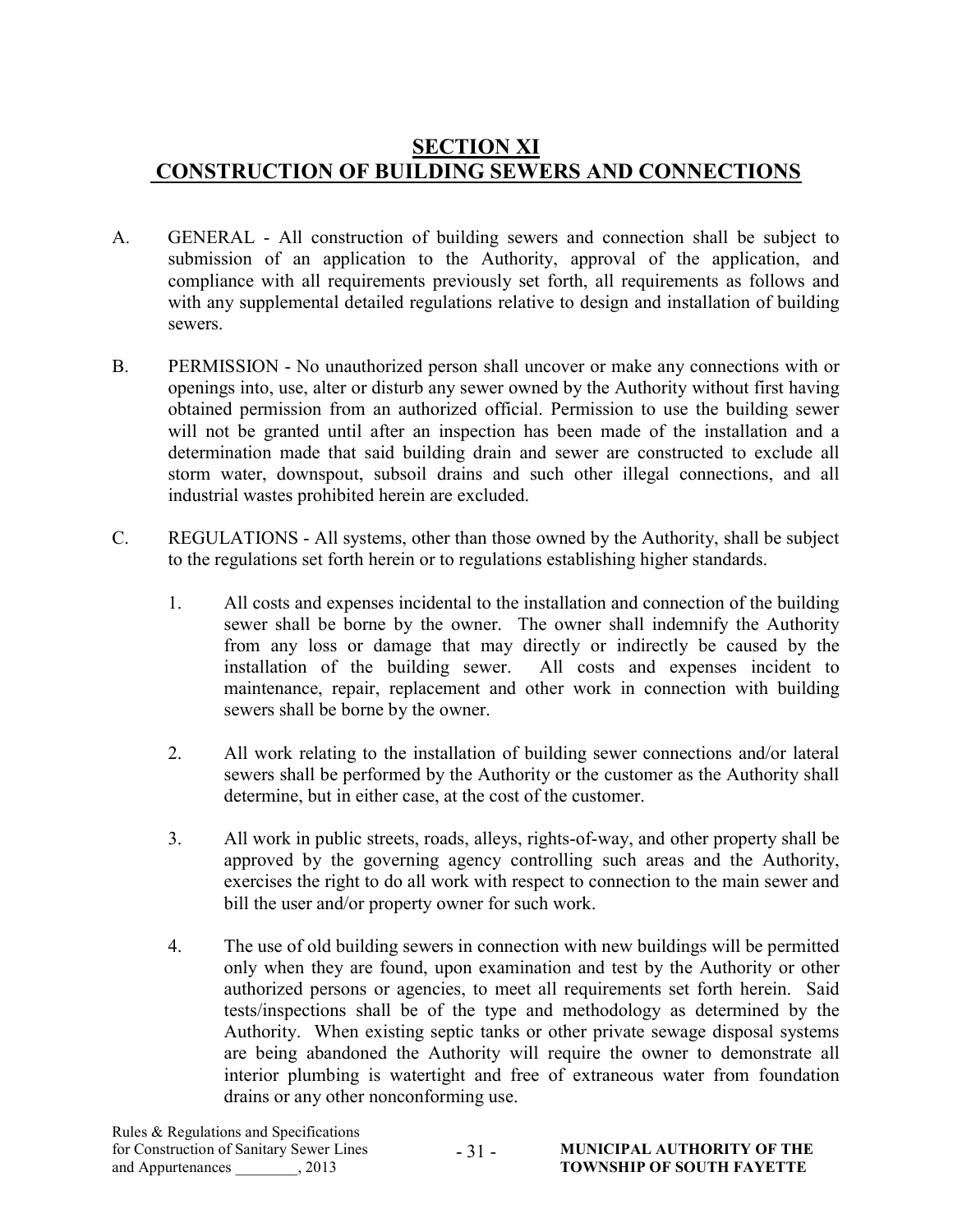# SECTION XI
# CONSTRUCTION OF BUILDING SEWERS AND CONNECTIONS

A. GENERAL - All construction of building sewers and connection shall be subject to submission of an application to the Authority, approval of the application, and compliance with all requirements previously set forth, all requirements as follows and with any supplemental detailed regulations relative to design and installation of building sewers.

B. PERMISSION - No unauthorized person shall uncover or make any connections with or openings into, use, alter or disturb any sewer owned by the Authority without first having obtained permission from an authorized official. Permission to use the building sewer will not be granted until after an inspection has been made of the installation and a determination made that said building drain and sewer are constructed to exclude all storm water, downspout, subsoil drains and such other illegal connections, and all industrial wastes prohibited herein are excluded.

C. REGULATIONS - All systems, other than those owned by the Authority, shall be subject to the regulations set forth herein or to regulations establishing higher standards.

1. All costs and expenses incidental to the installation and connection of the building sewer shall be borne by the owner. The owner shall indemnify the Authority from any loss or damage that may directly or indirectly be caused by the installation of the building sewer. All costs and expenses incident to maintenance, repair, replacement and other work in connection with building sewers shall be borne by the owner.

2. All work relating to the installation of building sewer connections and/or lateral sewers shall be performed by the Authority or the customer as the Authority shall determine, but in either case, at the cost of the customer.

3. All work in public streets, roads, alleys, rights-of-way, and other property shall be approved by the governing agency controlling such areas and the Authority, exercises the right to do all work with respect to connection to the main sewer and bill the user and/or property owner for such work.

4. The use of old building sewers in connection with new buildings will be permitted only when they are found, upon examination and test by the Authority or other authorized persons or agencies, to meet all requirements set forth herein. Said tests/inspections shall be of the type and methodology as determined by the Authority. When existing septic tanks or other private sewage disposal systems are being abandoned the Authority will require the owner to demonstrate all interior plumbing is watertight and free of extraneous water from foundation drains or any other nonconforming use.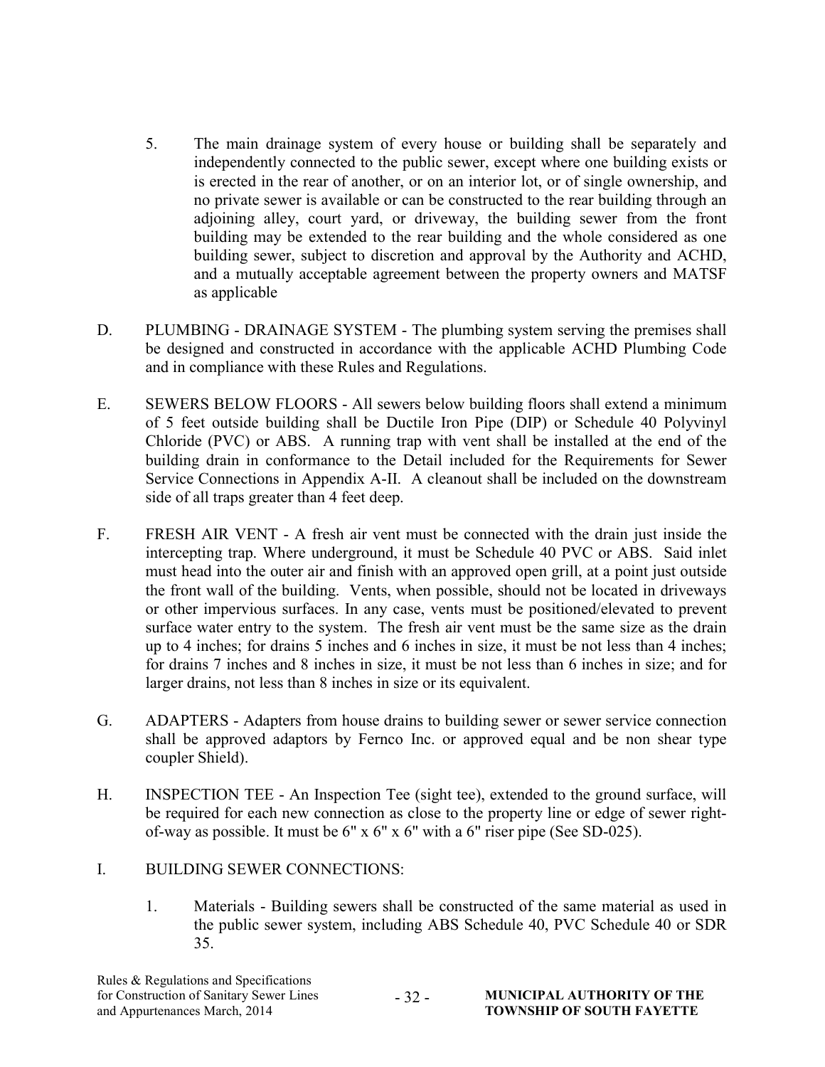5. The main drainage system of every house or building shall be separately and independently connected to the public sewer, except where one building exists or is erected in the rear of another, or on an interior lot, or of single ownership, and no private sewer is available or can be constructed to the rear building through an adjoining alley, court yard, or driveway, the building sewer from the front building may be extended to the rear building and the whole considered as one building sewer, subject to discretion and approval by the Authority and ACHD, and a mutually acceptable agreement between the property owners and MATSF as applicable

D. PLUMBING - DRAINAGE SYSTEM - The plumbing system serving the premises shall be designed and constructed in accordance with the applicable ACHD Plumbing Code and in compliance with these Rules and Regulations.

E. SEWERS BELOW FLOORS - All sewers below building floors shall extend a minimum of 5 feet outside building shall be Ductile Iron Pipe (DIP) or Schedule 40 Polyvinyl Chloride (PVC) or ABS. A running trap with vent shall be installed at the end of the building drain in conformance to the Detail included for the Requirements for Sewer Service Connections in Appendix A-II. A cleanout shall be included on the downstream side of all traps greater than 4 feet deep.

F. FRESH AIR VENT - A fresh air vent must be connected with the drain just inside the intercepting trap. Where underground, it must be Schedule 40 PVC or ABS. Said inlet must head into the outer air and finish with an approved open grill, at a point just outside the front wall of the building. Vents, when possible, should not be located in driveways or other impervious surfaces. In any case, vents must be positioned/elevated to prevent surface water entry to the system. The fresh air vent must be the same size as the drain up to 4 inches; for drains 5 inches and 6 inches in size, it must be not less than 4 inches; for drains 7 inches and 8 inches in size, it must be not less than 6 inches in size; and for larger drains, not less than 8 inches in size or its equivalent.

G. ADAPTERS - Adapters from house drains to building sewer or sewer service connection shall be approved adaptors by Fernco Inc. or approved equal and be non shear type coupler Shield).

H. INSPECTION TEE - An Inspection Tee (sight tee), extended to the ground surface, will be required for each new connection as close to the property line or edge of sewer right-of-way as possible. It must be 6" x 6" x 6" with a 6" riser pipe (See SD-025).

I. BUILDING SEWER CONNECTIONS:

1. Materials - Building sewers shall be constructed of the same material as used in the public sewer system, including ABS Schedule 40, PVC Schedule 40 or SDR 35.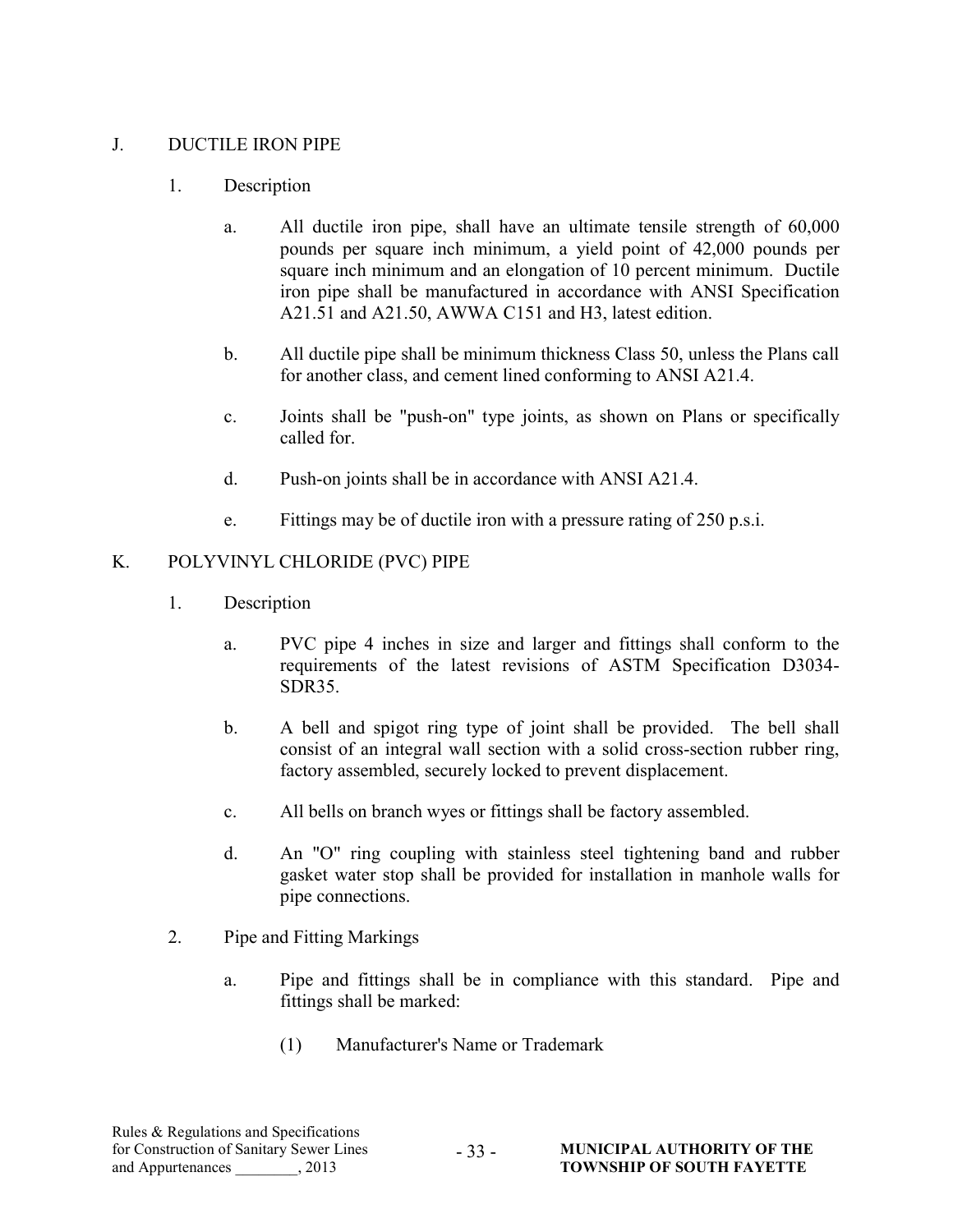## J. DUCTILE IRON PIPE

1. Description

   a. All ductile iron pipe, shall have an ultimate tensile strength of 60,000 pounds per square inch minimum, a yield point of 42,000 pounds per square inch minimum and an elongation of 10 percent minimum. Ductile iron pipe shall be manufactured in accordance with ANSI Specification A21.51 and A21.50, AWWA C151 and H3, latest edition.

   b. All ductile pipe shall be minimum thickness Class 50, unless the Plans call for another class, and cement lined conforming to ANSI A21.4.

   c. Joints shall be "push-on" type joints, as shown on Plans or specifically called for.

   d. Push-on joints shall be in accordance with ANSI A21.4.

   e. Fittings may be of ductile iron with a pressure rating of 250 p.s.i.

## K. POLYVINYL CHLORIDE (PVC) PIPE

1. Description

   a. PVC pipe 4 inches in size and larger and fittings shall conform to the requirements of the latest revisions of ASTM Specification D3034-SDR35.

   b. A bell and spigot ring type of joint shall be provided. The bell shall consist of an integral wall section with a solid cross-section rubber ring, factory assembled, securely locked to prevent displacement.

   c. All bells on branch wyes or fittings shall be factory assembled.

   d. An "O" ring coupling with stainless steel tightening band and rubber gasket water stop shall be provided for installation in manhole walls for pipe connections.

2. Pipe and Fitting Markings

   a. Pipe and fittings shall be in compliance with this standard. Pipe and fittings shall be marked:

      (1) Manufacturer's Name or Trademark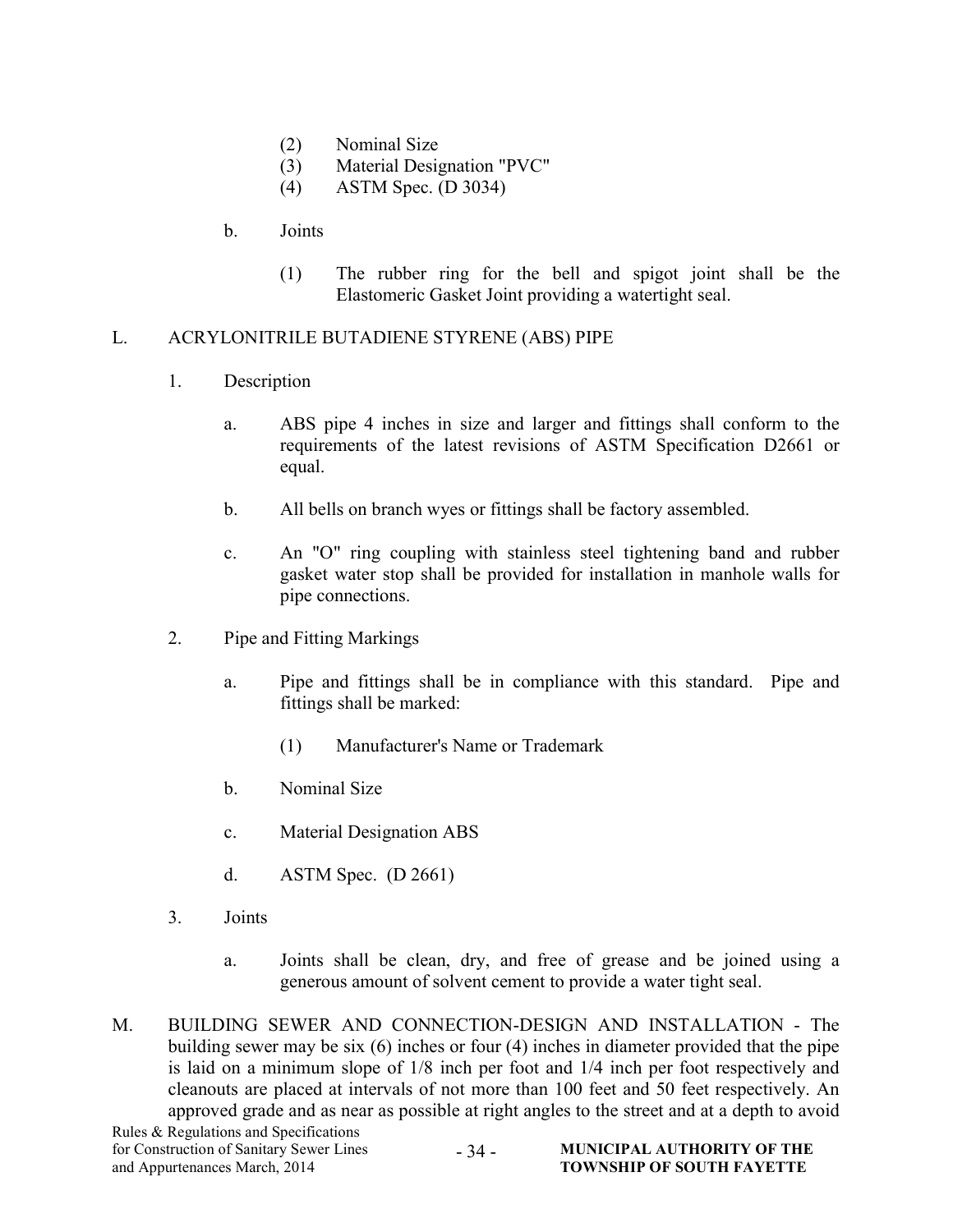(2) Nominal Size
(3) Material Designation "PVC"
(4) ASTM Spec. (D 3034)

b. Joints

(1) The rubber ring for the bell and spigot joint shall be the Elastomeric Gasket Joint providing a watertight seal.

L. ACRYLONITRILE BUTADIENE STYRENE (ABS) PIPE

1. Description

a. ABS pipe 4 inches in size and larger and fittings shall conform to the requirements of the latest revisions of ASTM Specification D2661 or equal.

b. All bells on branch wyes or fittings shall be factory assembled.

c. An "O" ring coupling with stainless steel tightening band and rubber gasket water stop shall be provided for installation in manhole walls for pipe connections.

2. Pipe and Fitting Markings

a. Pipe and fittings shall be in compliance with this standard. Pipe and fittings shall be marked:

(1) Manufacturer's Name or Trademark

b. Nominal Size

c. Material Designation ABS

d. ASTM Spec. (D 2661)

3. Joints

a. Joints shall be clean, dry, and free of grease and be joined using a generous amount of solvent cement to provide a water tight seal.

M. BUILDING SEWER AND CONNECTION-DESIGN AND INSTALLATION - The building sewer may be six (6) inches or four (4) inches in diameter provided that the pipe is laid on a minimum slope of 1/8 inch per foot and 1/4 inch per foot respectively and cleanouts are placed at intervals of not more than 100 feet and 50 feet respectively. An approved grade and as near as possible at right angles to the street and at a depth to avoid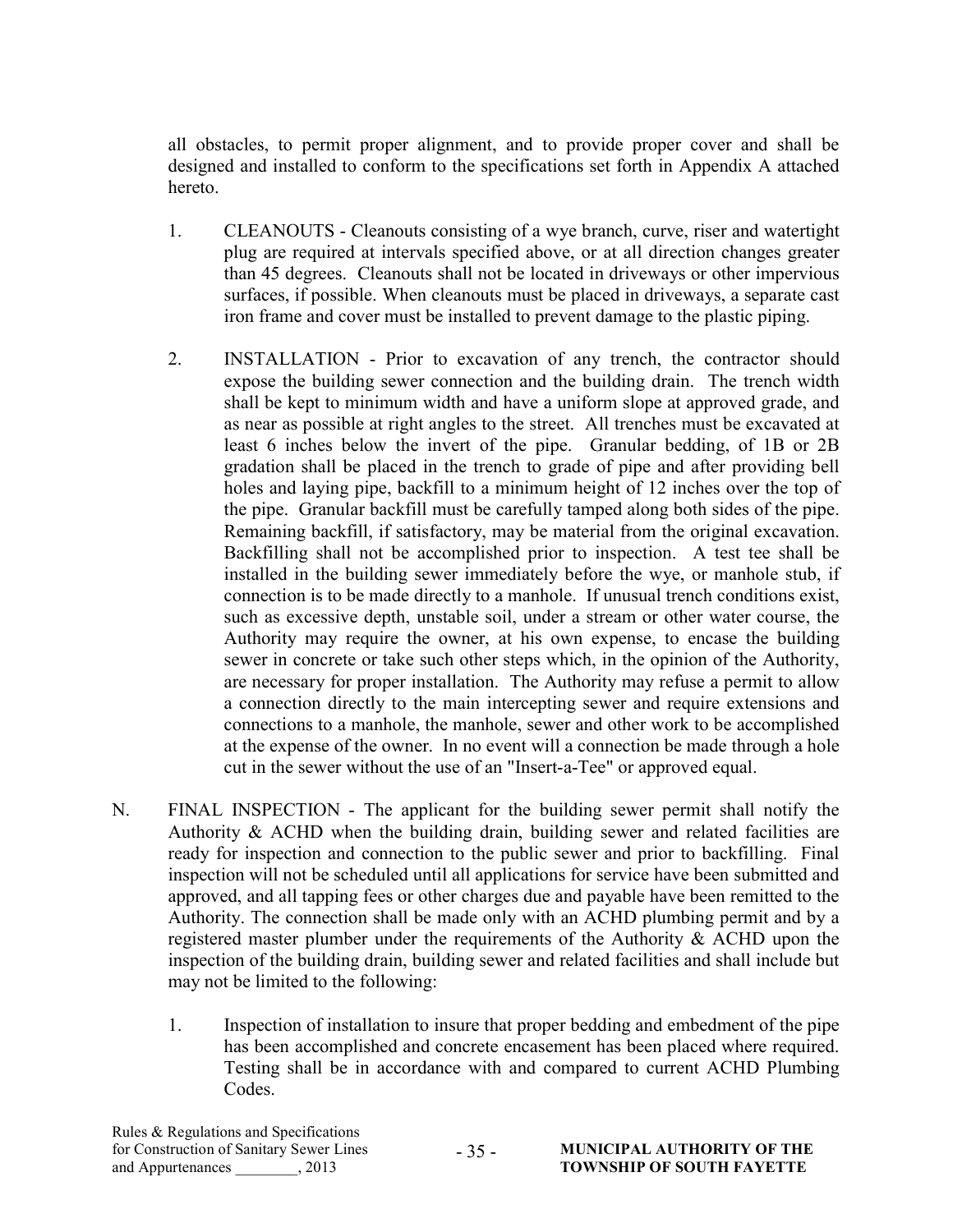all obstacles, to permit proper alignment, and to provide proper cover and shall be designed and installed to conform to the specifications set forth in Appendix A attached hereto.

1. CLEANOUTS - Cleanouts consisting of a wye branch, curve, riser and watertight plug are required at intervals specified above, or at all direction changes greater than 45 degrees. Cleanouts shall not be located in driveways or other impervious surfaces, if possible. When cleanouts must be placed in driveways, a separate cast iron frame and cover must be installed to prevent damage to the plastic piping.

2. INSTALLATION - Prior to excavation of any trench, the contractor should expose the building sewer connection and the building drain. The trench width shall be kept to minimum width and have a uniform slope at approved grade, and as near as possible at right angles to the street. All trenches must be excavated at least 6 inches below the invert of the pipe. Granular bedding, of 1B or 2B gradation shall be placed in the trench to grade of pipe and after providing bell holes and laying pipe, backfill to a minimum height of 12 inches over the top of the pipe. Granular backfill must be carefully tamped along both sides of the pipe. Remaining backfill, if satisfactory, may be material from the original excavation. Backfilling shall not be accomplished prior to inspection. A test tee shall be installed in the building sewer immediately before the wye, or manhole stub, if connection is to be made directly to a manhole. If unusual trench conditions exist, such as excessive depth, unstable soil, under a stream or other water course, the Authority may require the owner, at his own expense, to encase the building sewer in concrete or take such other steps which, in the opinion of the Authority, are necessary for proper installation. The Authority may refuse a permit to allow a connection directly to the main intercepting sewer and require extensions and connections to a manhole, the manhole, sewer and other work to be accomplished at the expense of the owner. In no event will a connection be made through a hole cut in the sewer without the use of an "Insert-a-Tee" or approved equal.

N. FINAL INSPECTION - The applicant for the building sewer permit shall notify the Authority & ACHD when the building drain, building sewer and related facilities are ready for inspection and connection to the public sewer and prior to backfilling. Final inspection will not be scheduled until all applications for service have been submitted and approved, and all tapping fees or other charges due and payable have been remitted to the Authority. The connection shall be made only with an ACHD plumbing permit and by a registered master plumber under the requirements of the Authority & ACHD upon the inspection of the building drain, building sewer and related facilities and shall include but may not be limited to the following:

1. Inspection of installation to insure that proper bedding and embedment of the pipe has been accomplished and concrete encasement has been placed where required. Testing shall be in accordance with and compared to current ACHD Plumbing Codes.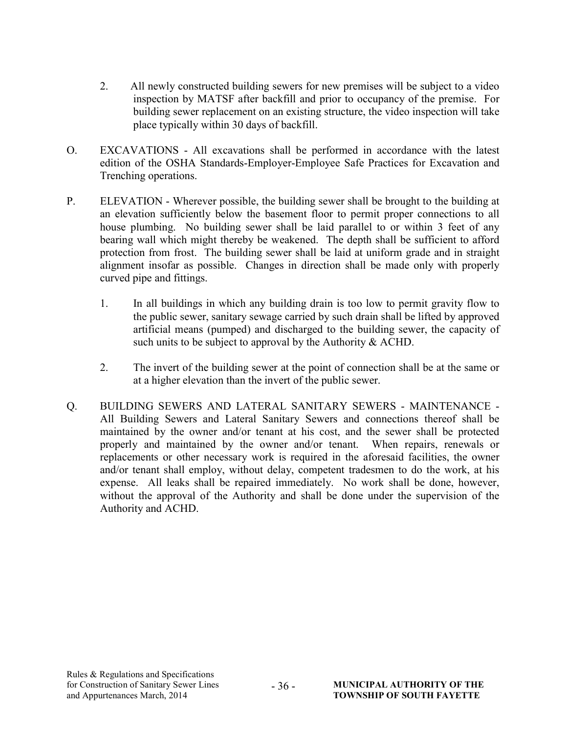2. All newly constructed building sewers for new premises will be subject to a video inspection by MATSF after backfill and prior to occupancy of the premise. For building sewer replacement on an existing structure, the video inspection will take place typically within 30 days of backfill.

O. EXCAVATIONS - All excavations shall be performed in accordance with the latest edition of the OSHA Standards-Employer-Employee Safe Practices for Excavation and Trenching operations.

P. ELEVATION - Wherever possible, the building sewer shall be brought to the building at an elevation sufficiently below the basement floor to permit proper connections to all house plumbing. No building sewer shall be laid parallel to or within 3 feet of any bearing wall which might thereby be weakened. The depth shall be sufficient to afford protection from frost. The building sewer shall be laid at uniform grade and in straight alignment insofar as possible. Changes in direction shall be made only with properly curved pipe and fittings.

1. In all buildings in which any building drain is too low to permit gravity flow to the public sewer, sanitary sewage carried by such drain shall be lifted by approved artificial means (pumped) and discharged to the building sewer, the capacity of such units to be subject to approval by the Authority & ACHD.

2. The invert of the building sewer at the point of connection shall be at the same or at a higher elevation than the invert of the public sewer.

Q. BUILDING SEWERS AND LATERAL SANITARY SEWERS - MAINTENANCE - All Building Sewers and Lateral Sanitary Sewers and connections thereof shall be maintained by the owner and/or tenant at his cost, and the sewer shall be protected properly and maintained by the owner and/or tenant. When repairs, renewals or replacements or other necessary work is required in the aforesaid facilities, the owner and/or tenant shall employ, without delay, competent tradesmen to do the work, at his expense. All leaks shall be repaired immediately. No work shall be done, however, without the approval of the Authority and shall be done under the supervision of the Authority and ACHD.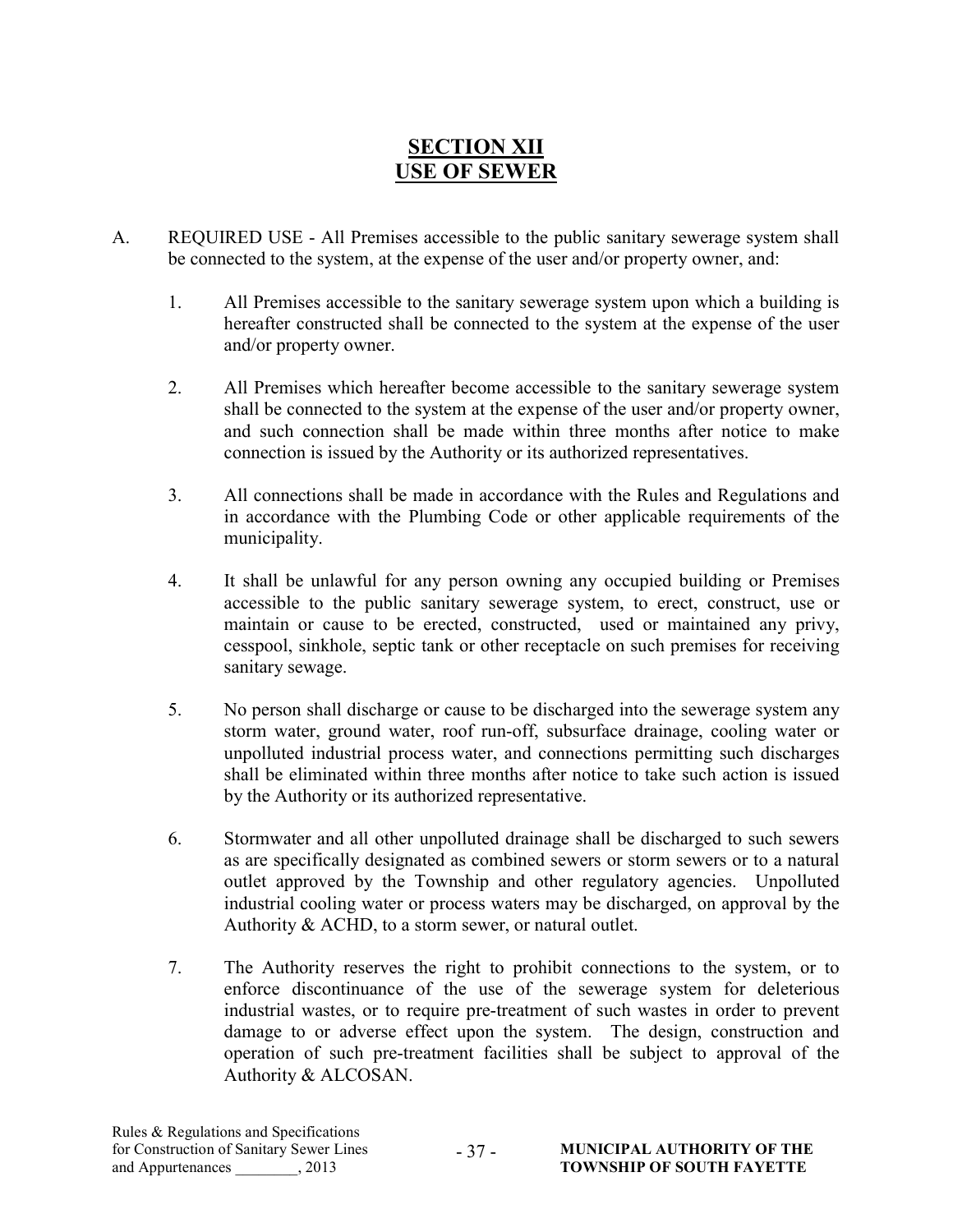# SECTION XII
# USE OF SEWER

A. REQUIRED USE - All Premises accessible to the public sanitary sewerage system shall be connected to the system, at the expense of the user and/or property owner, and:

1. All Premises accessible to the sanitary sewerage system upon which a building is hereafter constructed shall be connected to the system at the expense of the user and/or property owner.

2. All Premises which hereafter become accessible to the sanitary sewerage system shall be connected to the system at the expense of the user and/or property owner, and such connection shall be made within three months after notice to make connection is issued by the Authority or its authorized representatives.

3. All connections shall be made in accordance with the Rules and Regulations and in accordance with the Plumbing Code or other applicable requirements of the municipality.

4. It shall be unlawful for any person owning any occupied building or Premises accessible to the public sanitary sewerage system, to erect, construct, use or maintain or cause to be erected, constructed, used or maintained any privy, cesspool, sinkhole, septic tank or other receptacle on such premises for receiving sanitary sewage.

5. No person shall discharge or cause to be discharged into the sewerage system any storm water, ground water, roof run-off, subsurface drainage, cooling water or unpolluted industrial process water, and connections permitting such discharges shall be eliminated within three months after notice to take such action is issued by the Authority or its authorized representative.

6. Stormwater and all other unpolluted drainage shall be discharged to such sewers as are specifically designated as combined sewers or storm sewers or to a natural outlet approved by the Township and other regulatory agencies. Unpolluted industrial cooling water or process waters may be discharged, on approval by the Authority & ACHD, to a storm sewer, or natural outlet.

7. The Authority reserves the right to prohibit connections to the system, or to enforce discontinuance of the use of the sewerage system for deleterious industrial wastes, or to require pre-treatment of such wastes in order to prevent damage to or adverse effect upon the system. The design, construction and operation of such pre-treatment facilities shall be subject to approval of the Authority & ALCOSAN.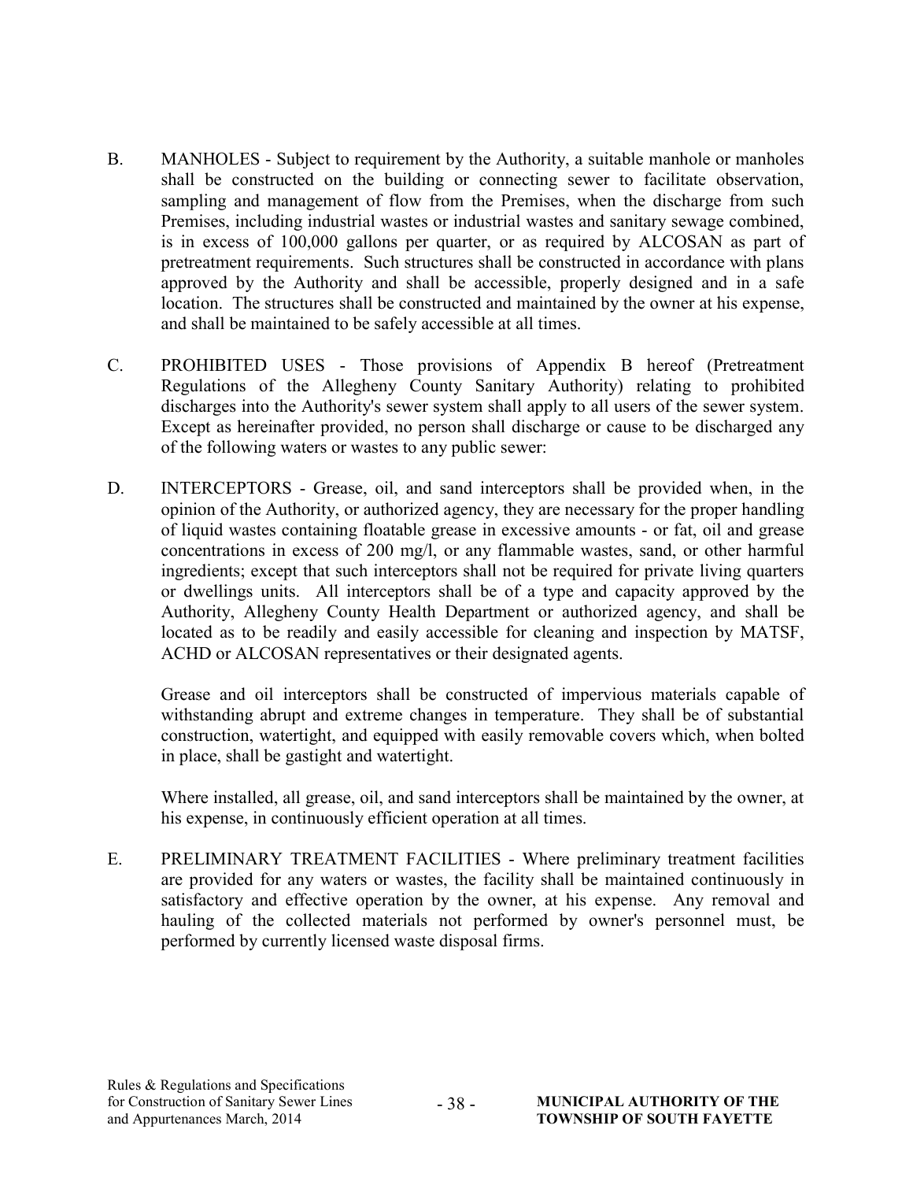B. MANHOLES - Subject to requirement by the Authority, a suitable manhole or manholes shall be constructed on the building or connecting sewer to facilitate observation, sampling and management of flow from the Premises, when the discharge from such Premises, including industrial wastes or industrial wastes and sanitary sewage combined, is in excess of 100,000 gallons per quarter, or as required by ALCOSAN as part of pretreatment requirements. Such structures shall be constructed in accordance with plans approved by the Authority and shall be accessible, properly designed and in a safe location. The structures shall be constructed and maintained by the owner at his expense, and shall be maintained to be safely accessible at all times.

C. PROHIBITED USES - Those provisions of Appendix B hereof (Pretreatment Regulations of the Allegheny County Sanitary Authority) relating to prohibited discharges into the Authority's sewer system shall apply to all users of the sewer system. Except as hereinafter provided, no person shall discharge or cause to be discharged any of the following waters or wastes to any public sewer:

D. INTERCEPTORS - Grease, oil, and sand interceptors shall be provided when, in the opinion of the Authority, or authorized agency, they are necessary for the proper handling of liquid wastes containing floatable grease in excessive amounts - or fat, oil and grease concentrations in excess of 200 mg/l, or any flammable wastes, sand, or other harmful ingredients; except that such interceptors shall not be required for private living quarters or dwellings units. All interceptors shall be of a type and capacity approved by the Authority, Allegheny County Health Department or authorized agency, and shall be located as to be readily and easily accessible for cleaning and inspection by MATSF, ACHD or ALCOSAN representatives or their designated agents.

Grease and oil interceptors shall be constructed of impervious materials capable of withstanding abrupt and extreme changes in temperature. They shall be of substantial construction, watertight, and equipped with easily removable covers which, when bolted in place, shall be gastight and watertight.

Where installed, all grease, oil, and sand interceptors shall be maintained by the owner, at his expense, in continuously efficient operation at all times.

E. PRELIMINARY TREATMENT FACILITIES - Where preliminary treatment facilities are provided for any waters or wastes, the facility shall be maintained continuously in satisfactory and effective operation by the owner, at his expense. Any removal and hauling of the collected materials not performed by owner's personnel must, be performed by currently licensed waste disposal firms.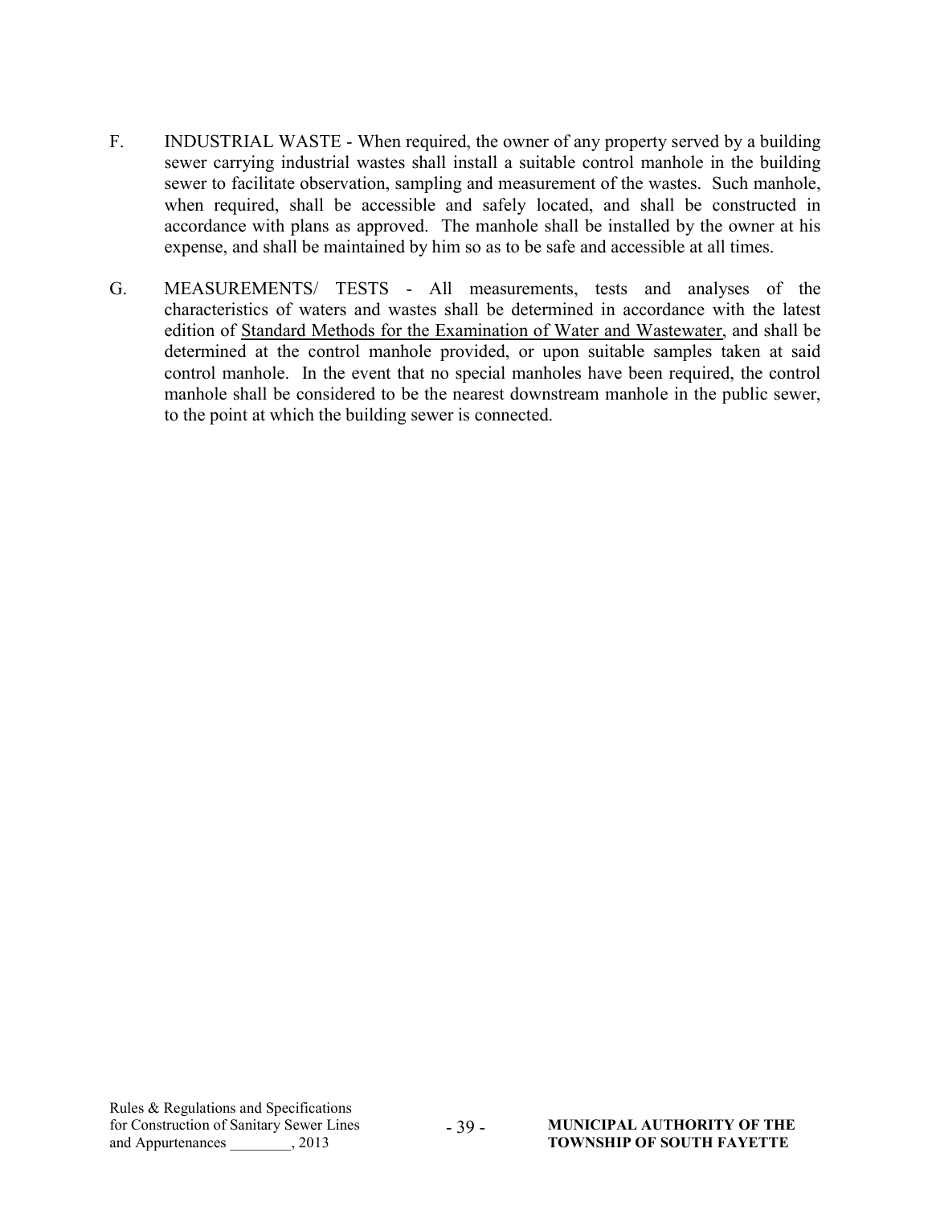F. INDUSTRIAL WASTE - When required, the owner of any property served by a building sewer carrying industrial wastes shall install a suitable control manhole in the building sewer to facilitate observation, sampling and measurement of the wastes. Such manhole, when required, shall be accessible and safely located, and shall be constructed in accordance with plans as approved. The manhole shall be installed by the owner at his expense, and shall be maintained by him so as to be safe and accessible at all times.

G. MEASUREMENTS/ TESTS - All measurements, tests and analyses of the characteristics of waters and wastes shall be determined in accordance with the latest edition of <u>Standard Methods for the Examination of Water and Wastewater</u>, and shall be determined at the control manhole provided, or upon suitable samples taken at said control manhole. In the event that no special manholes have been required, the control manhole shall be considered to be the nearest downstream manhole in the public sewer, to the point at which the building sewer is connected.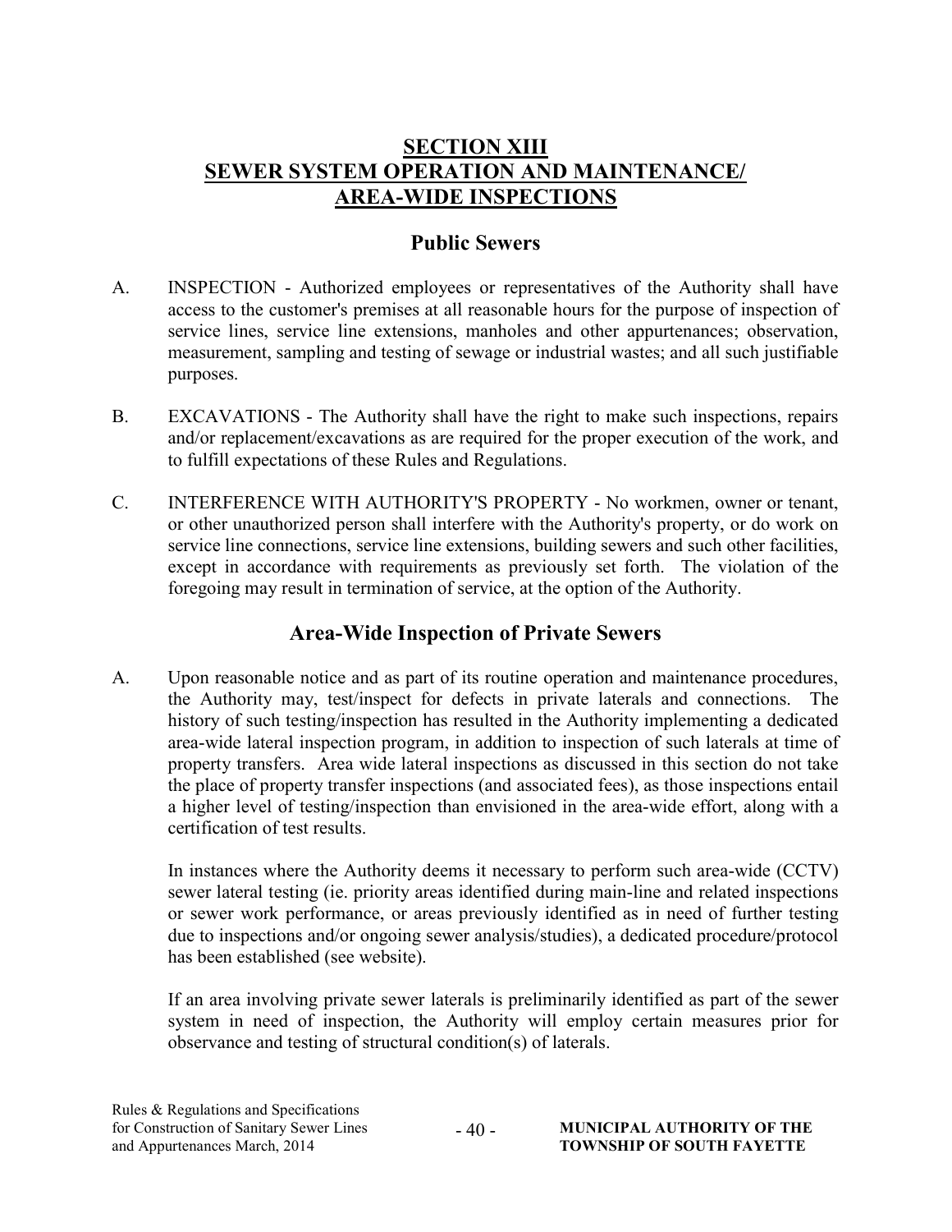# SECTION XIII
# SEWER SYSTEM OPERATION AND MAINTENANCE/ AREA-WIDE INSPECTIONS

## Public Sewers

A. INSPECTION - Authorized employees or representatives of the Authority shall have access to the customer's premises at all reasonable hours for the purpose of inspection of service lines, service line extensions, manholes and other appurtenances; observation, measurement, sampling and testing of sewage or industrial wastes; and all such justifiable purposes.

B. EXCAVATIONS - The Authority shall have the right to make such inspections, repairs and/or replacement/excavations as are required for the proper execution of the work, and to fulfill expectations of these Rules and Regulations.

C. INTERFERENCE WITH AUTHORITY'S PROPERTY - No workmen, owner or tenant, or other unauthorized person shall interfere with the Authority's property, or do work on service line connections, service line extensions, building sewers and such other facilities, except in accordance with requirements as previously set forth. The violation of the foregoing may result in termination of service, at the option of the Authority.

## Area-Wide Inspection of Private Sewers

A. Upon reasonable notice and as part of its routine operation and maintenance procedures, the Authority may, test/inspect for defects in private laterals and connections. The history of such testing/inspection has resulted in the Authority implementing a dedicated area-wide lateral inspection program, in addition to inspection of such laterals at time of property transfers. Area wide lateral inspections as discussed in this section do not take the place of property transfer inspections (and associated fees), as those inspections entail a higher level of testing/inspection than envisioned in the area-wide effort, along with a certification of test results.

   In instances where the Authority deems it necessary to perform such area-wide (CCTV) sewer lateral testing (ie. priority areas identified during main-line and related inspections or sewer work performance, or areas previously identified as in need of further testing due to inspections and/or ongoing sewer analysis/studies), a dedicated procedure/protocol has been established (see website).

   If an area involving private sewer laterals is preliminarily identified as part of the sewer system in need of inspection, the Authority will employ certain measures prior for observance and testing of structural condition(s) of laterals.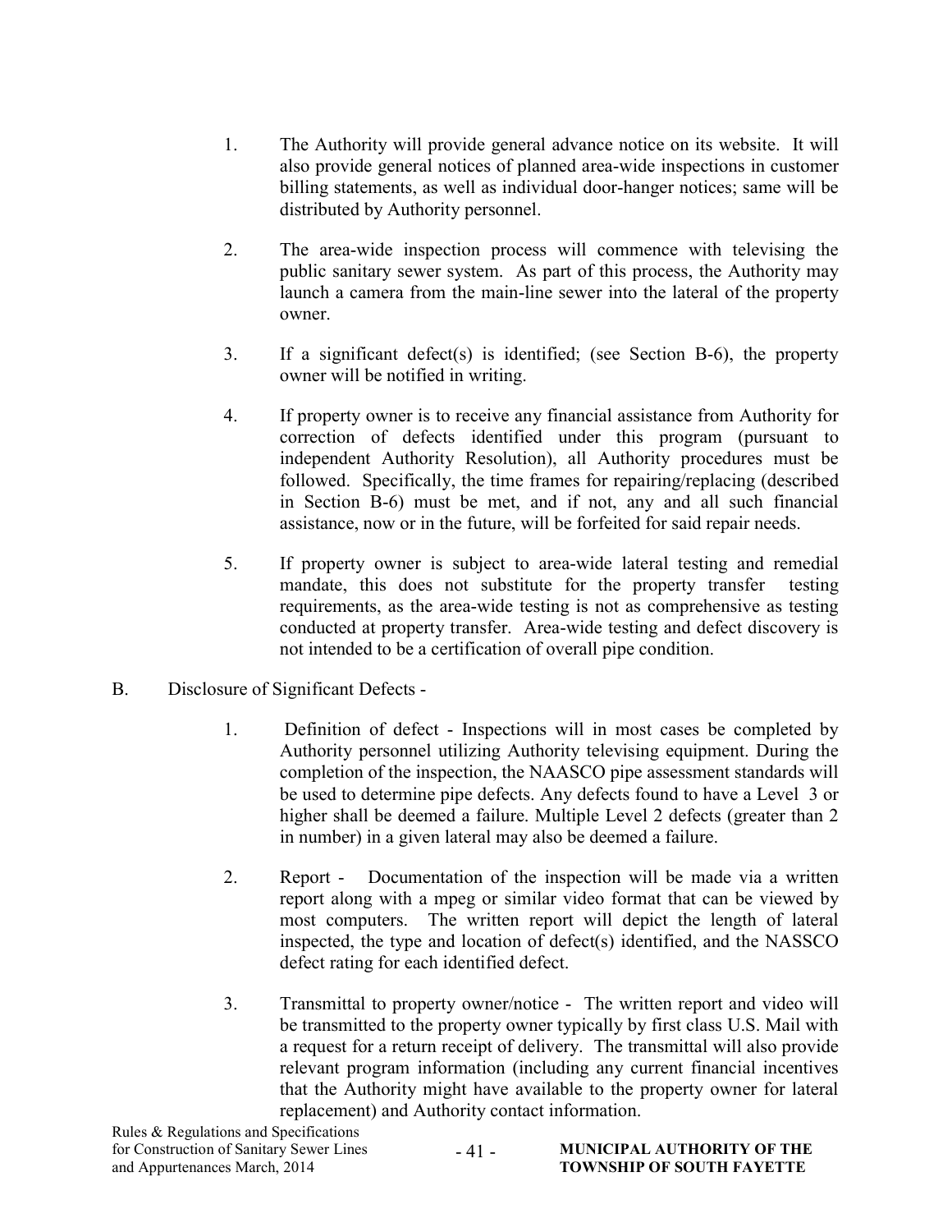1. The Authority will provide general advance notice on its website. It will also provide general notices of planned area-wide inspections in customer billing statements, as well as individual door-hanger notices; same will be distributed by Authority personnel.

2. The area-wide inspection process will commence with televising the public sanitary sewer system. As part of this process, the Authority may launch a camera from the main-line sewer into the lateral of the property owner.

3. If a significant defect(s) is identified; (see Section B-6), the property owner will be notified in writing.

4. If property owner is to receive any financial assistance from Authority for correction of defects identified under this program (pursuant to independent Authority Resolution), all Authority procedures must be followed. Specifically, the time frames for repairing/replacing (described in Section B-6) must be met, and if not, any and all such financial assistance, now or in the future, will be forfeited for said repair needs.

5. If property owner is subject to area-wide lateral testing and remedial mandate, this does not substitute for the property transfer testing requirements, as the area-wide testing is not as comprehensive as testing conducted at property transfer. Area-wide testing and defect discovery is not intended to be a certification of overall pipe condition.

B. Disclosure of Significant Defects -

1. Definition of defect - Inspections will in most cases be completed by Authority personnel utilizing Authority televising equipment. During the completion of the inspection, the NAASCO pipe assessment standards will be used to determine pipe defects. Any defects found to have a Level 3 or higher shall be deemed a failure. Multiple Level 2 defects (greater than 2 in number) in a given lateral may also be deemed a failure.

2. Report - Documentation of the inspection will be made via a written report along with a mpeg or similar video format that can be viewed by most computers. The written report will depict the length of lateral inspected, the type and location of defect(s) identified, and the NASSCO defect rating for each identified defect.

3. Transmittal to property owner/notice - The written report and video will be transmitted to the property owner typically by first class U.S. Mail with a request for a return receipt of delivery. The transmittal will also provide relevant program information (including any current financial incentives that the Authority might have available to the property owner for lateral replacement) and Authority contact information.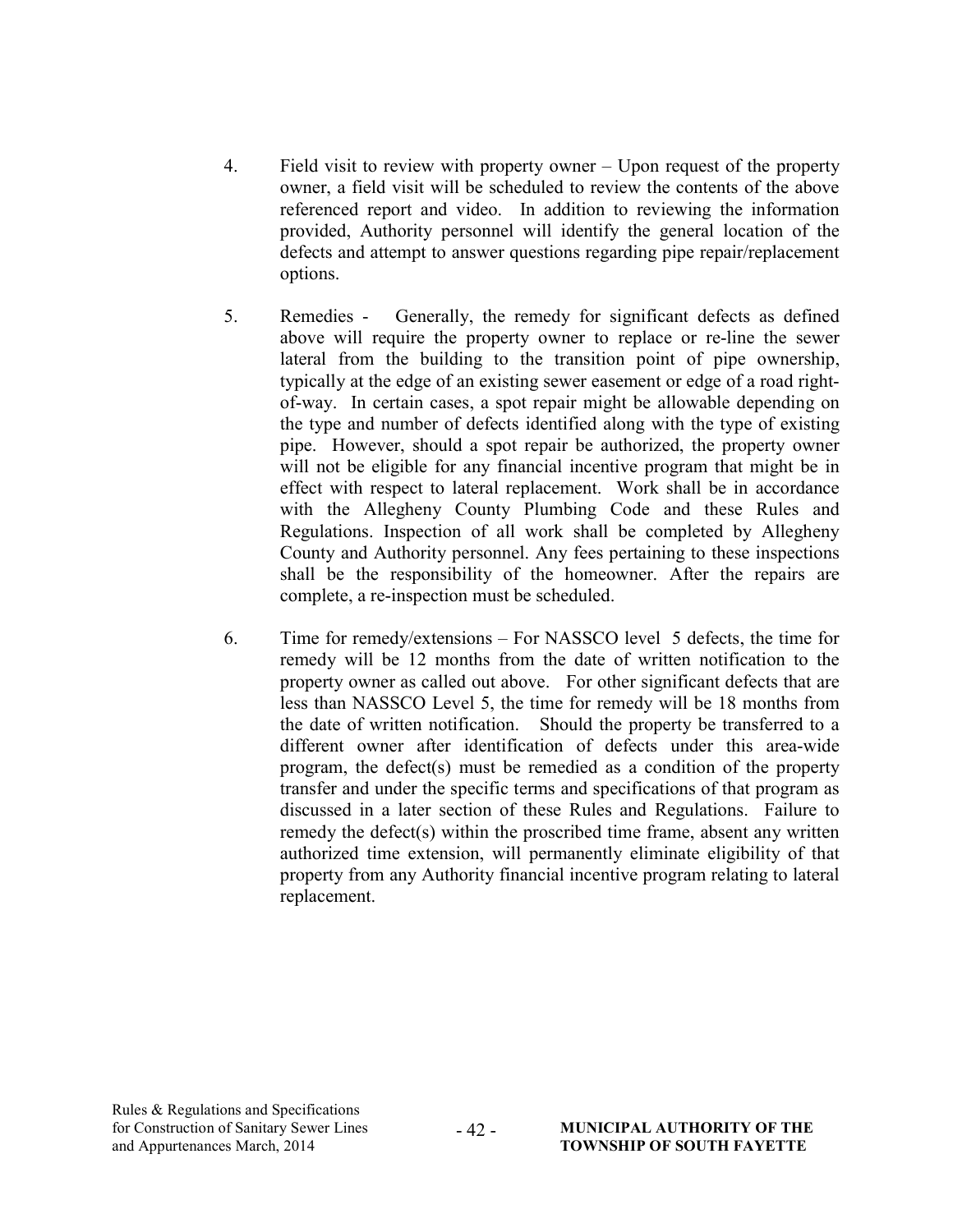4. Field visit to review with property owner – Upon request of the property owner, a field visit will be scheduled to review the contents of the above referenced report and video. In addition to reviewing the information provided, Authority personnel will identify the general location of the defects and attempt to answer questions regarding pipe repair/replacement options.

5. Remedies - Generally, the remedy for significant defects as defined above will require the property owner to replace or re-line the sewer lateral from the building to the transition point of pipe ownership, typically at the edge of an existing sewer easement or edge of a road right-of-way. In certain cases, a spot repair might be allowable depending on the type and number of defects identified along with the type of existing pipe. However, should a spot repair be authorized, the property owner will not be eligible for any financial incentive program that might be in effect with respect to lateral replacement. Work shall be in accordance with the Allegheny County Plumbing Code and these Rules and Regulations. Inspection of all work shall be completed by Allegheny County and Authority personnel. Any fees pertaining to these inspections shall be the responsibility of the homeowner. After the repairs are complete, a re-inspection must be scheduled.

6. Time for remedy/extensions – For NASSCO level 5 defects, the time for remedy will be 12 months from the date of written notification to the property owner as called out above. For other significant defects that are less than NASSCO Level 5, the time for remedy will be 18 months from the date of written notification. Should the property be transferred to a different owner after identification of defects under this area-wide program, the defect(s) must be remedied as a condition of the property transfer and under the specific terms and specifications of that program as discussed in a later section of these Rules and Regulations. Failure to remedy the defect(s) within the proscribed time frame, absent any written authorized time extension, will permanently eliminate eligibility of that property from any Authority financial incentive program relating to lateral replacement.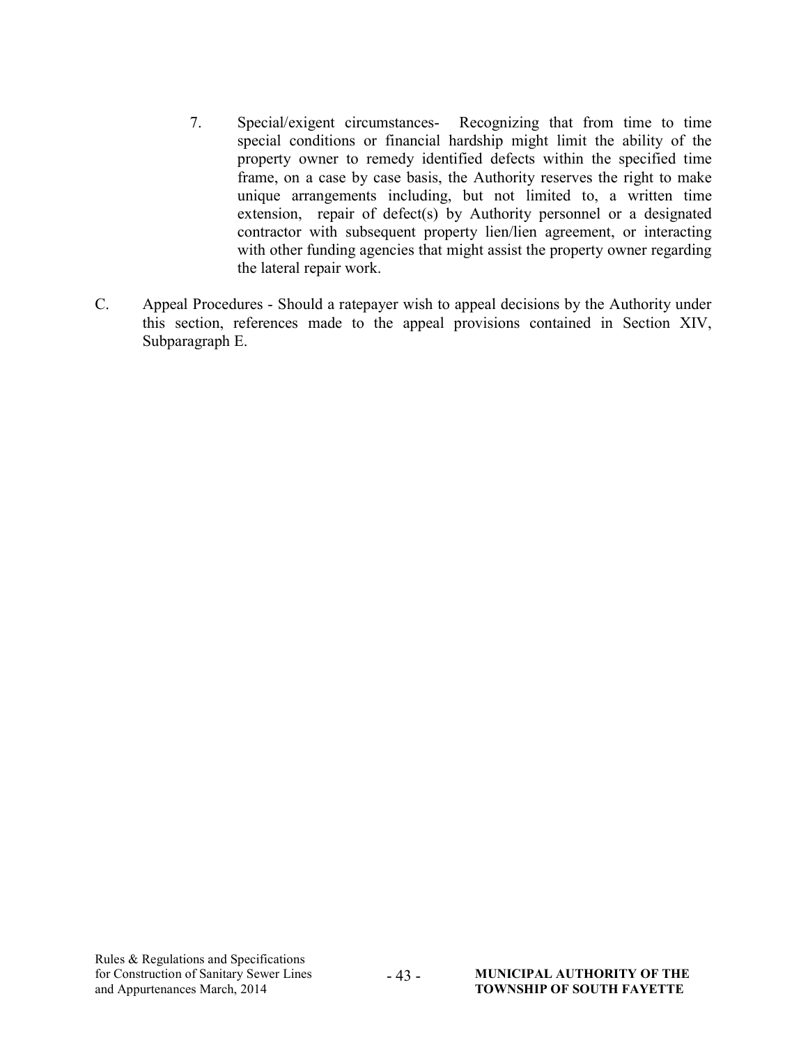7. Special/exigent circumstances- Recognizing that from time to time special conditions or financial hardship might limit the ability of the property owner to remedy identified defects within the specified time frame, on a case by case basis, the Authority reserves the right to make unique arrangements including, but not limited to, a written time extension, repair of defect(s) by Authority personnel or a designated contractor with subsequent property lien/lien agreement, or interacting with other funding agencies that might assist the property owner regarding the lateral repair work.

C. Appeal Procedures - Should a ratepayer wish to appeal decisions by the Authority under this section, references made to the appeal provisions contained in Section XIV, Subparagraph E.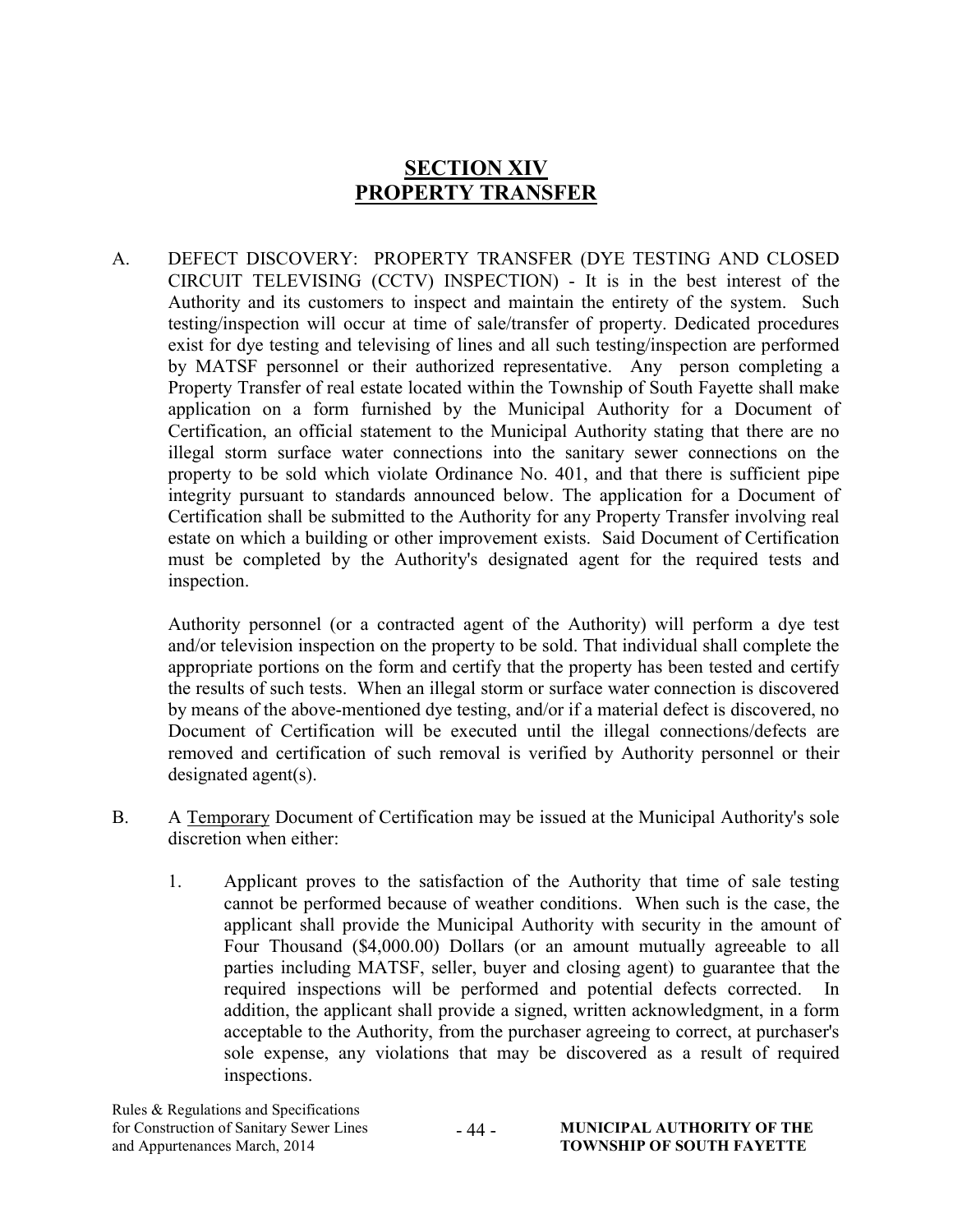# SECTION XIV
# PROPERTY TRANSFER

A. DEFECT DISCOVERY: PROPERTY TRANSFER (DYE TESTING AND CLOSED CIRCUIT TELEVISING (CCTV) INSPECTION) - It is in the best interest of the Authority and its customers to inspect and maintain the entirety of the system. Such testing/inspection will occur at time of sale/transfer of property. Dedicated procedures exist for dye testing and televising of lines and all such testing/inspection are performed by MATSF personnel or their authorized representative. Any person completing a Property Transfer of real estate located within the Township of South Fayette shall make application on a form furnished by the Municipal Authority for a Document of Certification, an official statement to the Municipal Authority stating that there are no illegal storm surface water connections into the sanitary sewer connections on the property to be sold which violate Ordinance No. 401, and that there is sufficient pipe integrity pursuant to standards announced below. The application for a Document of Certification shall be submitted to the Authority for any Property Transfer involving real estate on which a building or other improvement exists. Said Document of Certification must be completed by the Authority's designated agent for the required tests and inspection.

   Authority personnel (or a contracted agent of the Authority) will perform a dye test and/or television inspection on the property to be sold. That individual shall complete the appropriate portions on the form and certify that the property has been tested and certify the results of such tests. When an illegal storm or surface water connection is discovered by means of the above-mentioned dye testing, and/or if a material defect is discovered, no Document of Certification will be executed until the illegal connections/defects are removed and certification of such removal is verified by Authority personnel or their designated agent(s).

B. A <u>Temporary</u> Document of Certification may be issued at the Municipal Authority's sole discretion when either:

   1. Applicant proves to the satisfaction of the Authority that time of sale testing cannot be performed because of weather conditions. When such is the case, the applicant shall provide the Municipal Authority with security in the amount of Four Thousand ($4,000.00) Dollars (or an amount mutually agreeable to all parties including MATSF, seller, buyer and closing agent) to guarantee that the required inspections will be performed and potential defects corrected. In addition, the applicant shall provide a signed, written acknowledgment, in a form acceptable to the Authority, from the purchaser agreeing to correct, at purchaser's sole expense, any violations that may be discovered as a result of required inspections.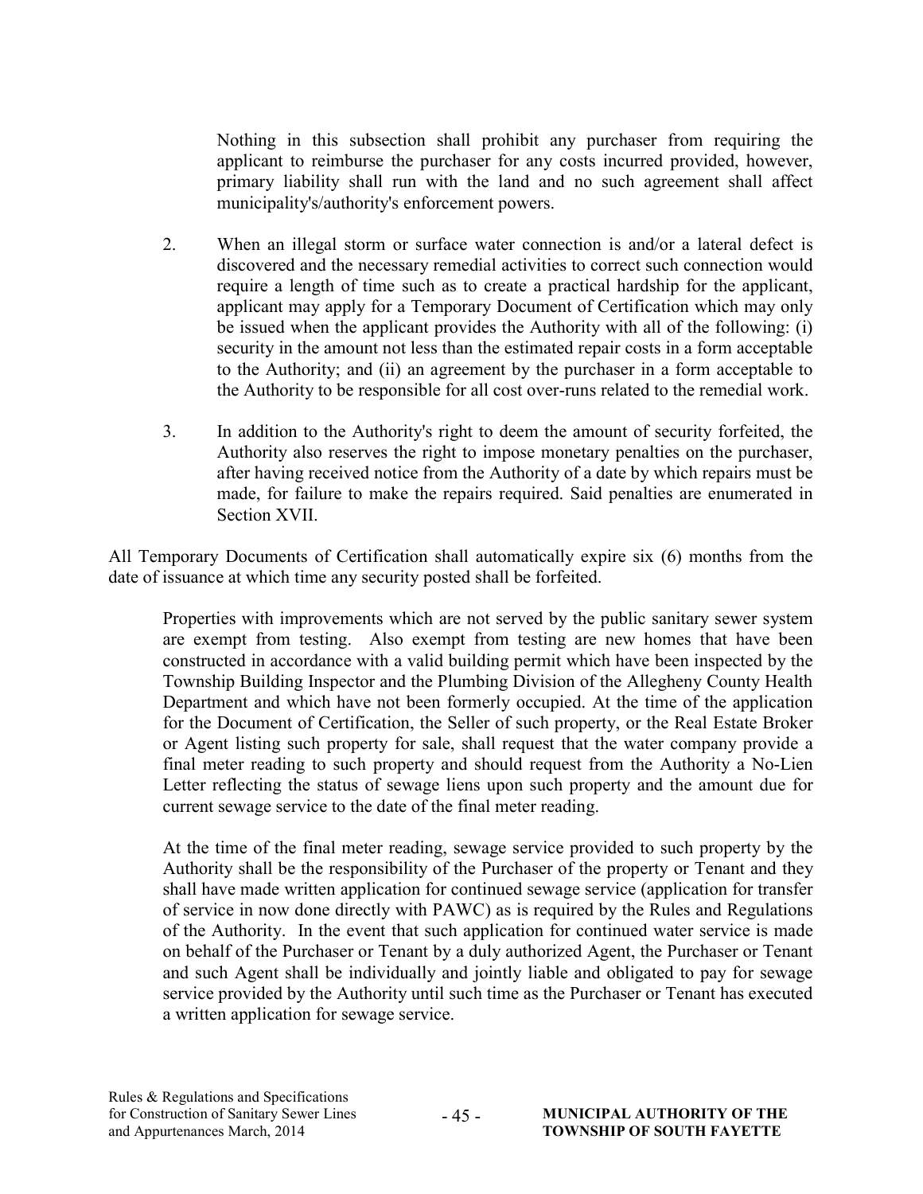Nothing in this subsection shall prohibit any purchaser from requiring the applicant to reimburse the purchaser for any costs incurred provided, however, primary liability shall run with the land and no such agreement shall affect municipality's/authority's enforcement powers.

2. When an illegal storm or surface water connection is and/or a lateral defect is discovered and the necessary remedial activities to correct such connection would require a length of time such as to create a practical hardship for the applicant, applicant may apply for a Temporary Document of Certification which may only be issued when the applicant provides the Authority with all of the following: (i) security in the amount not less than the estimated repair costs in a form acceptable to the Authority; and (ii) an agreement by the purchaser in a form acceptable to the Authority to be responsible for all cost over-runs related to the remedial work.

3. In addition to the Authority's right to deem the amount of security forfeited, the Authority also reserves the right to impose monetary penalties on the purchaser, after having received notice from the Authority of a date by which repairs must be made, for failure to make the repairs required. Said penalties are enumerated in Section XVII.

All Temporary Documents of Certification shall automatically expire six (6) months from the date of issuance at which time any security posted shall be forfeited.

Properties with improvements which are not served by the public sanitary sewer system are exempt from testing. Also exempt from testing are new homes that have been constructed in accordance with a valid building permit which have been inspected by the Township Building Inspector and the Plumbing Division of the Allegheny County Health Department and which have not been formerly occupied. At the time of the application for the Document of Certification, the Seller of such property, or the Real Estate Broker or Agent listing such property for sale, shall request that the water company provide a final meter reading to such property and should request from the Authority a No-Lien Letter reflecting the status of sewage liens upon such property and the amount due for current sewage service to the date of the final meter reading.

At the time of the final meter reading, sewage service provided to such property by the Authority shall be the responsibility of the Purchaser of the property or Tenant and they shall have made written application for continued sewage service (application for transfer of service in now done directly with PAWC) as is required by the Rules and Regulations of the Authority. In the event that such application for continued water service is made on behalf of the Purchaser or Tenant by a duly authorized Agent, the Purchaser or Tenant and such Agent shall be individually and jointly liable and obligated to pay for sewage service provided by the Authority until such time as the Purchaser or Tenant has executed a written application for sewage service.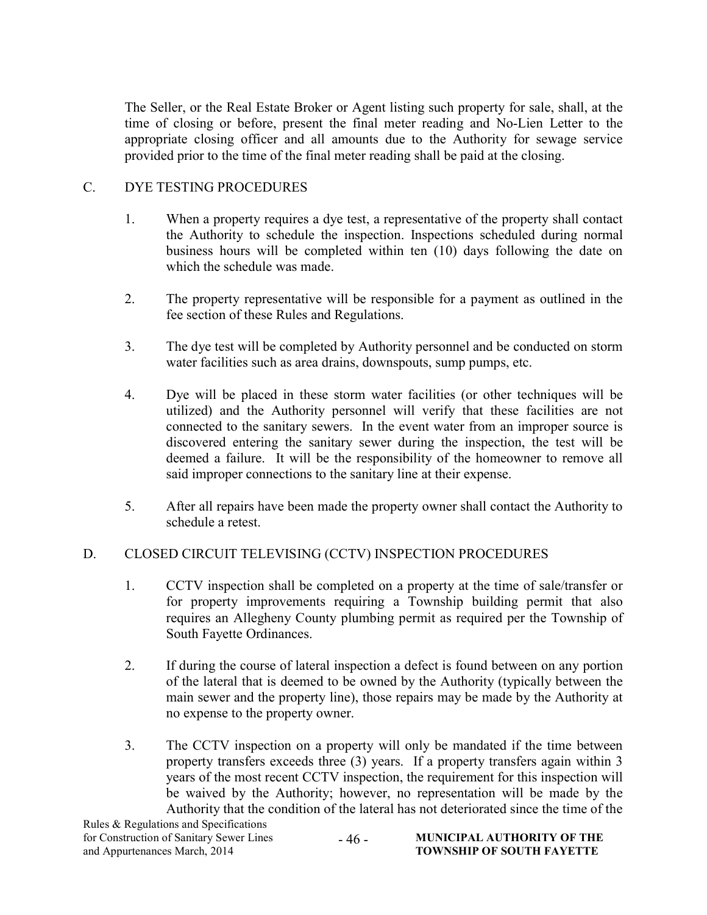The Seller, or the Real Estate Broker or Agent listing such property for sale, shall, at the time of closing or before, present the final meter reading and No-Lien Letter to the appropriate closing officer and all amounts due to the Authority for sewage service provided prior to the time of the final meter reading shall be paid at the closing.

## C. DYE TESTING PROCEDURES

1. When a property requires a dye test, a representative of the property shall contact the Authority to schedule the inspection. Inspections scheduled during normal business hours will be completed within ten (10) days following the date on which the schedule was made.

2. The property representative will be responsible for a payment as outlined in the fee section of these Rules and Regulations.

3. The dye test will be completed by Authority personnel and be conducted on storm water facilities such as area drains, downspouts, sump pumps, etc.

4. Dye will be placed in these storm water facilities (or other techniques will be utilized) and the Authority personnel will verify that these facilities are not connected to the sanitary sewers. In the event water from an improper source is discovered entering the sanitary sewer during the inspection, the test will be deemed a failure. It will be the responsibility of the homeowner to remove all said improper connections to the sanitary line at their expense.

5. After all repairs have been made the property owner shall contact the Authority to schedule a retest.

## D. CLOSED CIRCUIT TELEVISING (CCTV) INSPECTION PROCEDURES

1. CCTV inspection shall be completed on a property at the time of sale/transfer or for property improvements requiring a Township building permit that also requires an Allegheny County plumbing permit as required per the Township of South Fayette Ordinances.

2. If during the course of lateral inspection a defect is found between on any portion of the lateral that is deemed to be owned by the Authority (typically between the main sewer and the property line), those repairs may be made by the Authority at no expense to the property owner.

3. The CCTV inspection on a property will only be mandated if the time between property transfers exceeds three (3) years. If a property transfers again within 3 years of the most recent CCTV inspection, the requirement for this inspection will be waived by the Authority; however, no representation will be made by the Authority that the condition of the lateral has not deteriorated since the time of the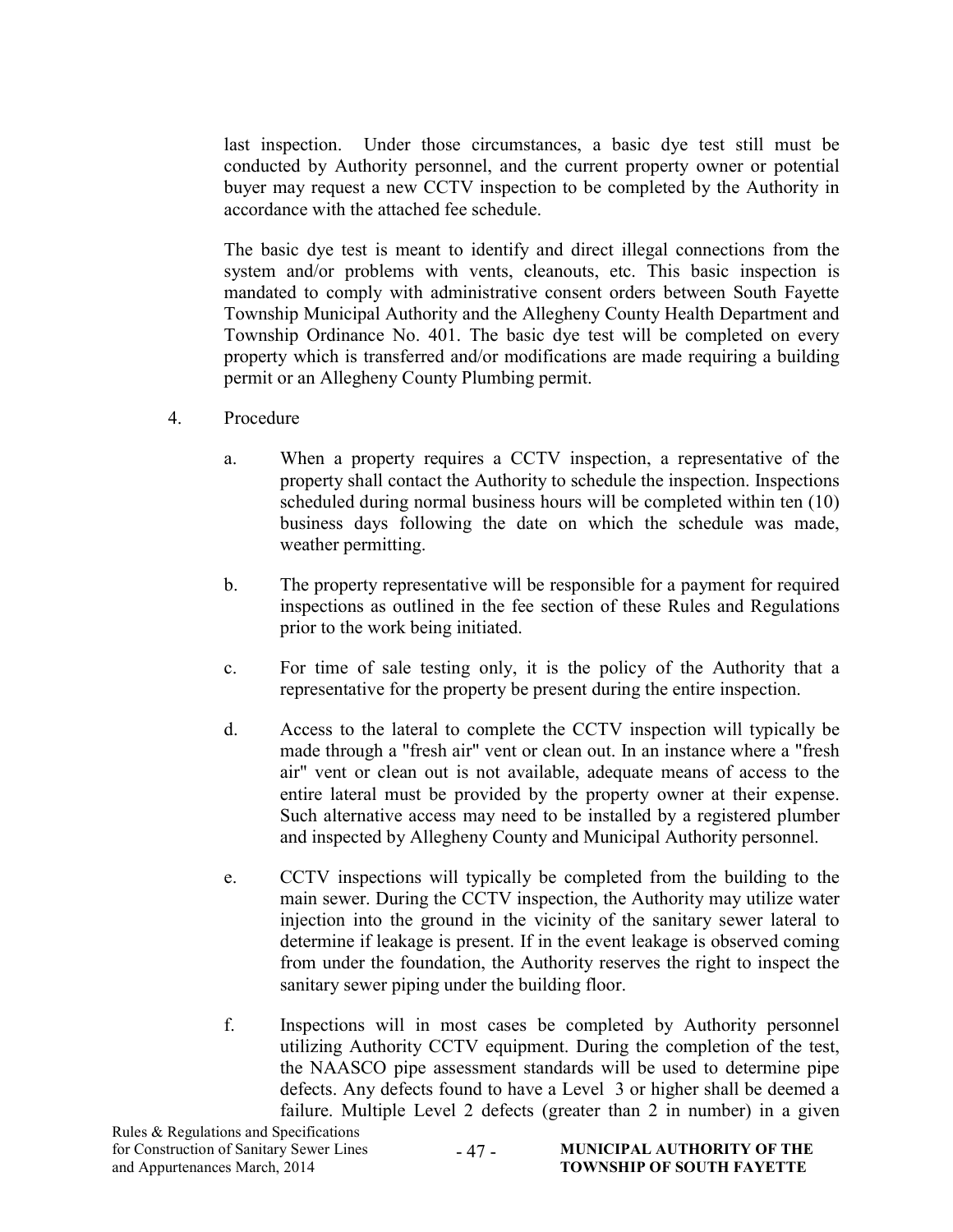last inspection. Under those circumstances, a basic dye test still must be conducted by Authority personnel, and the current property owner or potential buyer may request a new CCTV inspection to be completed by the Authority in accordance with the attached fee schedule.

The basic dye test is meant to identify and direct illegal connections from the system and/or problems with vents, cleanouts, etc. This basic inspection is mandated to comply with administrative consent orders between South Fayette Township Municipal Authority and the Allegheny County Health Department and Township Ordinance No. 401. The basic dye test will be completed on every property which is transferred and/or modifications are made requiring a building permit or an Allegheny County Plumbing permit.

4. Procedure

   a. When a property requires a CCTV inspection, a representative of the property shall contact the Authority to schedule the inspection. Inspections scheduled during normal business hours will be completed within ten (10) business days following the date on which the schedule was made, weather permitting.

   b. The property representative will be responsible for a payment for required inspections as outlined in the fee section of these Rules and Regulations prior to the work being initiated.

   c. For time of sale testing only, it is the policy of the Authority that a representative for the property be present during the entire inspection.

   d. Access to the lateral to complete the CCTV inspection will typically be made through a "fresh air" vent or clean out. In an instance where a "fresh air" vent or clean out is not available, adequate means of access to the entire lateral must be provided by the property owner at their expense. Such alternative access may need to be installed by a registered plumber and inspected by Allegheny County and Municipal Authority personnel.

   e. CCTV inspections will typically be completed from the building to the main sewer. During the CCTV inspection, the Authority may utilize water injection into the ground in the vicinity of the sanitary sewer lateral to determine if leakage is present. If in the event leakage is observed coming from under the foundation, the Authority reserves the right to inspect the sanitary sewer piping under the building floor.

   f. Inspections will in most cases be completed by Authority personnel utilizing Authority CCTV equipment. During the completion of the test, the NAASCO pipe assessment standards will be used to determine pipe defects. Any defects found to have a Level 3 or higher shall be deemed a failure. Multiple Level 2 defects (greater than 2 in number) in a given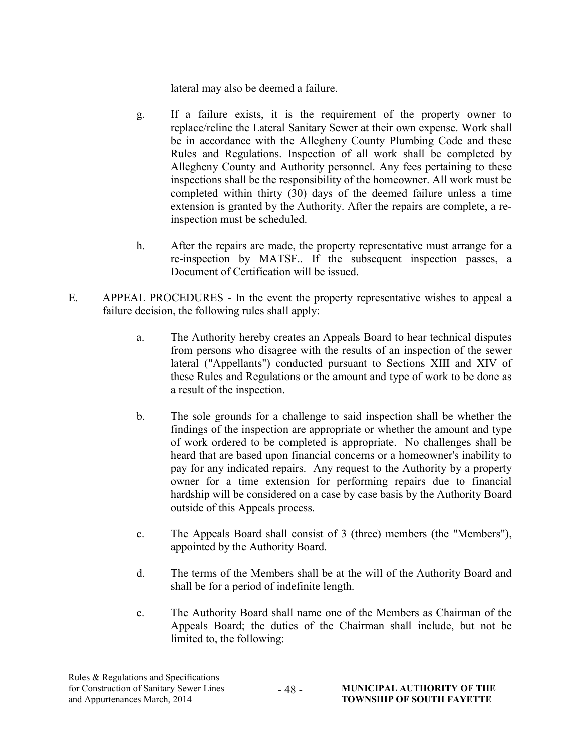lateral may also be deemed a failure.

g. If a failure exists, it is the requirement of the property owner to replace/reline the Lateral Sanitary Sewer at their own expense. Work shall be in accordance with the Allegheny County Plumbing Code and these Rules and Regulations. Inspection of all work shall be completed by Allegheny County and Authority personnel. Any fees pertaining to these inspections shall be the responsibility of the homeowner. All work must be completed within thirty (30) days of the deemed failure unless a time extension is granted by the Authority. After the repairs are complete, a re-inspection must be scheduled.

h. After the repairs are made, the property representative must arrange for a re-inspection by MATSF.. If the subsequent inspection passes, a Document of Certification will be issued.

E. APPEAL PROCEDURES - In the event the property representative wishes to appeal a failure decision, the following rules shall apply:

a. The Authority hereby creates an Appeals Board to hear technical disputes from persons who disagree with the results of an inspection of the sewer lateral ("Appellants") conducted pursuant to Sections XIII and XIV of these Rules and Regulations or the amount and type of work to be done as a result of the inspection.

b. The sole grounds for a challenge to said inspection shall be whether the findings of the inspection are appropriate or whether the amount and type of work ordered to be completed is appropriate. No challenges shall be heard that are based upon financial concerns or a homeowner's inability to pay for any indicated repairs. Any request to the Authority by a property owner for a time extension for performing repairs due to financial hardship will be considered on a case by case basis by the Authority Board outside of this Appeals process.

c. The Appeals Board shall consist of 3 (three) members (the "Members"), appointed by the Authority Board.

d. The terms of the Members shall be at the will of the Authority Board and shall be for a period of indefinite length.

e. The Authority Board shall name one of the Members as Chairman of the Appeals Board; the duties of the Chairman shall include, but not be limited to, the following: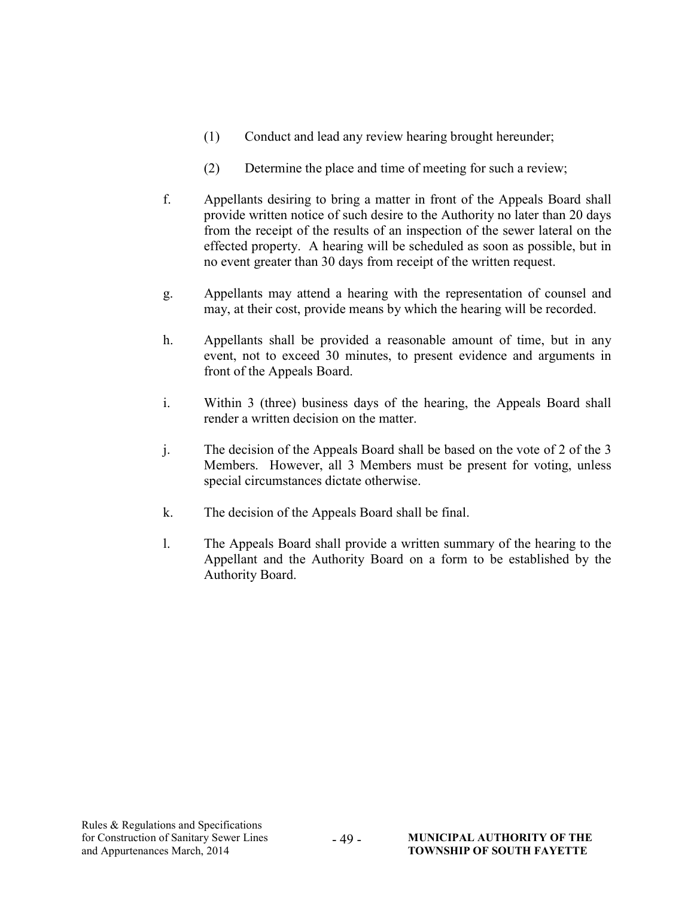(1) Conduct and lead any review hearing brought hereunder;

(2) Determine the place and time of meeting for such a review;

f. Appellants desiring to bring a matter in front of the Appeals Board shall provide written notice of such desire to the Authority no later than 20 days from the receipt of the results of an inspection of the sewer lateral on the effected property. A hearing will be scheduled as soon as possible, but in no event greater than 30 days from receipt of the written request.

g. Appellants may attend a hearing with the representation of counsel and may, at their cost, provide means by which the hearing will be recorded.

h. Appellants shall be provided a reasonable amount of time, but in any event, not to exceed 30 minutes, to present evidence and arguments in front of the Appeals Board.

i. Within 3 (three) business days of the hearing, the Appeals Board shall render a written decision on the matter.

j. The decision of the Appeals Board shall be based on the vote of 2 of the 3 Members. However, all 3 Members must be present for voting, unless special circumstances dictate otherwise.

k. The decision of the Appeals Board shall be final.

l. The Appeals Board shall provide a written summary of the hearing to the Appellant and the Authority Board on a form to be established by the Authority Board.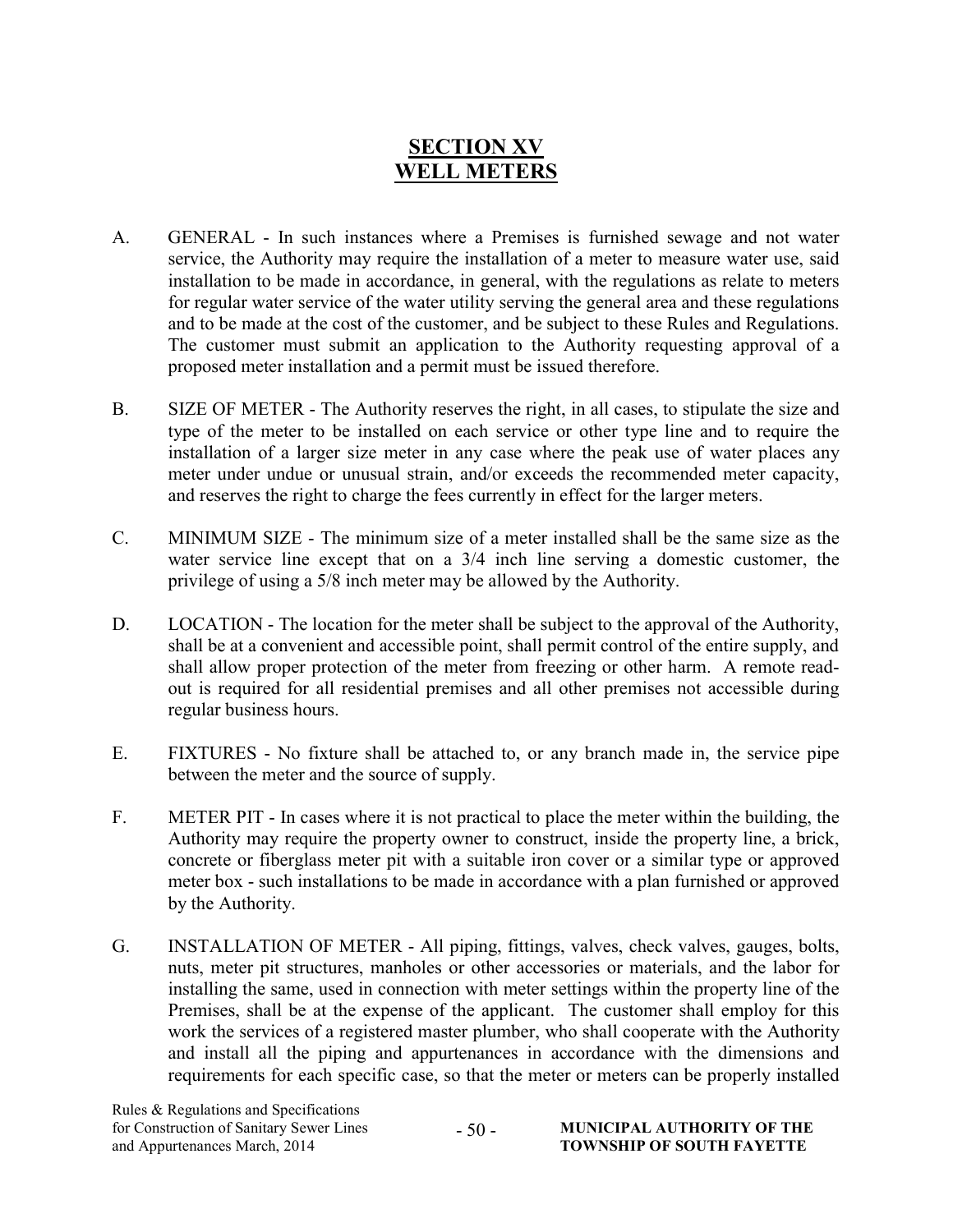# SECTION XV
# WELL METERS

A. GENERAL - In such instances where a Premises is furnished sewage and not water service, the Authority may require the installation of a meter to measure water use, said installation to be made in accordance, in general, with the regulations as relate to meters for regular water service of the water utility serving the general area and these regulations and to be made at the cost of the customer, and be subject to these Rules and Regulations. The customer must submit an application to the Authority requesting approval of a proposed meter installation and a permit must be issued therefore.

B. SIZE OF METER - The Authority reserves the right, in all cases, to stipulate the size and type of the meter to be installed on each service or other type line and to require the installation of a larger size meter in any case where the peak use of water places any meter under undue or unusual strain, and/or exceeds the recommended meter capacity, and reserves the right to charge the fees currently in effect for the larger meters.

C. MINIMUM SIZE - The minimum size of a meter installed shall be the same size as the water service line except that on a 3/4 inch line serving a domestic customer, the privilege of using a 5/8 inch meter may be allowed by the Authority.

D. LOCATION - The location for the meter shall be subject to the approval of the Authority, shall be at a convenient and accessible point, shall permit control of the entire supply, and shall allow proper protection of the meter from freezing or other harm. A remote read-out is required for all residential premises and all other premises not accessible during regular business hours.

E. FIXTURES - No fixture shall be attached to, or any branch made in, the service pipe between the meter and the source of supply.

F. METER PIT - In cases where it is not practical to place the meter within the building, the Authority may require the property owner to construct, inside the property line, a brick, concrete or fiberglass meter pit with a suitable iron cover or a similar type or approved meter box - such installations to be made in accordance with a plan furnished or approved by the Authority.

G. INSTALLATION OF METER - All piping, fittings, valves, check valves, gauges, bolts, nuts, meter pit structures, manholes or other accessories or materials, and the labor for installing the same, used in connection with meter settings within the property line of the Premises, shall be at the expense of the applicant. The customer shall employ for this work the services of a registered master plumber, who shall cooperate with the Authority and install all the piping and appurtenances in accordance with the dimensions and requirements for each specific case, so that the meter or meters can be properly installed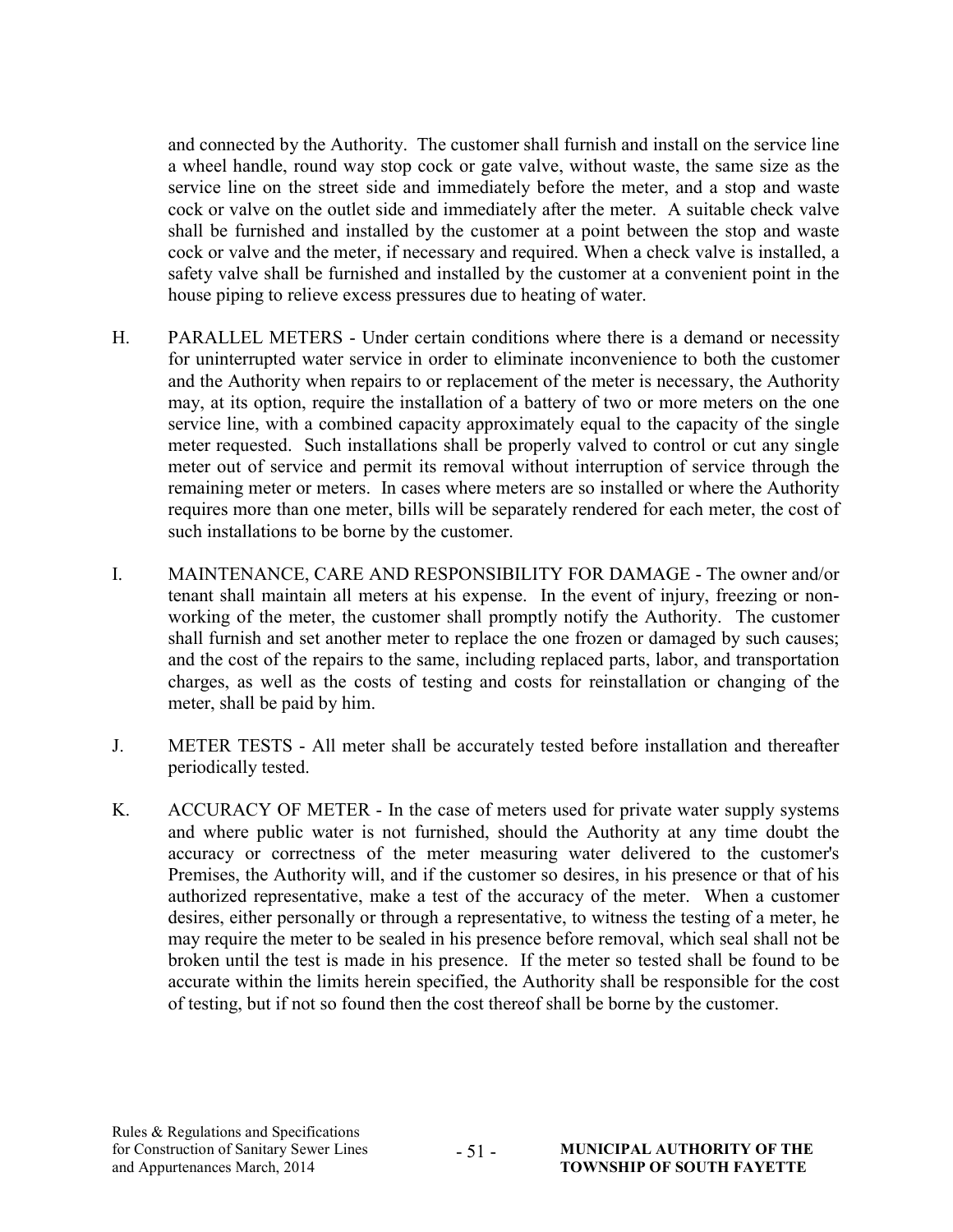and connected by the Authority. The customer shall furnish and install on the service line a wheel handle, round way stop cock or gate valve, without waste, the same size as the service line on the street side and immediately before the meter, and a stop and waste cock or valve on the outlet side and immediately after the meter. A suitable check valve shall be furnished and installed by the customer at a point between the stop and waste cock or valve and the meter, if necessary and required. When a check valve is installed, a safety valve shall be furnished and installed by the customer at a convenient point in the house piping to relieve excess pressures due to heating of water.

H. PARALLEL METERS - Under certain conditions where there is a demand or necessity for uninterrupted water service in order to eliminate inconvenience to both the customer and the Authority when repairs to or replacement of the meter is necessary, the Authority may, at its option, require the installation of a battery of two or more meters on the one service line, with a combined capacity approximately equal to the capacity of the single meter requested. Such installations shall be properly valved to control or cut any single meter out of service and permit its removal without interruption of service through the remaining meter or meters. In cases where meters are so installed or where the Authority requires more than one meter, bills will be separately rendered for each meter, the cost of such installations to be borne by the customer.

I. MAINTENANCE, CARE AND RESPONSIBILITY FOR DAMAGE - The owner and/or tenant shall maintain all meters at his expense. In the event of injury, freezing or non-working of the meter, the customer shall promptly notify the Authority. The customer shall furnish and set another meter to replace the one frozen or damaged by such causes; and the cost of the repairs to the same, including replaced parts, labor, and transportation charges, as well as the costs of testing and costs for reinstallation or changing of the meter, shall be paid by him.

J. METER TESTS - All meter shall be accurately tested before installation and thereafter periodically tested.

K. ACCURACY OF METER - In the case of meters used for private water supply systems and where public water is not furnished, should the Authority at any time doubt the accuracy or correctness of the meter measuring water delivered to the customer's Premises, the Authority will, and if the customer so desires, in his presence or that of his authorized representative, make a test of the accuracy of the meter. When a customer desires, either personally or through a representative, to witness the testing of a meter, he may require the meter to be sealed in his presence before removal, which seal shall not be broken until the test is made in his presence. If the meter so tested shall be found to be accurate within the limits herein specified, the Authority shall be responsible for the cost of testing, but if not so found then the cost thereof shall be borne by the customer.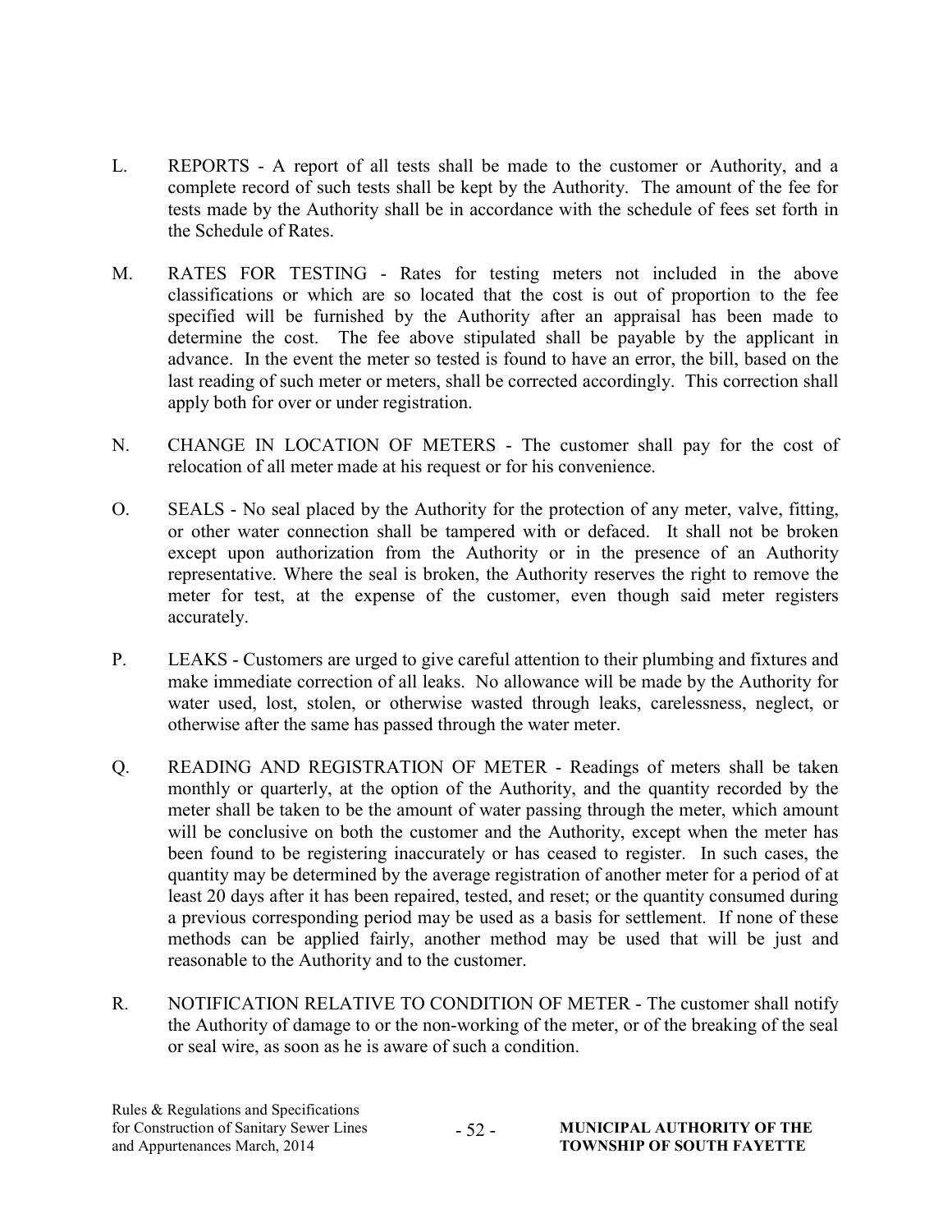L. REPORTS - A report of all tests shall be made to the customer or Authority, and a complete record of such tests shall be kept by the Authority. The amount of the fee for tests made by the Authority shall be in accordance with the schedule of fees set forth in the Schedule of Rates.

M. RATES FOR TESTING - Rates for testing meters not included in the above classifications or which are so located that the cost is out of proportion to the fee specified will be furnished by the Authority after an appraisal has been made to determine the cost. The fee above stipulated shall be payable by the applicant in advance. In the event the meter so tested is found to have an error, the bill, based on the last reading of such meter or meters, shall be corrected accordingly. This correction shall apply both for over or under registration.

N. CHANGE IN LOCATION OF METERS - The customer shall pay for the cost of relocation of all meter made at his request or for his convenience.

O. SEALS - No seal placed by the Authority for the protection of any meter, valve, fitting, or other water connection shall be tampered with or defaced. It shall not be broken except upon authorization from the Authority or in the presence of an Authority representative. Where the seal is broken, the Authority reserves the right to remove the meter for test, at the expense of the customer, even though said meter registers accurately.

P. LEAKS - Customers are urged to give careful attention to their plumbing and fixtures and make immediate correction of all leaks. No allowance will be made by the Authority for water used, lost, stolen, or otherwise wasted through leaks, carelessness, neglect, or otherwise after the same has passed through the water meter.

Q. READING AND REGISTRATION OF METER - Readings of meters shall be taken monthly or quarterly, at the option of the Authority, and the quantity recorded by the meter shall be taken to be the amount of water passing through the meter, which amount will be conclusive on both the customer and the Authority, except when the meter has been found to be registering inaccurately or has ceased to register. In such cases, the quantity may be determined by the average registration of another meter for a period of at least 20 days after it has been repaired, tested, and reset; or the quantity consumed during a previous corresponding period may be used as a basis for settlement. If none of these methods can be applied fairly, another method may be used that will be just and reasonable to the Authority and to the customer.

R. NOTIFICATION RELATIVE TO CONDITION OF METER - The customer shall notify the Authority of damage to or the non-working of the meter, or of the breaking of the seal or seal wire, as soon as he is aware of such a condition.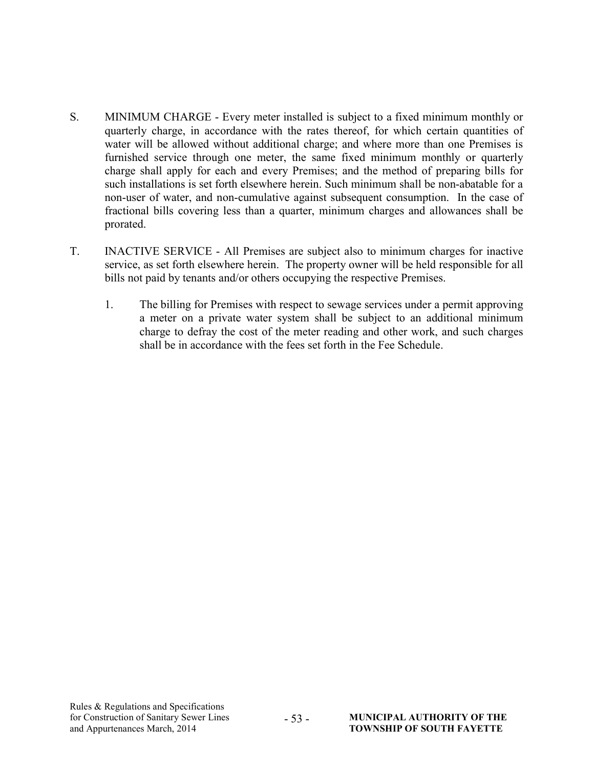S. MINIMUM CHARGE - Every meter installed is subject to a fixed minimum monthly or quarterly charge, in accordance with the rates thereof, for which certain quantities of water will be allowed without additional charge; and where more than one Premises is furnished service through one meter, the same fixed minimum monthly or quarterly charge shall apply for each and every Premises; and the method of preparing bills for such installations is set forth elsewhere herein. Such minimum shall be non-abatable for a non-user of water, and non-cumulative against subsequent consumption. In the case of fractional bills covering less than a quarter, minimum charges and allowances shall be prorated.

T. INACTIVE SERVICE - All Premises are subject also to minimum charges for inactive service, as set forth elsewhere herein. The property owner will be held responsible for all bills not paid by tenants and/or others occupying the respective Premises.

   1. The billing for Premises with respect to sewage services under a permit approving a meter on a private water system shall be subject to an additional minimum charge to defray the cost of the meter reading and other work, and such charges shall be in accordance with the fees set forth in the Fee Schedule.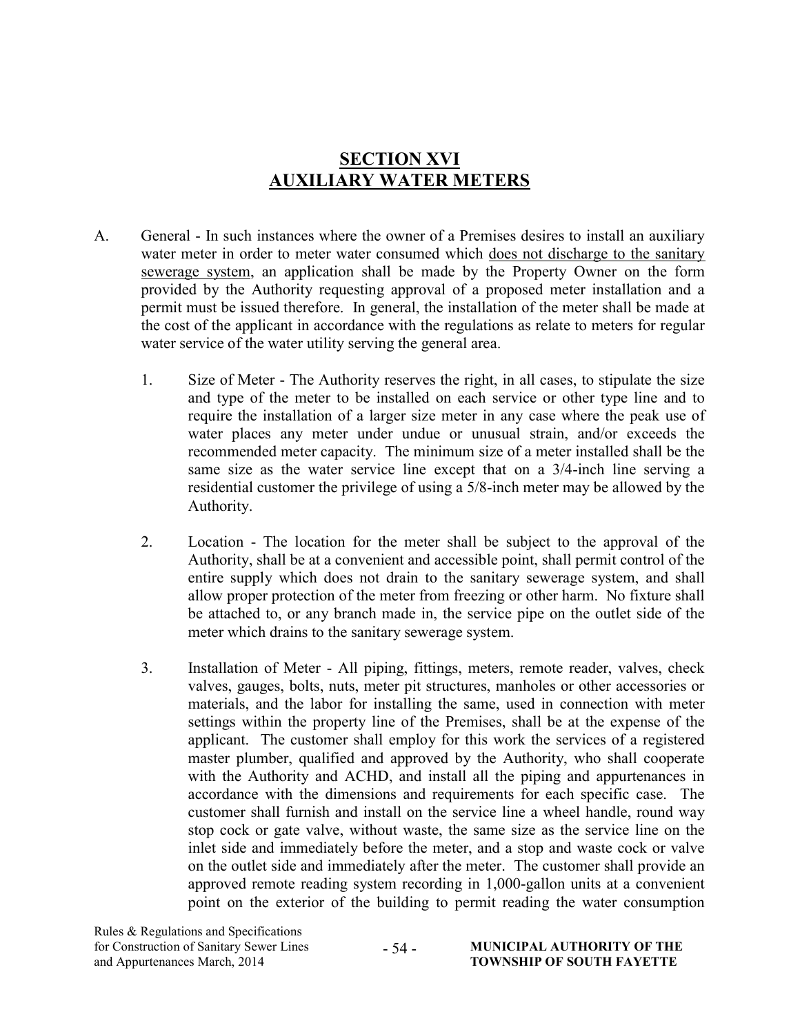# SECTION XVI
# AUXILIARY WATER METERS

A. General - In such instances where the owner of a Premises desires to install an auxiliary water meter in order to meter water consumed which does not discharge to the sanitary sewerage system, an application shall be made by the Property Owner on the form provided by the Authority requesting approval of a proposed meter installation and a permit must be issued therefore. In general, the installation of the meter shall be made at the cost of the applicant in accordance with the regulations as relate to meters for regular water service of the water utility serving the general area.

   1. Size of Meter - The Authority reserves the right, in all cases, to stipulate the size and type of the meter to be installed on each service or other type line and to require the installation of a larger size meter in any case where the peak use of water places any meter under undue or unusual strain, and/or exceeds the recommended meter capacity. The minimum size of a meter installed shall be the same size as the water service line except that on a 3/4-inch line serving a residential customer the privilege of using a 5/8-inch meter may be allowed by the Authority.

   2. Location - The location for the meter shall be subject to the approval of the Authority, shall be at a convenient and accessible point, shall permit control of the entire supply which does not drain to the sanitary sewerage system, and shall allow proper protection of the meter from freezing or other harm. No fixture shall be attached to, or any branch made in, the service pipe on the outlet side of the meter which drains to the sanitary sewerage system.

   3. Installation of Meter - All piping, fittings, meters, remote reader, valves, check valves, gauges, bolts, nuts, meter pit structures, manholes or other accessories or materials, and the labor for installing the same, used in connection with meter settings within the property line of the Premises, shall be at the expense of the applicant. The customer shall employ for this work the services of a registered master plumber, qualified and approved by the Authority, who shall cooperate with the Authority and ACHD, and install all the piping and appurtenances in accordance with the dimensions and requirements for each specific case. The customer shall furnish and install on the service line a wheel handle, round way stop cock or gate valve, without waste, the same size as the service line on the inlet side and immediately before the meter, and a stop and waste cock or valve on the outlet side and immediately after the meter. The customer shall provide an approved remote reading system recording in 1,000-gallon units at a convenient point on the exterior of the building to permit reading the water consumption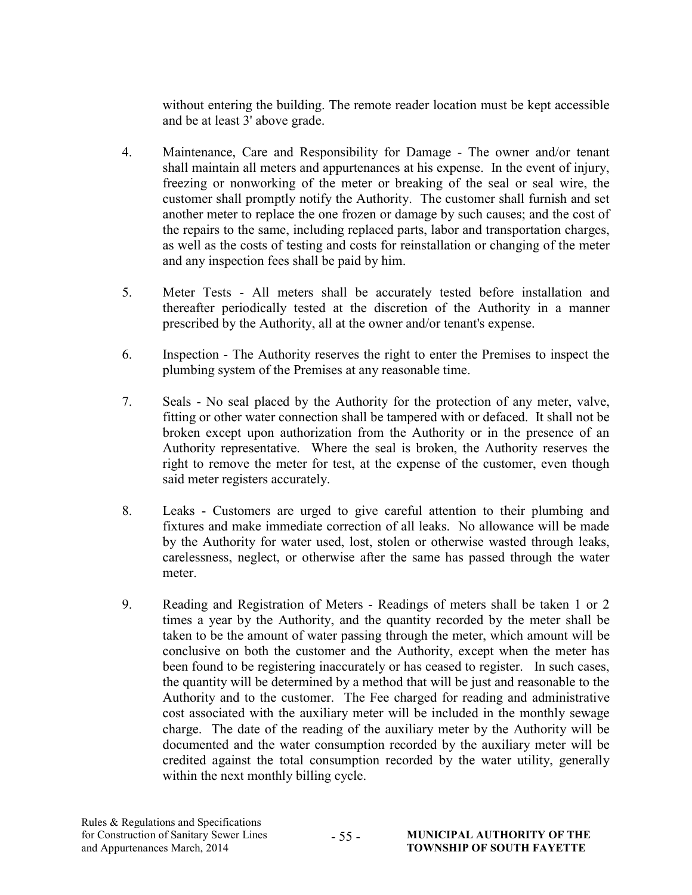without entering the building. The remote reader location must be kept accessible and be at least 3' above grade.

4. Maintenance, Care and Responsibility for Damage - The owner and/or tenant shall maintain all meters and appurtenances at his expense. In the event of injury, freezing or nonworking of the meter or breaking of the seal or seal wire, the customer shall promptly notify the Authority. The customer shall furnish and set another meter to replace the one frozen or damage by such causes; and the cost of the repairs to the same, including replaced parts, labor and transportation charges, as well as the costs of testing and costs for reinstallation or changing of the meter and any inspection fees shall be paid by him.

5. Meter Tests - All meters shall be accurately tested before installation and thereafter periodically tested at the discretion of the Authority in a manner prescribed by the Authority, all at the owner and/or tenant's expense.

6. Inspection - The Authority reserves the right to enter the Premises to inspect the plumbing system of the Premises at any reasonable time.

7. Seals - No seal placed by the Authority for the protection of any meter, valve, fitting or other water connection shall be tampered with or defaced. It shall not be broken except upon authorization from the Authority or in the presence of an Authority representative. Where the seal is broken, the Authority reserves the right to remove the meter for test, at the expense of the customer, even though said meter registers accurately.

8. Leaks - Customers are urged to give careful attention to their plumbing and fixtures and make immediate correction of all leaks. No allowance will be made by the Authority for water used, lost, stolen or otherwise wasted through leaks, carelessness, neglect, or otherwise after the same has passed through the water meter.

9. Reading and Registration of Meters - Readings of meters shall be taken 1 or 2 times a year by the Authority, and the quantity recorded by the meter shall be taken to be the amount of water passing through the meter, which amount will be conclusive on both the customer and the Authority, except when the meter has been found to be registering inaccurately or has ceased to register. In such cases, the quantity will be determined by a method that will be just and reasonable to the Authority and to the customer. The Fee charged for reading and administrative cost associated with the auxiliary meter will be included in the monthly sewage charge. The date of the reading of the auxiliary meter by the Authority will be documented and the water consumption recorded by the auxiliary meter will be credited against the total consumption recorded by the water utility, generally within the next monthly billing cycle.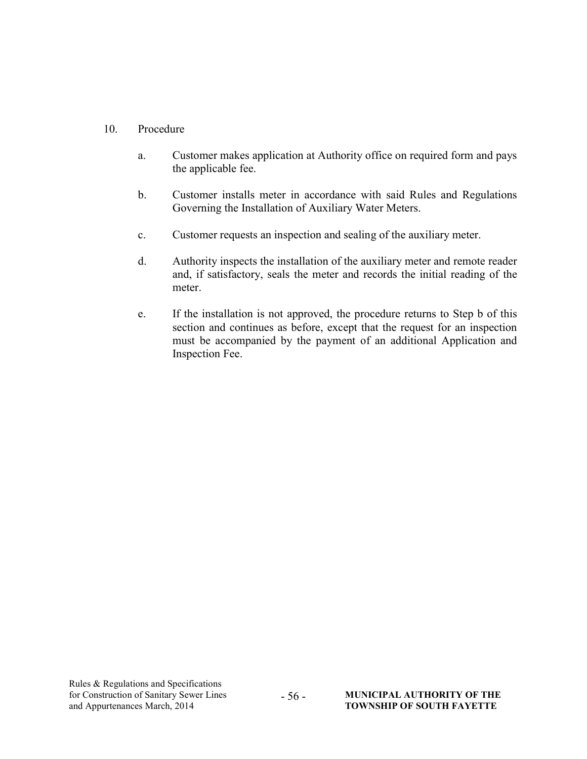10. Procedure

    a. Customer makes application at Authority office on required form and pays the applicable fee.

    b. Customer installs meter in accordance with said Rules and Regulations Governing the Installation of Auxiliary Water Meters.

    c. Customer requests an inspection and sealing of the auxiliary meter.

    d. Authority inspects the installation of the auxiliary meter and remote reader and, if satisfactory, seals the meter and records the initial reading of the meter.

    e. If the installation is not approved, the procedure returns to Step b of this section and continues as before, except that the request for an inspection must be accompanied by the payment of an additional Application and Inspection Fee.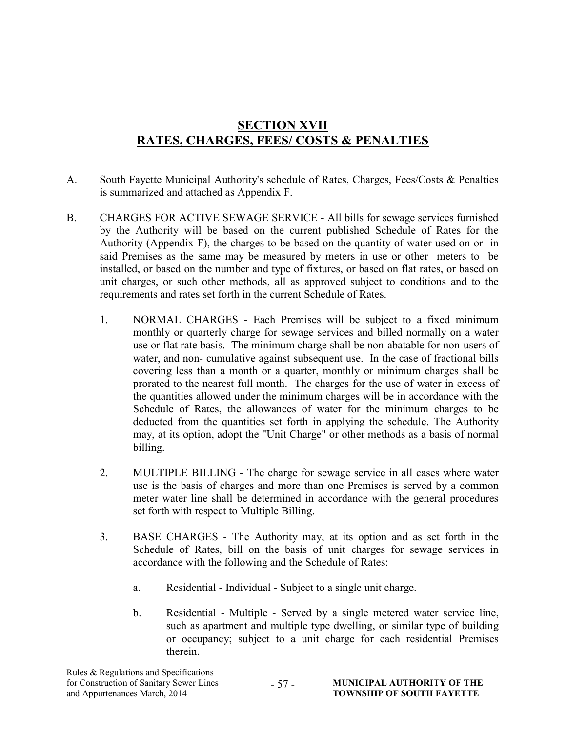# SECTION XVII
# RATES, CHARGES, FEES/ COSTS & PENALTIES

A. South Fayette Municipal Authority's schedule of Rates, Charges, Fees/Costs & Penalties is summarized and attached as Appendix F.

B. CHARGES FOR ACTIVE SEWAGE SERVICE - All bills for sewage services furnished by the Authority will be based on the current published Schedule of Rates for the Authority (Appendix F), the charges to be based on the quantity of water used on or in said Premises as the same may be measured by meters in use or other meters to be installed, or based on the number and type of fixtures, or based on flat rates, or based on unit charges, or such other methods, all as approved subject to conditions and to the requirements and rates set forth in the current Schedule of Rates.

   1. NORMAL CHARGES - Each Premises will be subject to a fixed minimum monthly or quarterly charge for sewage services and billed normally on a water use or flat rate basis. The minimum charge shall be non-abatable for non-users of water, and non- cumulative against subsequent use. In the case of fractional bills covering less than a month or a quarter, monthly or minimum charges shall be prorated to the nearest full month. The charges for the use of water in excess of the quantities allowed under the minimum charges will be in accordance with the Schedule of Rates, the allowances of water for the minimum charges to be deducted from the quantities set forth in applying the schedule. The Authority may, at its option, adopt the "Unit Charge" or other methods as a basis of normal billing.

   2. MULTIPLE BILLING - The charge for sewage service in all cases where water use is the basis of charges and more than one Premises is served by a common meter water line shall be determined in accordance with the general procedures set forth with respect to Multiple Billing.

   3. BASE CHARGES - The Authority may, at its option and as set forth in the Schedule of Rates, bill on the basis of unit charges for sewage services in accordance with the following and the Schedule of Rates:

      a. Residential - Individual - Subject to a single unit charge.

      b. Residential - Multiple - Served by a single metered water service line, such as apartment and multiple type dwelling, or similar type of building or occupancy; subject to a unit charge for each residential Premises therein.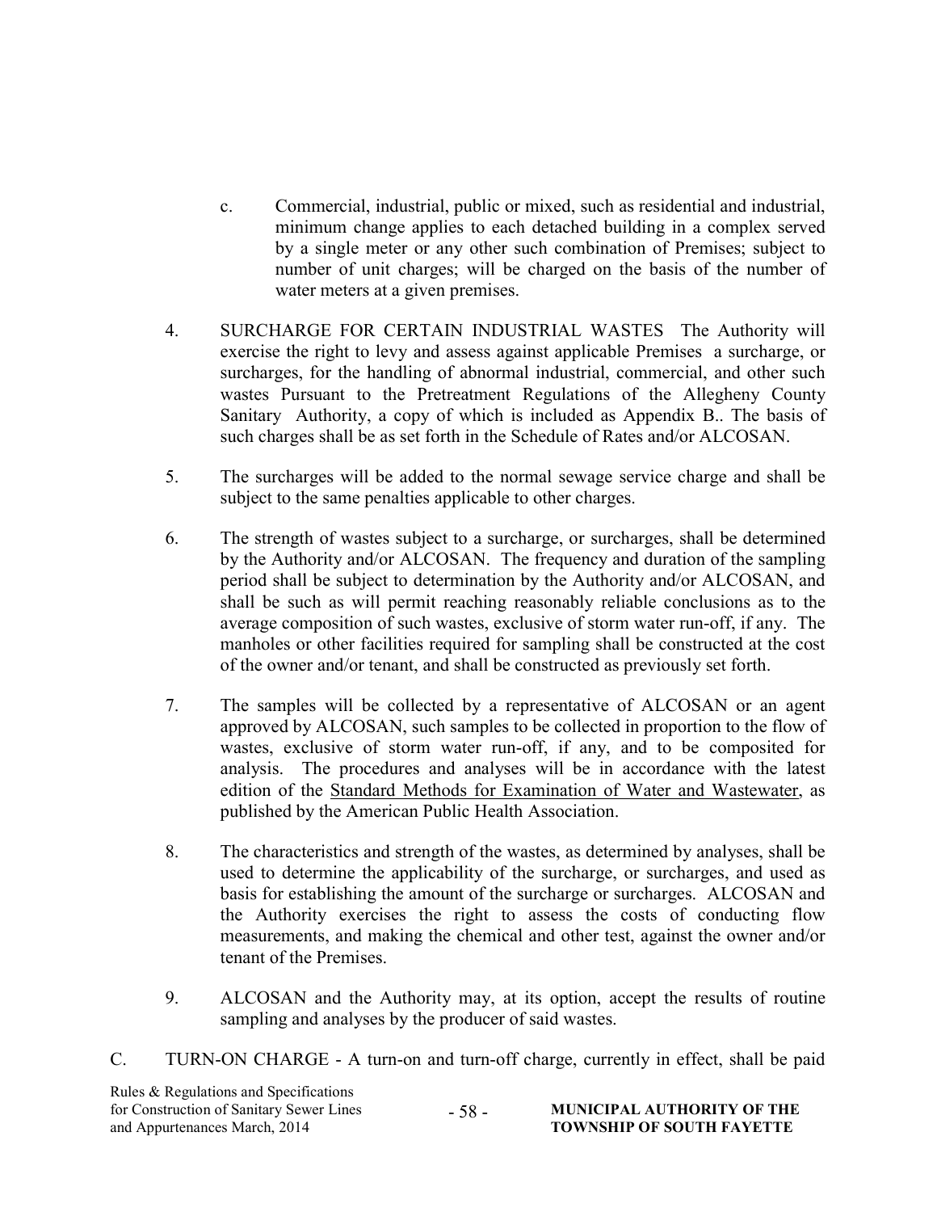c. Commercial, industrial, public or mixed, such as residential and industrial, minimum change applies to each detached building in a complex served by a single meter or any other such combination of Premises; subject to number of unit charges; will be charged on the basis of the number of water meters at a given premises.

4. SURCHARGE FOR CERTAIN INDUSTRIAL WASTES The Authority will exercise the right to levy and assess against applicable Premises a surcharge, or surcharges, for the handling of abnormal industrial, commercial, and other such wastes Pursuant to the Pretreatment Regulations of the Allegheny County Sanitary Authority, a copy of which is included as Appendix B.. The basis of such charges shall be as set forth in the Schedule of Rates and/or ALCOSAN.

5. The surcharges will be added to the normal sewage service charge and shall be subject to the same penalties applicable to other charges.

6. The strength of wastes subject to a surcharge, or surcharges, shall be determined by the Authority and/or ALCOSAN. The frequency and duration of the sampling period shall be subject to determination by the Authority and/or ALCOSAN, and shall be such as will permit reaching reasonably reliable conclusions as to the average composition of such wastes, exclusive of storm water run-off, if any. The manholes or other facilities required for sampling shall be constructed at the cost of the owner and/or tenant, and shall be constructed as previously set forth.

7. The samples will be collected by a representative of ALCOSAN or an agent approved by ALCOSAN, such samples to be collected in proportion to the flow of wastes, exclusive of storm water run-off, if any, and to be composited for analysis. The procedures and analyses will be in accordance with the latest edition of the Standard Methods for Examination of Water and Wastewater, as published by the American Public Health Association.

8. The characteristics and strength of the wastes, as determined by analyses, shall be used to determine the applicability of the surcharge, or surcharges, and used as basis for establishing the amount of the surcharge or surcharges. ALCOSAN and the Authority exercises the right to assess the costs of conducting flow measurements, and making the chemical and other test, against the owner and/or tenant of the Premises.

9. ALCOSAN and the Authority may, at its option, accept the results of routine sampling and analyses by the producer of said wastes.

C. TURN-ON CHARGE - A turn-on and turn-off charge, currently in effect, shall be paid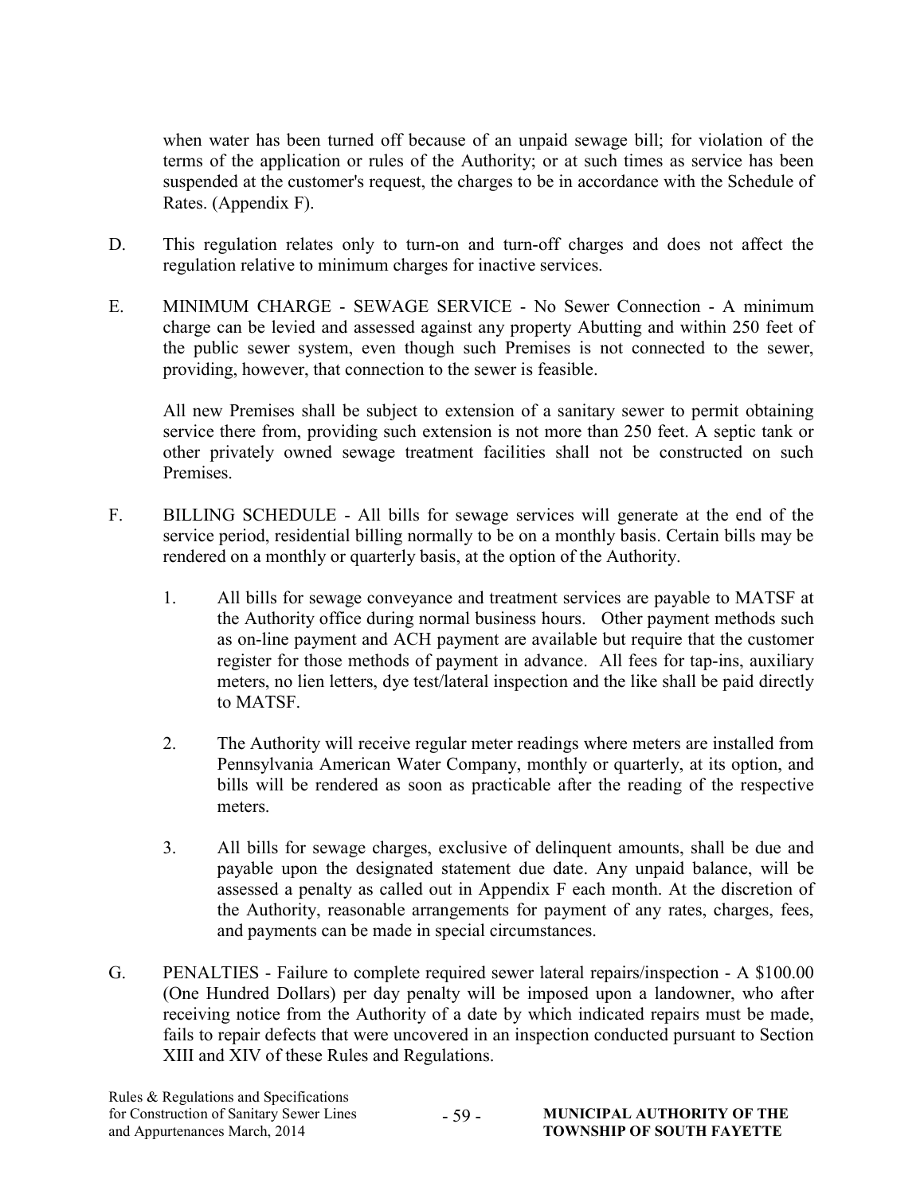when water has been turned off because of an unpaid sewage bill; for violation of the terms of the application or rules of the Authority; or at such times as service has been suspended at the customer's request, the charges to be in accordance with the Schedule of Rates. (Appendix F).

D. This regulation relates only to turn-on and turn-off charges and does not affect the regulation relative to minimum charges for inactive services.

E. MINIMUM CHARGE - SEWAGE SERVICE - No Sewer Connection - A minimum charge can be levied and assessed against any property Abutting and within 250 feet of the public sewer system, even though such Premises is not connected to the sewer, providing, however, that connection to the sewer is feasible.

   All new Premises shall be subject to extension of a sanitary sewer to permit obtaining service there from, providing such extension is not more than 250 feet. A septic tank or other privately owned sewage treatment facilities shall not be constructed on such Premises.

F. BILLING SCHEDULE - All bills for sewage services will generate at the end of the service period, residential billing normally to be on a monthly basis. Certain bills may be rendered on a monthly or quarterly basis, at the option of the Authority.

   1. All bills for sewage conveyance and treatment services are payable to MATSF at the Authority office during normal business hours. Other payment methods such as on-line payment and ACH payment are available but require that the customer register for those methods of payment in advance. All fees for tap-ins, auxiliary meters, no lien letters, dye test/lateral inspection and the like shall be paid directly to MATSF.

   2. The Authority will receive regular meter readings where meters are installed from Pennsylvania American Water Company, monthly or quarterly, at its option, and bills will be rendered as soon as practicable after the reading of the respective meters.

   3. All bills for sewage charges, exclusive of delinquent amounts, shall be due and payable upon the designated statement due date. Any unpaid balance, will be assessed a penalty as called out in Appendix F each month. At the discretion of the Authority, reasonable arrangements for payment of any rates, charges, fees, and payments can be made in special circumstances.

G. PENALTIES - Failure to complete required sewer lateral repairs/inspection - A $100.00 (One Hundred Dollars) per day penalty will be imposed upon a landowner, who after receiving notice from the Authority of a date by which indicated repairs must be made, fails to repair defects that were uncovered in an inspection conducted pursuant to Section XIII and XIV of these Rules and Regulations.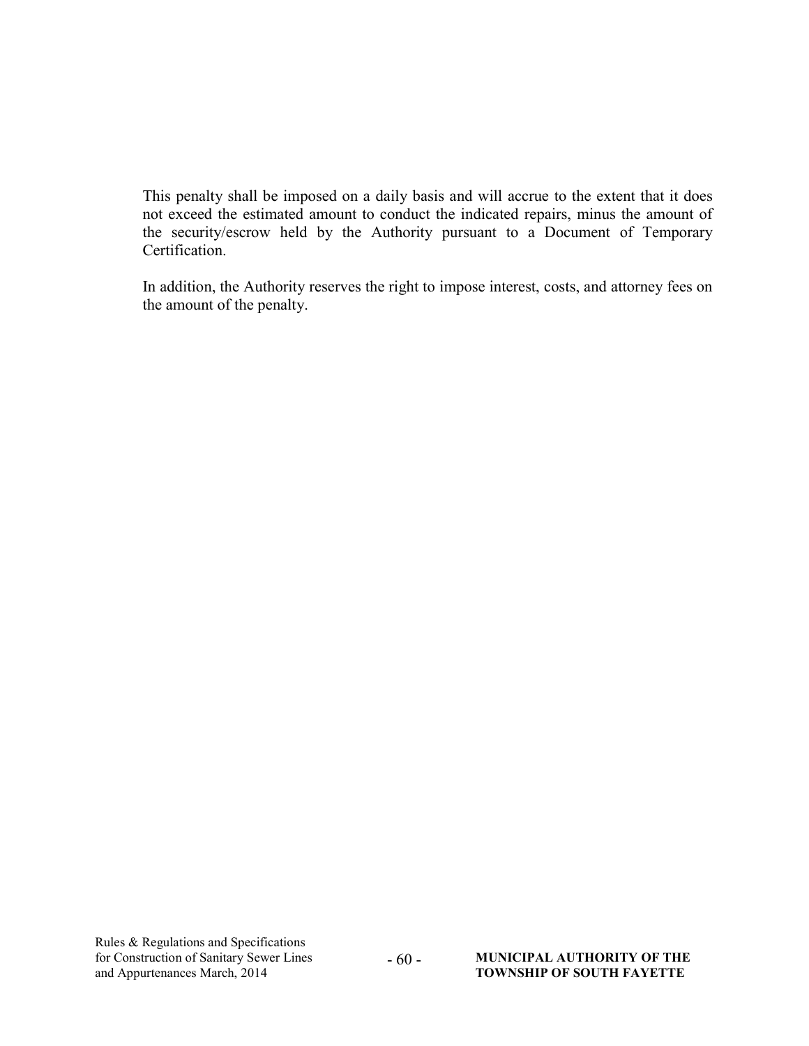This penalty shall be imposed on a daily basis and will accrue to the extent that it does not exceed the estimated amount to conduct the indicated repairs, minus the amount of the security/escrow held by the Authority pursuant to a Document of Temporary Certification.

In addition, the Authority reserves the right to impose interest, costs, and attorney fees on the amount of the penalty.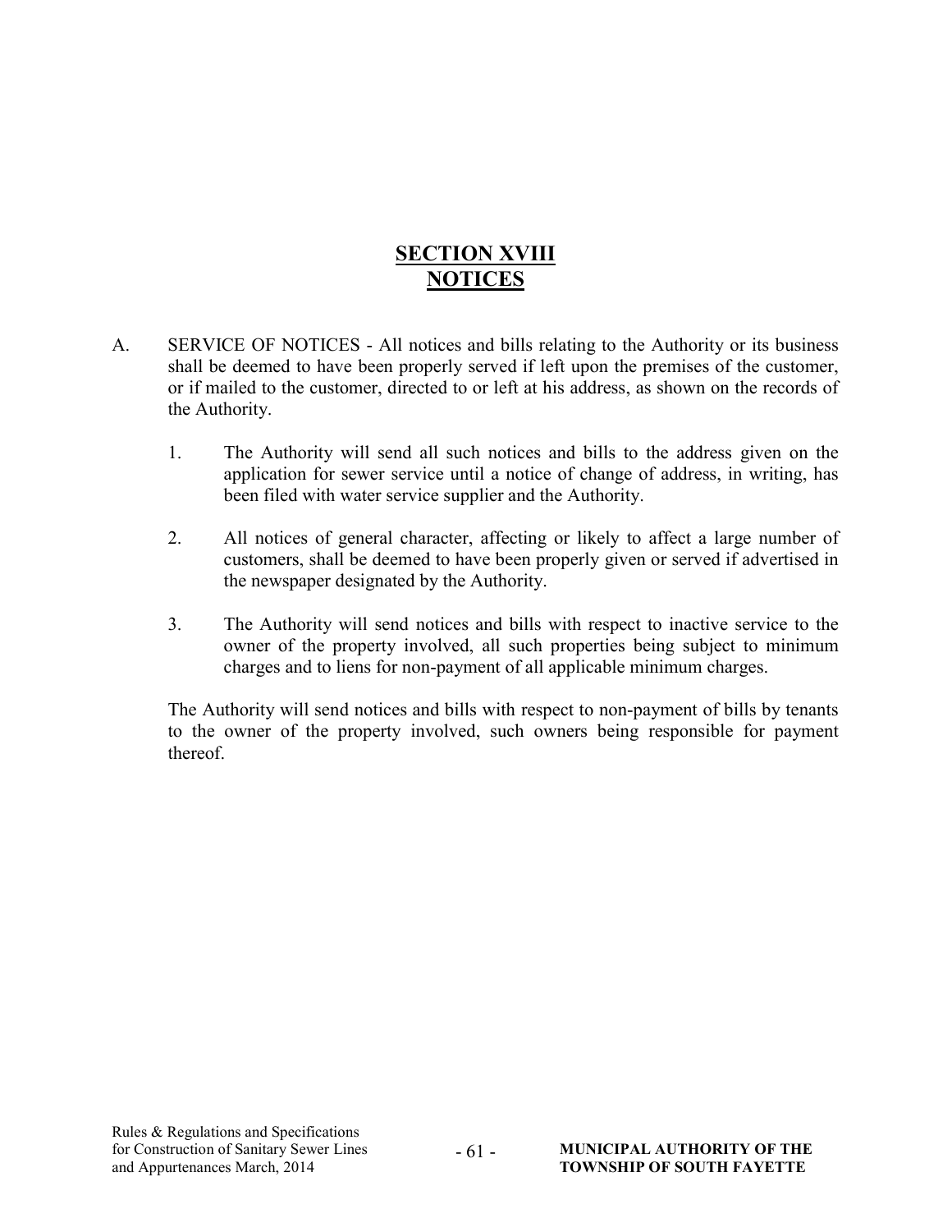# SECTION XVIII
# NOTICES

A. SERVICE OF NOTICES - All notices and bills relating to the Authority or its business shall be deemed to have been properly served if left upon the premises of the customer, or if mailed to the customer, directed to or left at his address, as shown on the records of the Authority.

   1. The Authority will send all such notices and bills to the address given on the application for sewer service until a notice of change of address, in writing, has been filed with water service supplier and the Authority.

   2. All notices of general character, affecting or likely to affect a large number of customers, shall be deemed to have been properly given or served if advertised in the newspaper designated by the Authority.

   3. The Authority will send notices and bills with respect to inactive service to the owner of the property involved, all such properties being subject to minimum charges and to liens for non-payment of all applicable minimum charges.

   The Authority will send notices and bills with respect to non-payment of bills by tenants to the owner of the property involved, such owners being responsible for payment thereof.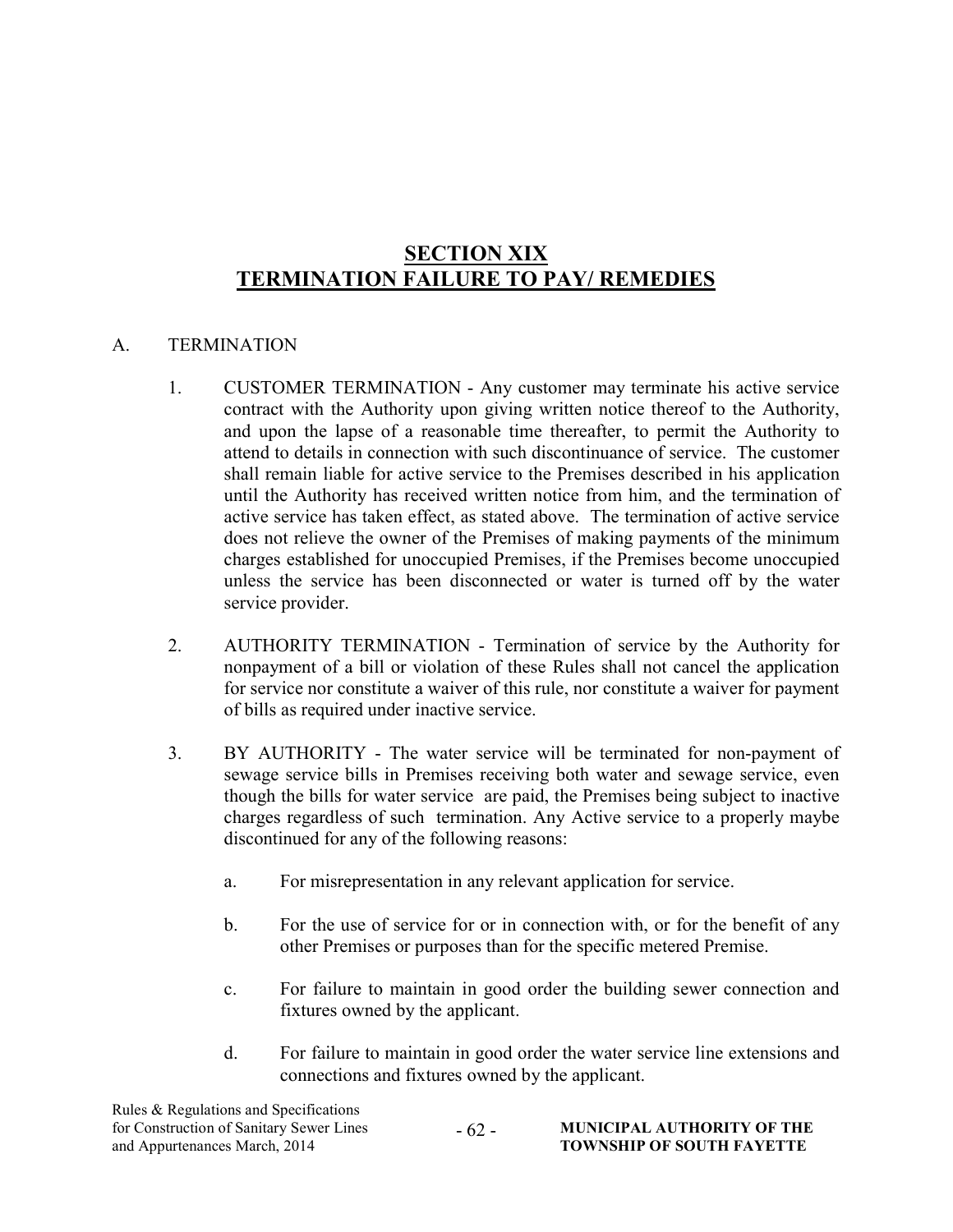# SECTION XIX
# TERMINATION FAILURE TO PAY/ REMEDIES

A. TERMINATION

1. CUSTOMER TERMINATION - Any customer may terminate his active service contract with the Authority upon giving written notice thereof to the Authority, and upon the lapse of a reasonable time thereafter, to permit the Authority to attend to details in connection with such discontinuance of service. The customer shall remain liable for active service to the Premises described in his application until the Authority has received written notice from him, and the termination of active service has taken effect, as stated above. The termination of active service does not relieve the owner of the Premises of making payments of the minimum charges established for unoccupied Premises, if the Premises become unoccupied unless the service has been disconnected or water is turned off by the water service provider.

2. AUTHORITY TERMINATION - Termination of service by the Authority for nonpayment of a bill or violation of these Rules shall not cancel the application for service nor constitute a waiver of this rule, nor constitute a waiver for payment of bills as required under inactive service.

3. BY AUTHORITY - The water service will be terminated for non-payment of sewage service bills in Premises receiving both water and sewage service, even though the bills for water service are paid, the Premises being subject to inactive charges regardless of such termination. Any Active service to a properly maybe discontinued for any of the following reasons:

   a. For misrepresentation in any relevant application for service.

   b. For the use of service for or in connection with, or for the benefit of any other Premises or purposes than for the specific metered Premise.

   c. For failure to maintain in good order the building sewer connection and fixtures owned by the applicant.

   d. For failure to maintain in good order the water service line extensions and connections and fixtures owned by the applicant.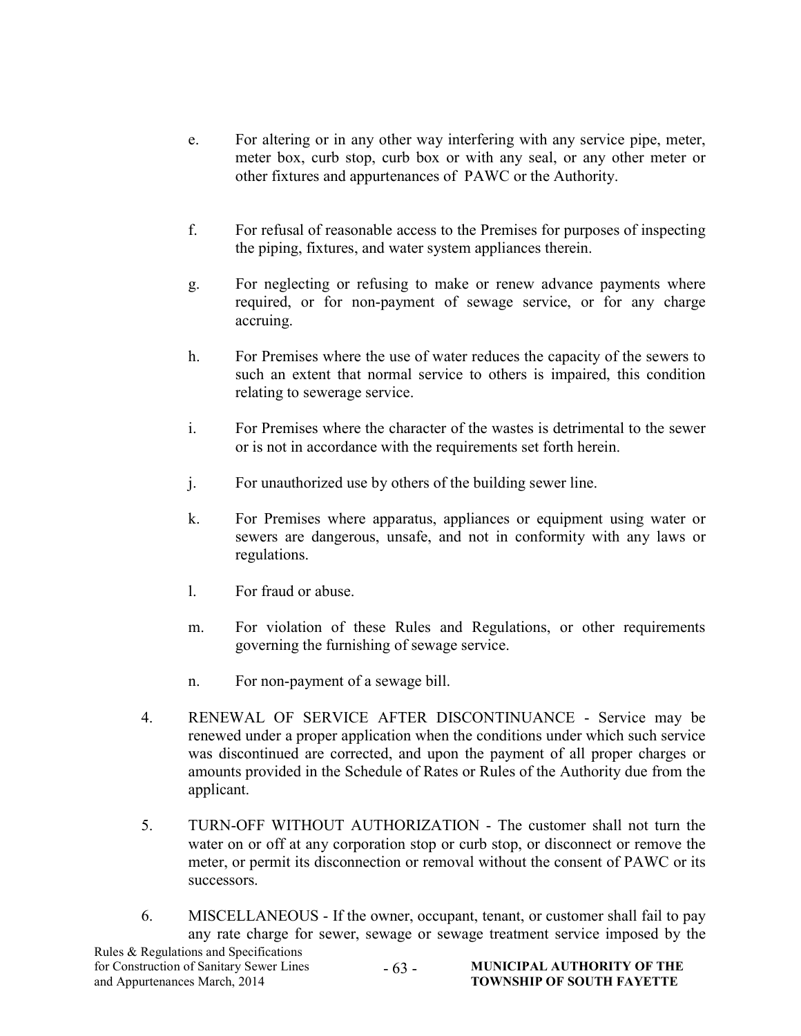e. For altering or in any other way interfering with any service pipe, meter, meter box, curb stop, curb box or with any seal, or any other meter or other fixtures and appurtenances of PAWC or the Authority.

f. For refusal of reasonable access to the Premises for purposes of inspecting the piping, fixtures, and water system appliances therein.

g. For neglecting or refusing to make or renew advance payments where required, or for non-payment of sewage service, or for any charge accruing.

h. For Premises where the use of water reduces the capacity of the sewers to such an extent that normal service to others is impaired, this condition relating to sewerage service.

i. For Premises where the character of the wastes is detrimental to the sewer or is not in accordance with the requirements set forth herein.

j. For unauthorized use by others of the building sewer line.

k. For Premises where apparatus, appliances or equipment using water or sewers are dangerous, unsafe, and not in conformity with any laws or regulations.

l. For fraud or abuse.

m. For violation of these Rules and Regulations, or other requirements governing the furnishing of sewage service.

n. For non-payment of a sewage bill.

4. RENEWAL OF SERVICE AFTER DISCONTINUANCE - Service may be renewed under a proper application when the conditions under which such service was discontinued are corrected, and upon the payment of all proper charges or amounts provided in the Schedule of Rates or Rules of the Authority due from the applicant.

5. TURN-OFF WITHOUT AUTHORIZATION - The customer shall not turn the water on or off at any corporation stop or curb stop, or disconnect or remove the meter, or permit its disconnection or removal without the consent of PAWC or its successors.

6. MISCELLANEOUS - If the owner, occupant, tenant, or customer shall fail to pay any rate charge for sewer, sewage or sewage treatment service imposed by the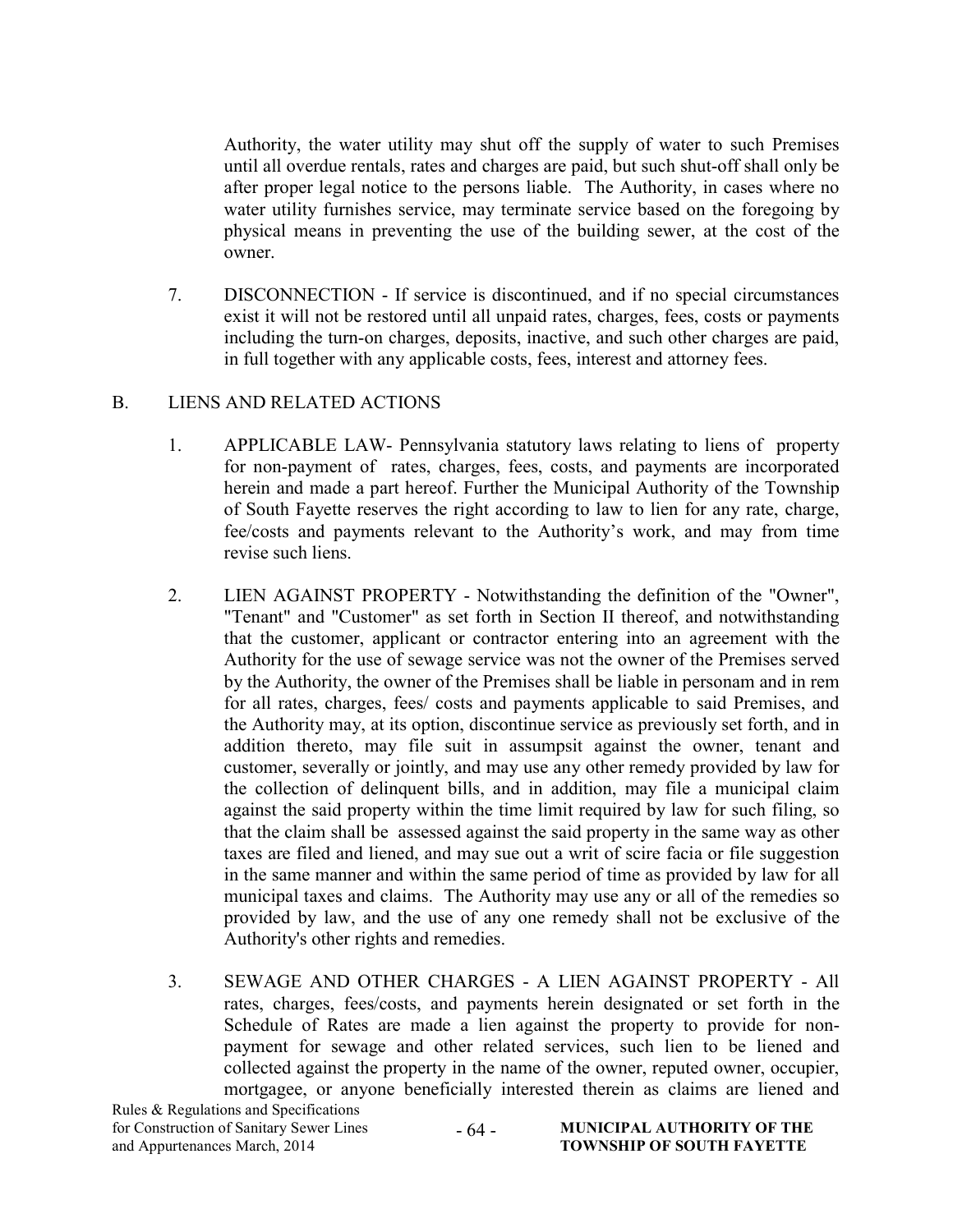Authority, the water utility may shut off the supply of water to such Premises until all overdue rentals, rates and charges are paid, but such shut-off shall only be after proper legal notice to the persons liable. The Authority, in cases where no water utility furnishes service, may terminate service based on the foregoing by physical means in preventing the use of the building sewer, at the cost of the owner.

7. DISCONNECTION - If service is discontinued, and if no special circumstances exist it will not be restored until all unpaid rates, charges, fees, costs or payments including the turn-on charges, deposits, inactive, and such other charges are paid, in full together with any applicable costs, fees, interest and attorney fees.

B. LIENS AND RELATED ACTIONS

1. APPLICABLE LAW- Pennsylvania statutory laws relating to liens of property for non-payment of rates, charges, fees, costs, and payments are incorporated herein and made a part hereof. Further the Municipal Authority of the Township of South Fayette reserves the right according to law to lien for any rate, charge, fee/costs and payments relevant to the Authority's work, and may from time revise such liens.

2. LIEN AGAINST PROPERTY - Notwithstanding the definition of the "Owner", "Tenant" and "Customer" as set forth in Section II thereof, and notwithstanding that the customer, applicant or contractor entering into an agreement with the Authority for the use of sewage service was not the owner of the Premises served by the Authority, the owner of the Premises shall be liable in personam and in rem for all rates, charges, fees/ costs and payments applicable to said Premises, and the Authority may, at its option, discontinue service as previously set forth, and in addition thereto, may file suit in assumpsit against the owner, tenant and customer, severally or jointly, and may use any other remedy provided by law for the collection of delinquent bills, and in addition, may file a municipal claim against the said property within the time limit required by law for such filing, so that the claim shall be assessed against the said property in the same way as other taxes are filed and liened, and may sue out a writ of scire facia or file suggestion in the same manner and within the same period of time as provided by law for all municipal taxes and claims. The Authority may use any or all of the remedies so provided by law, and the use of any one remedy shall not be exclusive of the Authority's other rights and remedies.

3. SEWAGE AND OTHER CHARGES - A LIEN AGAINST PROPERTY - All rates, charges, fees/costs, and payments herein designated or set forth in the Schedule of Rates are made a lien against the property to provide for non-payment for sewage and other related services, such lien to be liened and collected against the property in the name of the owner, reputed owner, occupier, mortgagee, or anyone beneficially interested therein as claims are liened and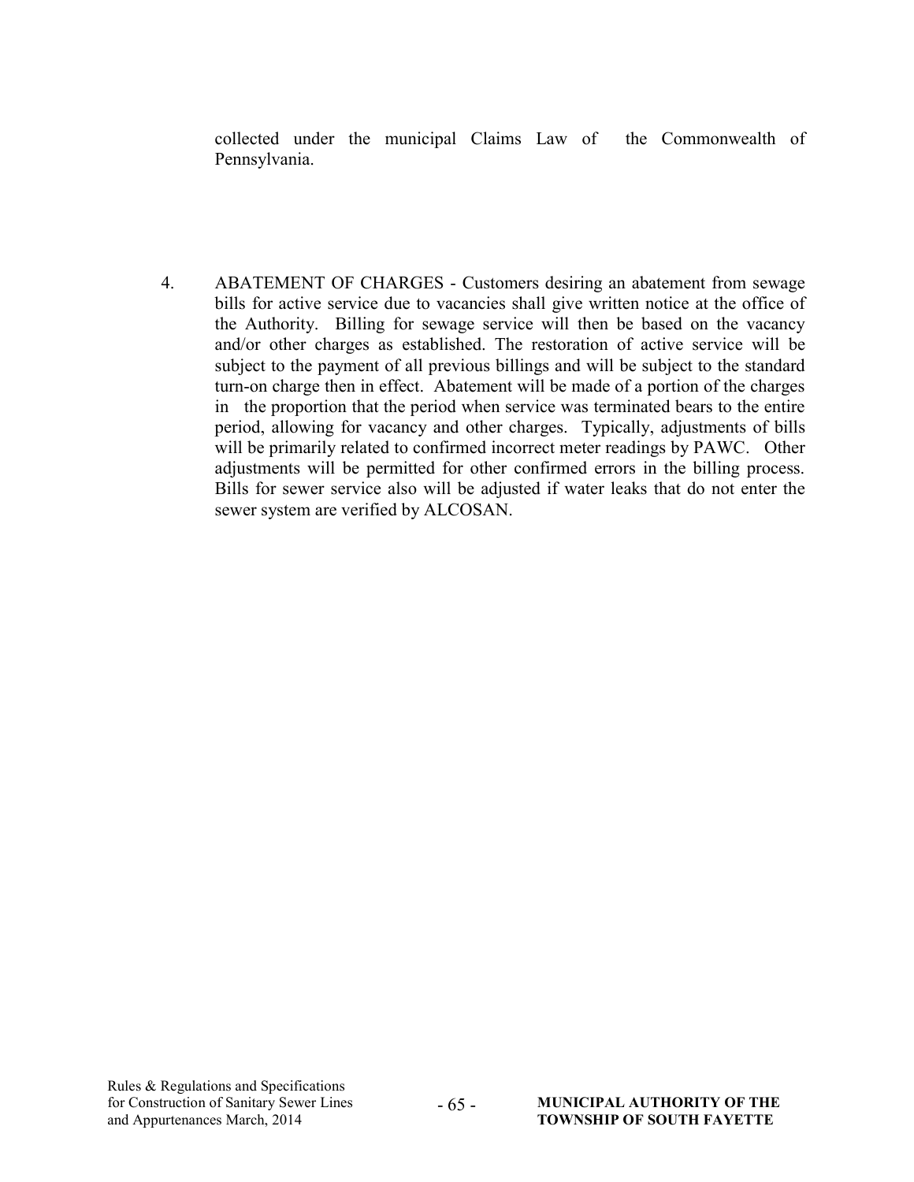collected under the municipal Claims Law of the Commonwealth of Pennsylvania.

4. ABATEMENT OF CHARGES - Customers desiring an abatement from sewage bills for active service due to vacancies shall give written notice at the office of the Authority. Billing for sewage service will then be based on the vacancy and/or other charges as established. The restoration of active service will be subject to the payment of all previous billings and will be subject to the standard turn-on charge then in effect. Abatement will be made of a portion of the charges in the proportion that the period when service was terminated bears to the entire period, allowing for vacancy and other charges. Typically, adjustments of bills will be primarily related to confirmed incorrect meter readings by PAWC. Other adjustments will be permitted for other confirmed errors in the billing process. Bills for sewer service also will be adjusted if water leaks that do not enter the sewer system are verified by ALCOSAN.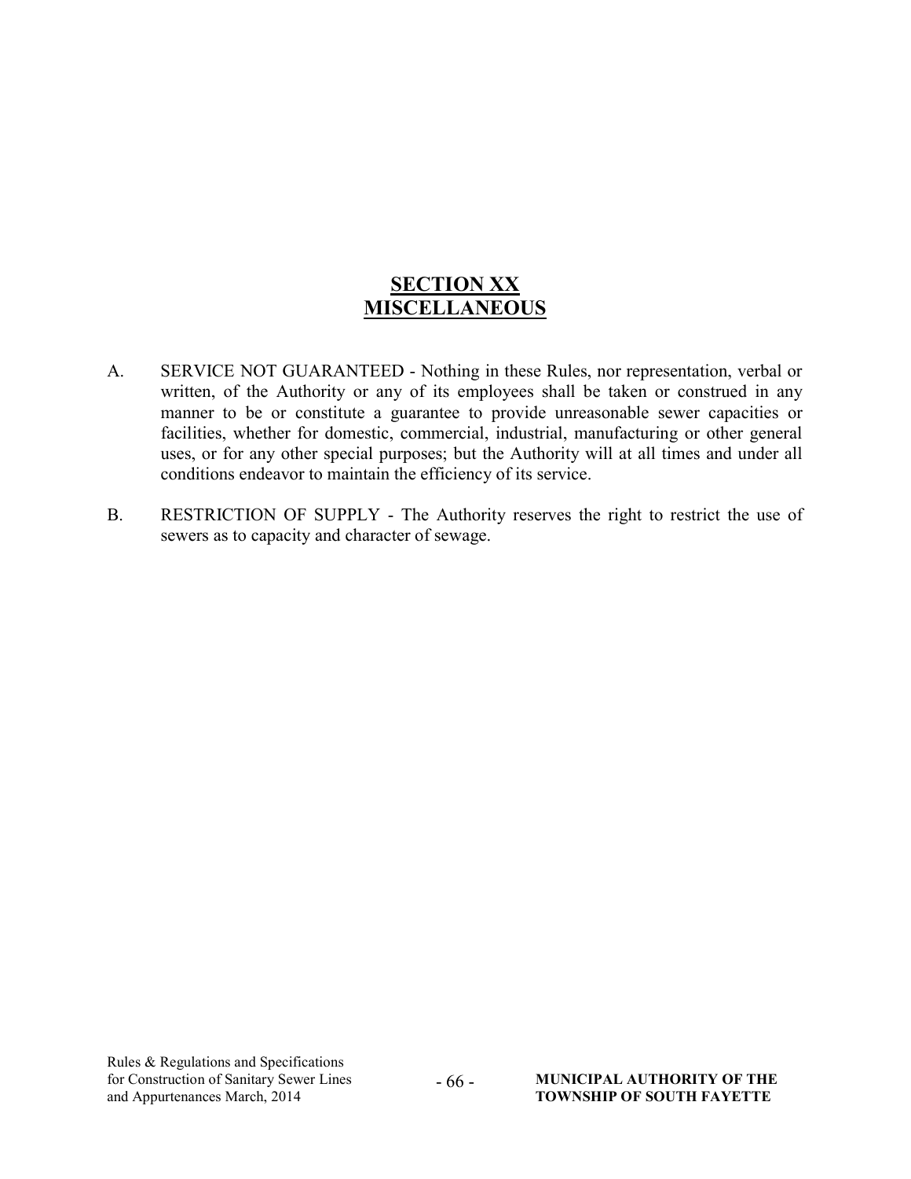## SECTION XX MISCELLANEOUS

A. SERVICE NOT GUARANTEED - Nothing in these Rules, nor representation, verbal or written, of the Authority or any of its employees shall be taken or construed in any manner to be or constitute a guarantee to provide unreasonable sewer capacities or facilities, whether for domestic, commercial, industrial, manufacturing or other general uses, or for any other special purposes; but the Authority will at all times and under all conditions endeavor to maintain the efficiency of its service.

B. RESTRICTION OF SUPPLY - The Authority reserves the right to restrict the use of sewers as to capacity and character of sewage.